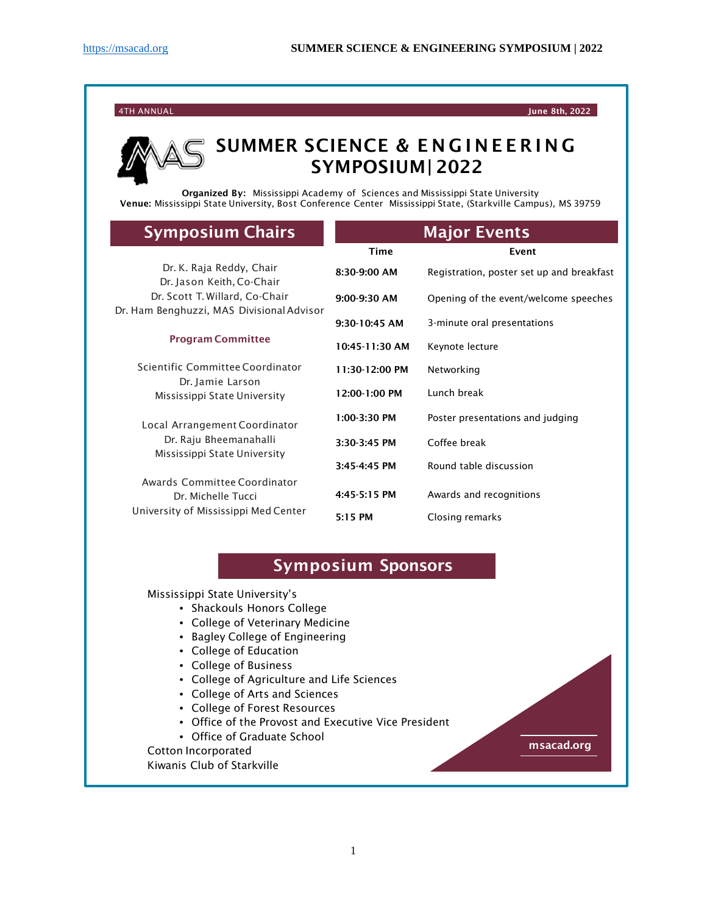4TH ANNUAL

June 8th, 2022

# SUMMER SCIENCE & ENGINEERING SYMPOSIUM| 2022

**Organized By:** Mississippi Academy of Sciences and Mississippi State University
**Venue:** Mississippi State University, Bost Conference Center Mississippi State, (Starkville Campus), MS 39759

## Symposium Chairs

Dr. K. Raja Reddy, Chair
Dr. Jason Keith, Co-Chair
Dr. Scott T. Willard, Co-Chair
Dr. Ham Benghuzzi, MAS Divisional Advisor

**Program Committee**

Scientific Committee Coordinator
Dr. Jamie Larson
Mississippi State University

Local Arrangement Coordinator
Dr. Raju Bheemanahalli
Mississippi State University

Awards Committee Coordinator
Dr. Michelle Tucci
University of Mississippi Med Center

## Major Events

| Time | Event |
|---|---|
| 8:30-9:00 AM | Registration, poster set up and breakfast |
| 9:00-9:30 AM | Opening of the event/welcome speeches |
| 9:30-10:45 AM | 3-minute oral presentations |
| 10:45-11:30 AM | Keynote lecture |
| 11:30-12:00 PM | Networking |
| 12:00-1:00 PM | Lunch break |
| 1:00-3:30 PM | Poster presentations and judging |
| 3:30-3:45 PM | Coffee break |
| 3:45-4:45 PM | Round table discussion |
| 4:45-5:15 PM | Awards and recognitions |
| 5:15 PM | Closing remarks |

## Symposium Sponsors

Mississippi State University's
- Shackouls Honors College
- College of Veterinary Medicine
- Bagley College of Engineering
- College of Education
- College of Business
- College of Agriculture and Life Sciences
- College of Arts and Sciences
- College of Forest Resources
- Office of the Provost and Executive Vice President
- Office of Graduate School

Cotton Incorporated
Kiwanis Club of Starkville

msacad.org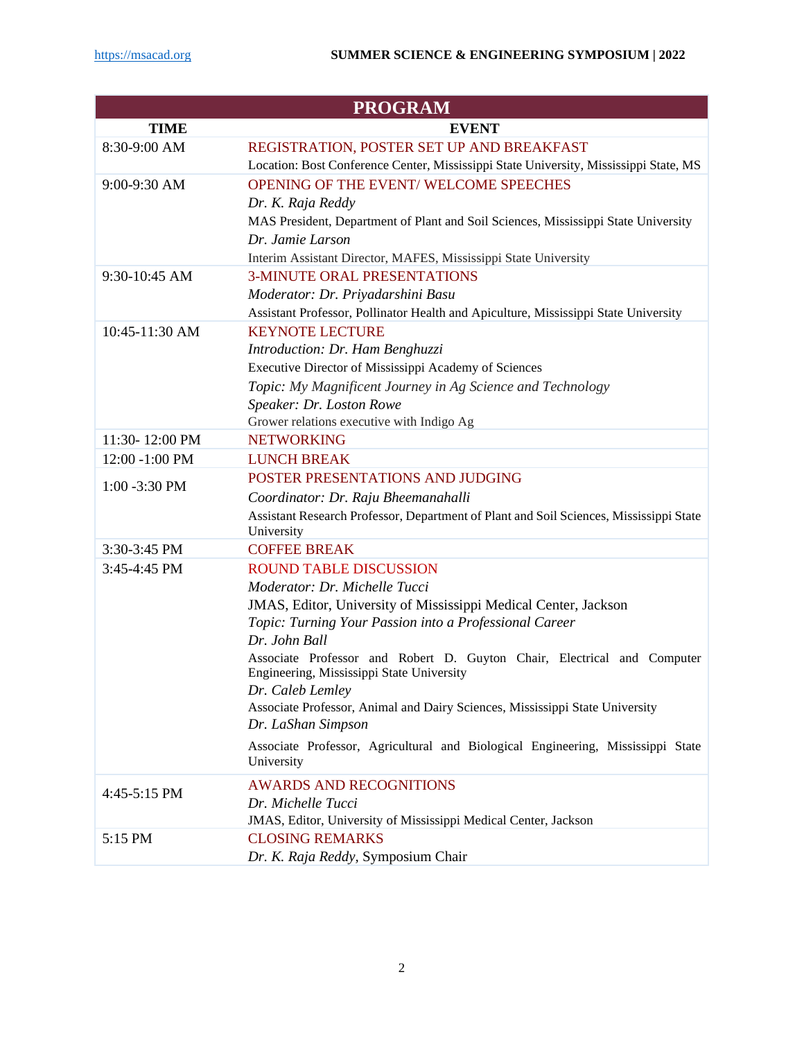## PROGRAM

| TIME | EVENT |
|---|---|
| 8:30-9:00 AM | REGISTRATION, POSTER SET UP AND BREAKFAST<br>Location: Bost Conference Center, Mississippi State University, Mississippi State, MS |
| 9:00-9:30 AM | OPENING OF THE EVENT/ WELCOME SPEECHES<br>*Dr. K. Raja Reddy*<br>MAS President, Department of Plant and Soil Sciences, Mississippi State University<br>*Dr. Jamie Larson*<br>Interim Assistant Director, MAFES, Mississippi State University |
| 9:30-10:45 AM | 3-MINUTE ORAL PRESENTATIONS<br>*Moderator: Dr. Priyadarshini Basu*<br>Assistant Professor, Pollinator Health and Apiculture, Mississippi State University |
| 10:45-11:30 AM | KEYNOTE LECTURE<br>*Introduction: Dr. Ham Benghuzzi*<br>Executive Director of Mississippi Academy of Sciences<br>*Topic: My Magnificent Journey in Ag Science and Technology*<br>*Speaker: Dr. Loston Rowe*<br>Grower relations executive with Indigo Ag |
| 11:30- 12:00 PM | NETWORKING |
| 12:00 -1:00 PM | LUNCH BREAK |
| 1:00 -3:30 PM | POSTER PRESENTATIONS AND JUDGING<br>*Coordinator: Dr. Raju Bheemanahalli*<br>Assistant Research Professor, Department of Plant and Soil Sciences, Mississippi State University |
| 3:30-3:45 PM | COFFEE BREAK |
| 3:45-4:45 PM | ROUND TABLE DISCUSSION<br>*Moderator: Dr. Michelle Tucci*<br>JMAS, Editor, University of Mississippi Medical Center, Jackson<br>*Topic: Turning Your Passion into a Professional Career*<br>*Dr. John Ball*<br>Associate Professor and Robert D. Guyton Chair, Electrical and Computer Engineering, Mississippi State University<br>*Dr. Caleb Lemley*<br>Associate Professor, Animal and Dairy Sciences, Mississippi State University<br>*Dr. LaShan Simpson*<br>Associate Professor, Agricultural and Biological Engineering, Mississippi State University |
| 4:45-5:15 PM | AWARDS AND RECOGNITIONS<br>*Dr. Michelle Tucci*<br>JMAS, Editor, University of Mississippi Medical Center, Jackson |
| 5:15 PM | CLOSING REMARKS<br>*Dr. K. Raja Reddy*, Symposium Chair |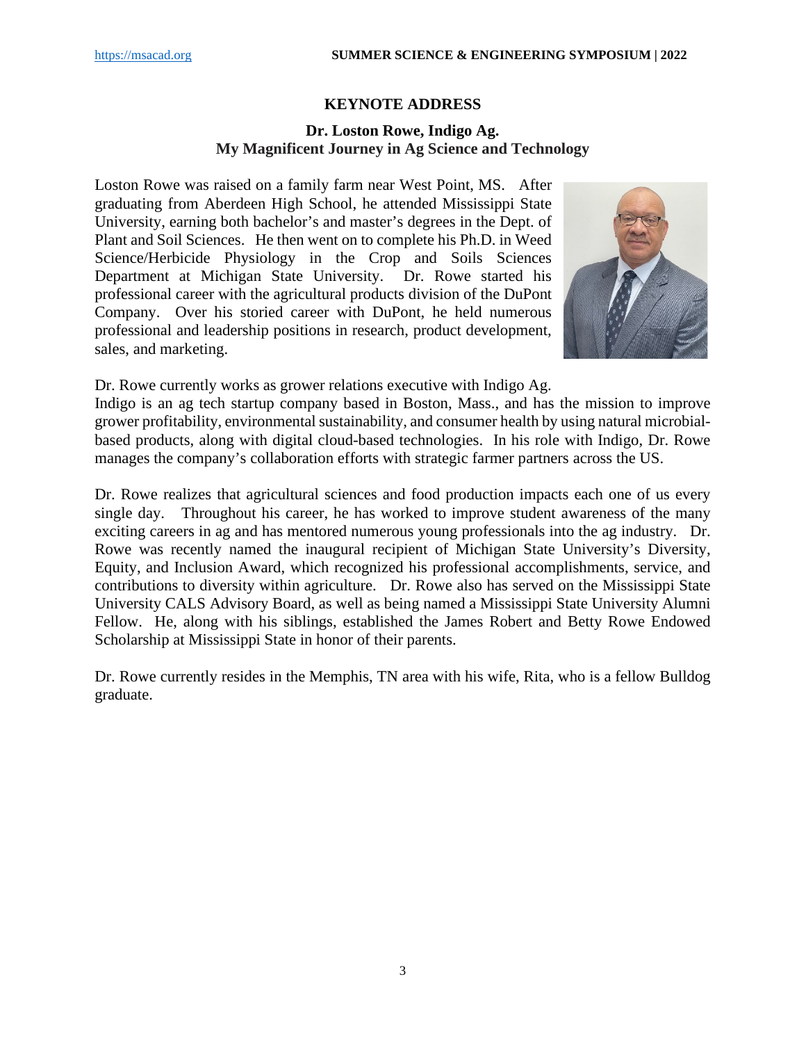## KEYNOTE ADDRESS

### Dr. Loston Rowe, Indigo Ag.
### My Magnificent Journey in Ag Science and Technology

Loston Rowe was raised on a family farm near West Point, MS. After graduating from Aberdeen High School, he attended Mississippi State University, earning both bachelor's and master's degrees in the Dept. of Plant and Soil Sciences. He then went on to complete his Ph.D. in Weed Science/Herbicide Physiology in the Crop and Soils Sciences Department at Michigan State University. Dr. Rowe started his professional career with the agricultural products division of the DuPont Company. Over his storied career with DuPont, he held numerous professional and leadership positions in research, product development, sales, and marketing.

Dr. Rowe currently works as grower relations executive with Indigo Ag. Indigo is an ag tech startup company based in Boston, Mass., and has the mission to improve grower profitability, environmental sustainability, and consumer health by using natural microbial-based products, along with digital cloud-based technologies. In his role with Indigo, Dr. Rowe manages the company's collaboration efforts with strategic farmer partners across the US.

Dr. Rowe realizes that agricultural sciences and food production impacts each one of us every single day. Throughout his career, he has worked to improve student awareness of the many exciting careers in ag and has mentored numerous young professionals into the ag industry. Dr. Rowe was recently named the inaugural recipient of Michigan State University's Diversity, Equity, and Inclusion Award, which recognized his professional accomplishments, service, and contributions to diversity within agriculture. Dr. Rowe also has served on the Mississippi State University CALS Advisory Board, as well as being named a Mississippi State University Alumni Fellow. He, along with his siblings, established the James Robert and Betty Rowe Endowed Scholarship at Mississippi State in honor of their parents.

Dr. Rowe currently resides in the Memphis, TN area with his wife, Rita, who is a fellow Bulldog graduate.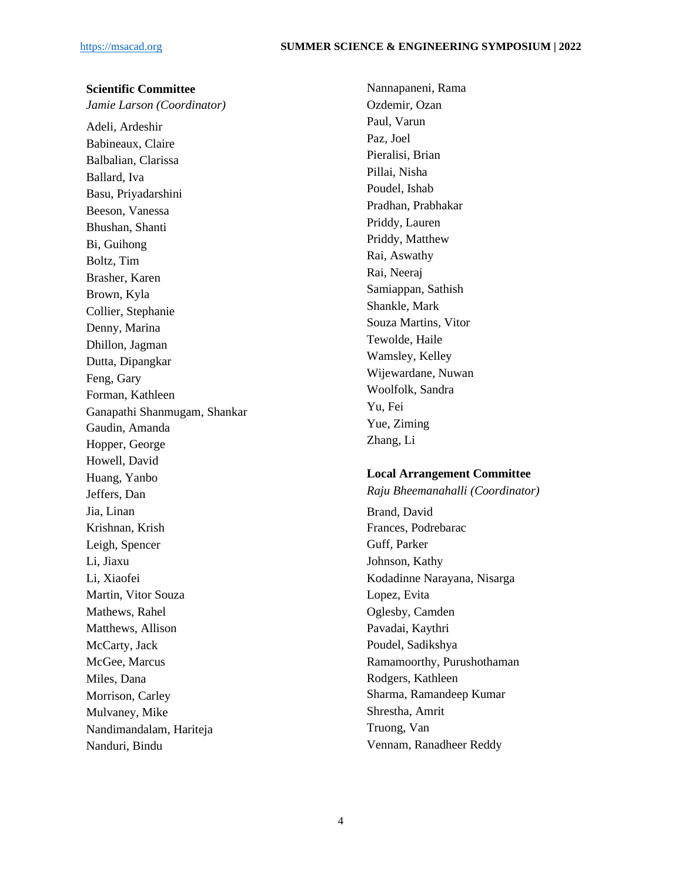**Scientific Committee**

*Jamie Larson (Coordinator)*

Adeli, Ardeshir
Babineaux, Claire
Balbalian, Clarissa
Ballard, Iva
Basu, Priyadarshini
Beeson, Vanessa
Bhushan, Shanti
Bi, Guihong
Boltz, Tim
Brasher, Karen
Brown, Kyla
Collier, Stephanie
Denny, Marina
Dhillon, Jagman
Dutta, Dipangkar
Feng, Gary
Forman, Kathleen
Ganapathi Shanmugam, Shankar
Gaudin, Amanda
Hopper, George
Howell, David
Huang, Yanbo
Jeffers, Dan
Jia, Linan
Krishnan, Krish
Leigh, Spencer
Li, Jiaxu
Li, Xiaofei
Martin, Vitor Souza
Mathews, Rahel
Matthews, Allison
McCarty, Jack
McGee, Marcus
Miles, Dana
Morrison, Carley
Mulvaney, Mike
Nandimandalam, Hariteja
Nanduri, Bindu
Nannapaneni, Rama
Ozdemir, Ozan
Paul, Varun
Paz, Joel
Pieralisi, Brian
Pillai, Nisha
Poudel, Ishab
Pradhan, Prabhakar
Priddy, Lauren
Priddy, Matthew
Rai, Aswathy
Rai, Neeraj
Samiappan, Sathish
Shankle, Mark
Souza Martins, Vitor
Tewolde, Haile
Wamsley, Kelley
Wijewardane, Nuwan
Woolfolk, Sandra
Yu, Fei
Yue, Ziming
Zhang, Li

**Local Arrangement Committee**

*Raju Bheemanahalli (Coordinator)*

Brand, David
Frances, Podrebarac
Guff, Parker
Johnson, Kathy
Kodadinne Narayana, Nisarga
Lopez, Evita
Oglesby, Camden
Pavadai, Kaythri
Poudel, Sadikshya
Ramamoorthy, Purushothaman
Rodgers, Kathleen
Sharma, Ramandeep Kumar
Shrestha, Amrit
Truong, Van
Vennam, Ranadheer Reddy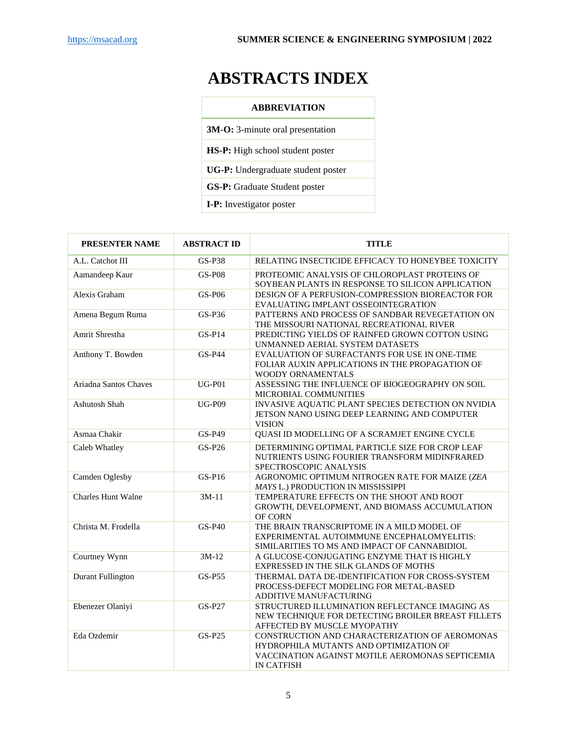# ABSTRACTS INDEX

| ABBREVIATION |
|---|
| **3M-O:** 3-minute oral presentation |
| **HS-P:** High school student poster |
| **UG-P:** Undergraduate student poster |
| **GS-P:** Graduate Student poster |
| **I-P:** Investigator poster |

| PRESENTER NAME | ABSTRACT ID | TITLE |
|---|---|---|
| A.L. Catchot III | GS-P38 | RELATING INSECTICIDE EFFICACY TO HONEYBEE TOXICITY |
| Aamandeep Kaur | GS-P08 | PROTEOMIC ANALYSIS OF CHLOROPLAST PROTEINS OF SOYBEAN PLANTS IN RESPONSE TO SILICON APPLICATION |
| Alexis Graham | GS-P06 | DESIGN OF A PERFUSION-COMPRESSION BIOREACTOR FOR EVALUATING IMPLANT OSSEOINTEGRATION |
| Amena Begum Ruma | GS-P36 | PATTERNS AND PROCESS OF SANDBAR REVEGETATION ON THE MISSOURI NATIONAL RECREATIONAL RIVER |
| Amrit Shrestha | GS-P14 | PREDICTING YIELDS OF RAINFED GROWN COTTON USING UNMANNED AERIAL SYSTEM DATASETS |
| Anthony T. Bowden | GS-P44 | EVALUATION OF SURFACTANTS FOR USE IN ONE-TIME FOLIAR AUXIN APPLICATIONS IN THE PROPAGATION OF WOODY ORNAMENTALS |
| Ariadna Santos Chaves | UG-P01 | ASSESSING THE INFLUENCE OF BIOGEOGRAPHY ON SOIL MICROBIAL COMMUNITIES |
| Ashutosh Shah | UG-P09 | INVASIVE AQUATIC PLANT SPECIES DETECTION ON NVIDIA JETSON NANO USING DEEP LEARNING AND COMPUTER VISION |
| Asmaa Chakir | GS-P49 | QUASI ID MODELLING OF A SCRAMJET ENGINE CYCLE |
| Caleb Whatley | GS-P26 | DETERMINING OPTIMAL PARTICLE SIZE FOR CROP LEAF NUTRIENTS USING FOURIER TRANSFORM MIDINFRARED SPECTROSCOPIC ANALYSIS |
| Camden Oglesby | GS-P16 | AGRONOMIC OPTIMUM NITROGEN RATE FOR MAIZE (*ZEA MAYS* L.) PRODUCTION IN MISSISSIPPI |
| Charles Hunt Walne | 3M-11 | TEMPERATURE EFFECTS ON THE SHOOT AND ROOT GROWTH, DEVELOPMENT, AND BIOMASS ACCUMULATION OF CORN |
| Christa M. Frodella | GS-P40 | THE BRAIN TRANSCRIPTOME IN A MILD MODEL OF EXPERIMENTAL AUTOIMMUNE ENCEPHALOMYELITIS: SIMILARITIES TO MS AND IMPACT OF CANNABIDIOL |
| Courtney Wynn | 3M-12 | A GLUCOSE-CONJUGATING ENZYME THAT IS HIGHLY EXPRESSED IN THE SILK GLANDS OF MOTHS |
| Durant Fullington | GS-P55 | THERMAL DATA DE-IDENTIFICATION FOR CROSS-SYSTEM PROCESS-DEFECT MODELING FOR METAL-BASED ADDITIVE MANUFACTURING |
| Ebenezer Olaniyi | GS-P27 | STRUCTURED ILLUMINATION REFLECTANCE IMAGING AS NEW TECHNIQUE FOR DETECTING BROILER BREAST FILLETS AFFECTED BY MUSCLE MYOPATHY |
| Eda Ozdemir | GS-P25 | CONSTRUCTION AND CHARACTERIZATION OF AEROMONAS HYDROPHILA MUTANTS AND OPTIMIZATION OF VACCINATION AGAINST MOTILE AEROMONAS SEPTICEMIA IN CATFISH |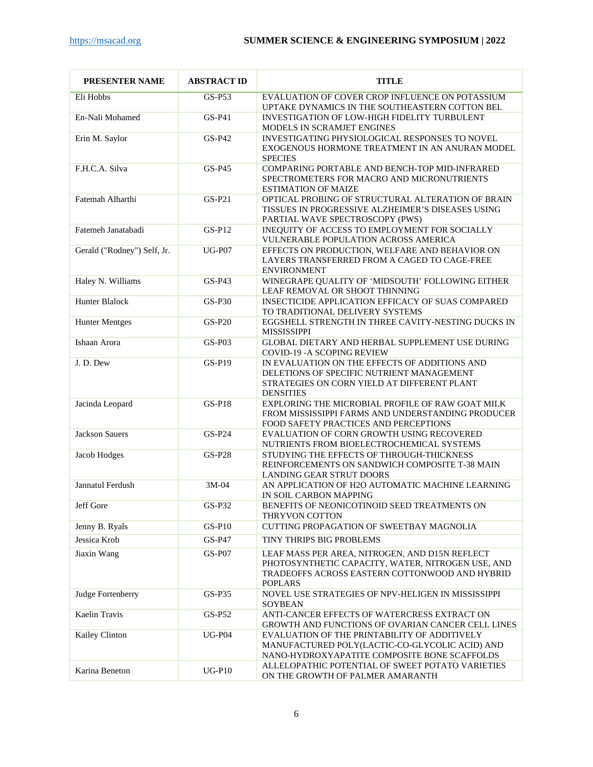| PRESENTER NAME | ABSTRACT ID | TITLE |
|---|---|---|
| Eli Hobbs | GS-P53 | EVALUATION OF COVER CROP INFLUENCE ON POTASSIUM UPTAKE DYNAMICS IN THE SOUTHEASTERN COTTON BEL |
| En-Nali Mohamed | GS-P41 | INVESTIGATION OF LOW-HIGH FIDELITY TURBULENT MODELS IN SCRAMJET ENGINES |
| Erin M. Saylor | GS-P42 | INVESTIGATING PHYSIOLOGICAL RESPONSES TO NOVEL EXOGENOUS HORMONE TREATMENT IN AN ANURAN MODEL SPECIES |
| F.H.C.A. Silva | GS-P45 | COMPARING PORTABLE AND BENCH-TOP MID-INFRARED SPECTROMETERS FOR MACRO AND MICRONUTRIENTS ESTIMATION OF MAIZE |
| Fatemah Alharthi | GS-P21 | OPTICAL PROBING OF STRUCTURAL ALTERATION OF BRAIN TISSUES IN PROGRESSIVE ALZHEIMER'S DISEASES USING PARTIAL WAVE SPECTROSCOPY (PWS) |
| Fatemeh Janatabadi | GS-P12 | INEQUITY OF ACCESS TO EMPLOYMENT FOR SOCIALLY VULNERABLE POPULATION ACROSS AMERICA |
| Gerald ("Rodney") Self, Jr. | UG-P07 | EFFECTS ON PRODUCTION, WELFARE AND BEHAVIOR ON LAYERS TRANSFERRED FROM A CAGED TO CAGE-FREE ENVIRONMENT |
| Haley N. Williams | GS-P43 | WINEGRAPE QUALITY OF 'MIDSOUTH' FOLLOWING EITHER LEAF REMOVAL OR SHOOT THINNING |
| Hunter Blalock | GS-P30 | INSECTICIDE APPLICATION EFFICACY OF SUAS COMPARED TO TRADITIONAL DELIVERY SYSTEMS |
| Hunter Mentges | GS-P20 | EGGSHELL STRENGTH IN THREE CAVITY-NESTING DUCKS IN MISSISSIPPI |
| Ishaan Arora | GS-P03 | GLOBAL DIETARY AND HERBAL SUPPLEMENT USE DURING COVID-19 -A SCOPING REVIEW |
| J. D. Dew | GS-P19 | IN EVALUATION ON THE EFFECTS OF ADDITIONS AND DELETIONS OF SPECIFIC NUTRIENT MANAGEMENT STRATEGIES ON CORN YIELD AT DIFFERENT PLANT DENSITIES |
| Jacinda Leopard | GS-P18 | EXPLORING THE MICROBIAL PROFILE OF RAW GOAT MILK FROM MISSISSIPPI FARMS AND UNDERSTANDING PRODUCER FOOD SAFETY PRACTICES AND PERCEPTIONS |
| Jackson Sauers | GS-P24 | EVALUATION OF CORN GROWTH USING RECOVERED NUTRIENTS FROM BIOELECTROCHEMICAL SYSTEMS |
| Jacob Hodges | GS-P28 | STUDYING THE EFFECTS OF THROUGH-THICKNESS REINFORCEMENTS ON SANDWICH COMPOSITE T-38 MAIN LANDING GEAR STRUT DOORS |
| Jannatul Ferdush | 3M-04 | AN APPLICATION OF H2O AUTOMATIC MACHINE LEARNING IN SOIL CARBON MAPPING |
| Jeff Gore | GS-P32 | BENEFITS OF NEONICOTINOID SEED TREATMENTS ON THRYVON COTTON |
| Jenny B. Ryals | GS-P10 | CUTTING PROPAGATION OF SWEETBAY MAGNOLIA |
| Jessica Krob | GS-P47 | TINY THRIPS BIG PROBLEMS |
| Jiaxin Wang | GS-P07 | LEAF MASS PER AREA, NITROGEN, AND D15N REFLECT PHOTOSYNTHETIC CAPACITY, WATER, NITROGEN USE, AND TRADEOFFS ACROSS EASTERN COTTONWOOD AND HYBRID POPLARS |
| Judge Fortenberry | GS-P35 | NOVEL USE STRATEGIES OF NPV-HELIGEN IN MISSISSIPPI SOYBEAN |
| Kaelin Travis | GS-P52 | ANTI-CANCER EFFECTS OF WATERCRESS EXTRACT ON GROWTH AND FUNCTIONS OF OVARIAN CANCER CELL LINES |
| Kailey Clinton | UG-P04 | EVALUATION OF THE PRINTABILITY OF ADDITIVELY MANUFACTURED POLY(LACTIC-CO-GLYCOLIC ACID) AND NANO-HYDROXYAPATITE COMPOSITE BONE SCAFFOLDS |
| Karina Beneton | UG-P10 | ALLELOPATHIC POTENTIAL OF SWEET POTATO VARIETIES ON THE GROWTH OF PALMER AMARANTH |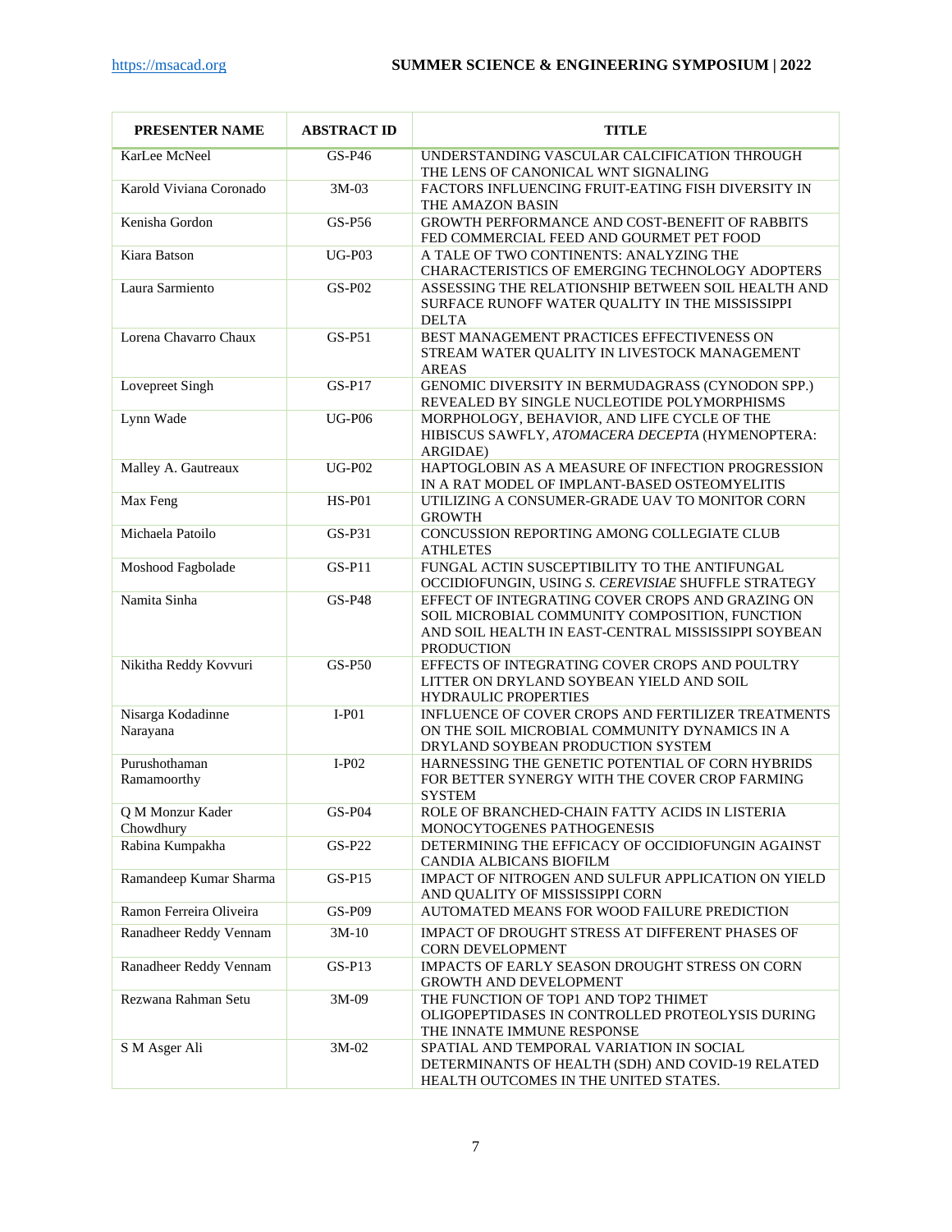| PRESENTER NAME | ABSTRACT ID | TITLE |
|---|---|---|
| KarLee McNeel | GS-P46 | UNDERSTANDING VASCULAR CALCIFICATION THROUGH THE LENS OF CANONICAL WNT SIGNALING |
| Karold Viviana Coronado | 3M-03 | FACTORS INFLUENCING FRUIT-EATING FISH DIVERSITY IN THE AMAZON BASIN |
| Kenisha Gordon | GS-P56 | GROWTH PERFORMANCE AND COST-BENEFIT OF RABBITS FED COMMERCIAL FEED AND GOURMET PET FOOD |
| Kiara Batson | UG-P03 | A TALE OF TWO CONTINENTS: ANALYZING THE CHARACTERISTICS OF EMERGING TECHNOLOGY ADOPTERS |
| Laura Sarmiento | GS-P02 | ASSESSING THE RELATIONSHIP BETWEEN SOIL HEALTH AND SURFACE RUNOFF WATER QUALITY IN THE MISSISSIPPI DELTA |
| Lorena Chavarro Chaux | GS-P51 | BEST MANAGEMENT PRACTICES EFFECTIVENESS ON STREAM WATER QUALITY IN LIVESTOCK MANAGEMENT AREAS |
| Lovepreet Singh | GS-P17 | GENOMIC DIVERSITY IN BERMUDAGRASS (CYNODON SPP.) REVEALED BY SINGLE NUCLEOTIDE POLYMORPHISMS |
| Lynn Wade | UG-P06 | MORPHOLOGY, BEHAVIOR, AND LIFE CYCLE OF THE HIBISCUS SAWFLY, *ATOMACERA DECEPTA* (HYMENOPTERA: ARGIDAE) |
| Malley A. Gautreaux | UG-P02 | HAPTOGLOBIN AS A MEASURE OF INFECTION PROGRESSION IN A RAT MODEL OF IMPLANT-BASED OSTEOMYELITIS |
| Max Feng | HS-P01 | UTILIZING A CONSUMER-GRADE UAV TO MONITOR CORN GROWTH |
| Michaela Patoilo | GS-P31 | CONCUSSION REPORTING AMONG COLLEGIATE CLUB ATHLETES |
| Moshood Fagbolade | GS-P11 | FUNGAL ACTIN SUSCEPTIBILITY TO THE ANTIFUNGAL OCCIDIOFUNGIN, USING *S. CEREVISIAE* SHUFFLE STRATEGY |
| Namita Sinha | GS-P48 | EFFECT OF INTEGRATING COVER CROPS AND GRAZING ON SOIL MICROBIAL COMMUNITY COMPOSITION, FUNCTION AND SOIL HEALTH IN EAST-CENTRAL MISSISSIPPI SOYBEAN PRODUCTION |
| Nikitha Reddy Kovvuri | GS-P50 | EFFECTS OF INTEGRATING COVER CROPS AND POULTRY LITTER ON DRYLAND SOYBEAN YIELD AND SOIL HYDRAULIC PROPERTIES |
| Nisarga Kodadinne Narayana | I-P01 | INFLUENCE OF COVER CROPS AND FERTILIZER TREATMENTS ON THE SOIL MICROBIAL COMMUNITY DYNAMICS IN A DRYLAND SOYBEAN PRODUCTION SYSTEM |
| Purushothaman Ramamoorthy | I-P02 | HARNESSING THE GENETIC POTENTIAL OF CORN HYBRIDS FOR BETTER SYNERGY WITH THE COVER CROP FARMING SYSTEM |
| Q M Monzur Kader Chowdhury | GS-P04 | ROLE OF BRANCHED-CHAIN FATTY ACIDS IN LISTERIA MONOCYTOGENES PATHOGENESIS |
| Rabina Kumpakha | GS-P22 | DETERMINING THE EFFICACY OF OCCIDIOFUNGIN AGAINST CANDIA ALBICANS BIOFILM |
| Ramandeep Kumar Sharma | GS-P15 | IMPACT OF NITROGEN AND SULFUR APPLICATION ON YIELD AND QUALITY OF MISSISSIPPI CORN |
| Ramon Ferreira Oliveira | GS-P09 | AUTOMATED MEANS FOR WOOD FAILURE PREDICTION |
| Ranadheer Reddy Vennam | 3M-10 | IMPACT OF DROUGHT STRESS AT DIFFERENT PHASES OF CORN DEVELOPMENT |
| Ranadheer Reddy Vennam | GS-P13 | IMPACTS OF EARLY SEASON DROUGHT STRESS ON CORN GROWTH AND DEVELOPMENT |
| Rezwana Rahman Setu | 3M-09 | THE FUNCTION OF TOP1 AND TOP2 THIMET OLIGOPEPTIDASES IN CONTROLLED PROTEOLYSIS DURING THE INNATE IMMUNE RESPONSE |
| S M Asger Ali | 3M-02 | SPATIAL AND TEMPORAL VARIATION IN SOCIAL DETERMINANTS OF HEALTH (SDH) AND COVID-19 RELATED HEALTH OUTCOMES IN THE UNITED STATES. |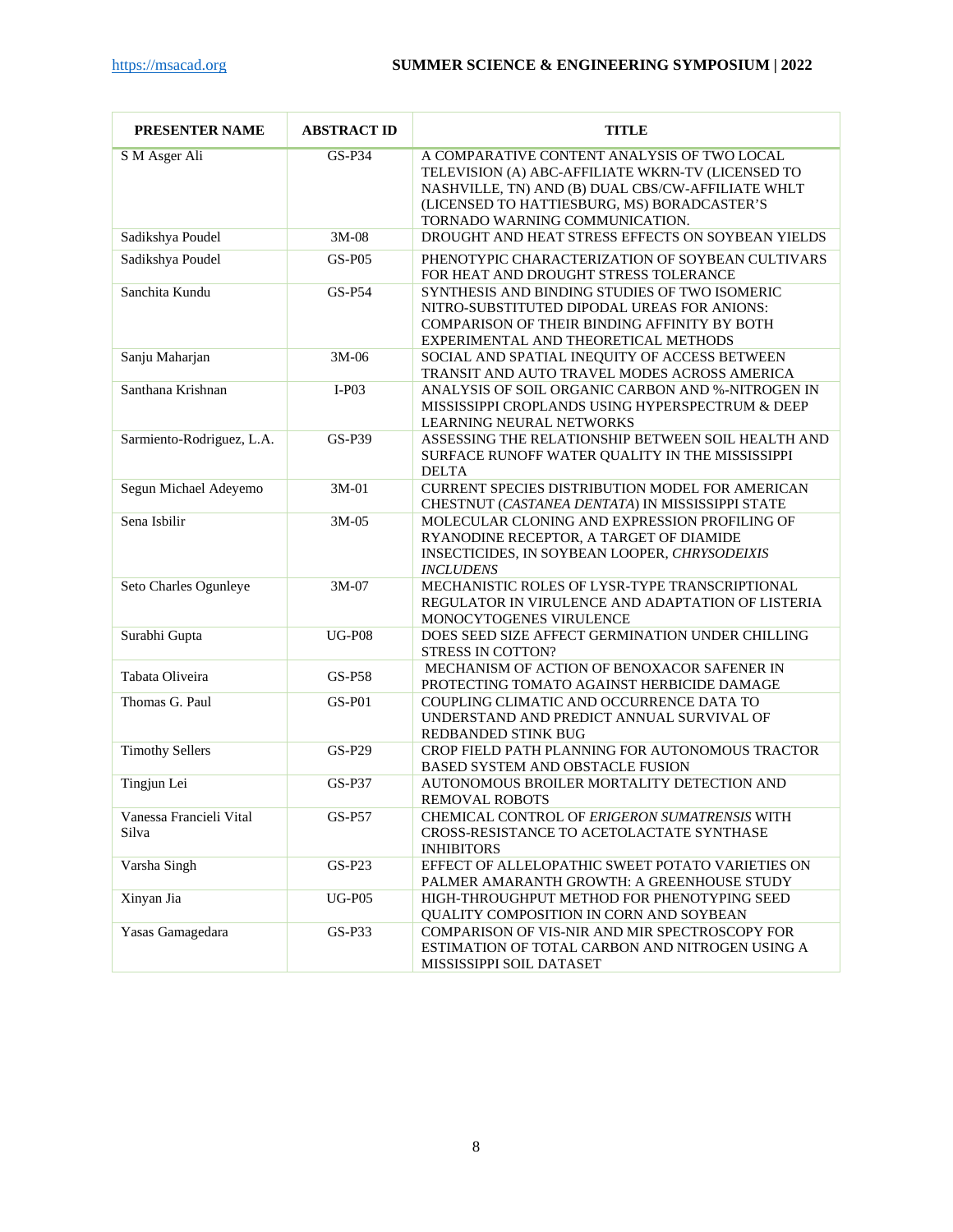| PRESENTER NAME | ABSTRACT ID | TITLE |
|---|---|---|
| S M Asger Ali | GS-P34 | A COMPARATIVE CONTENT ANALYSIS OF TWO LOCAL TELEVISION (A) ABC-AFFILIATE WKRN-TV (LICENSED TO NASHVILLE, TN) AND (B) DUAL CBS/CW-AFFILIATE WHLT (LICENSED TO HATTIESBURG, MS) BORADCASTER'S TORNADO WARNING COMMUNICATION. |
| Sadikshya Poudel | 3M-08 | DROUGHT AND HEAT STRESS EFFECTS ON SOYBEAN YIELDS |
| Sadikshya Poudel | GS-P05 | PHENOTYPIC CHARACTERIZATION OF SOYBEAN CULTIVARS FOR HEAT AND DROUGHT STRESS TOLERANCE |
| Sanchita Kundu | GS-P54 | SYNTHESIS AND BINDING STUDIES OF TWO ISOMERIC NITRO-SUBSTITUTED DIPODAL UREAS FOR ANIONS: COMPARISON OF THEIR BINDING AFFINITY BY BOTH EXPERIMENTAL AND THEORETICAL METHODS |
| Sanju Maharjan | 3M-06 | SOCIAL AND SPATIAL INEQUITY OF ACCESS BETWEEN TRANSIT AND AUTO TRAVEL MODES ACROSS AMERICA |
| Santhana Krishnan | I-P03 | ANALYSIS OF SOIL ORGANIC CARBON AND %-NITROGEN IN MISSISSIPPI CROPLANDS USING HYPERSPECTRUM & DEEP LEARNING NEURAL NETWORKS |
| Sarmiento-Rodriguez, L.A. | GS-P39 | ASSESSING THE RELATIONSHIP BETWEEN SOIL HEALTH AND SURFACE RUNOFF WATER QUALITY IN THE MISSISSIPPI DELTA |
| Segun Michael Adeyemo | 3M-01 | CURRENT SPECIES DISTRIBUTION MODEL FOR AMERICAN CHESTNUT (*CASTANEA DENTATA*) IN MISSISSIPPI STATE |
| Sena Isbilir | 3M-05 | MOLECULAR CLONING AND EXPRESSION PROFILING OF RYANODINE RECEPTOR, A TARGET OF DIAMIDE INSECTICIDES, IN SOYBEAN LOOPER, *CHRYSODEIXIS INCLUDENS* |
| Seto Charles Ogunleye | 3M-07 | MECHANISTIC ROLES OF LYSR-TYPE TRANSCRIPTIONAL REGULATOR IN VIRULENCE AND ADAPTATION OF LISTERIA MONOCYTOGENES VIRULENCE |
| Surabhi Gupta | UG-P08 | DOES SEED SIZE AFFECT GERMINATION UNDER CHILLING STRESS IN COTTON? |
| Tabata Oliveira | GS-P58 | MECHANISM OF ACTION OF BENOXACOR SAFENER IN PROTECTING TOMATO AGAINST HERBICIDE DAMAGE |
| Thomas G. Paul | GS-P01 | COUPLING CLIMATIC AND OCCURRENCE DATA TO UNDERSTAND AND PREDICT ANNUAL SURVIVAL OF REDBANDED STINK BUG |
| Timothy Sellers | GS-P29 | CROP FIELD PATH PLANNING FOR AUTONOMOUS TRACTOR BASED SYSTEM AND OBSTACLE FUSION |
| Tingjun Lei | GS-P37 | AUTONOMOUS BROILER MORTALITY DETECTION AND REMOVAL ROBOTS |
| Vanessa Francieli Vital Silva | GS-P57 | CHEMICAL CONTROL OF *ERIGERON SUMATRENSIS* WITH CROSS-RESISTANCE TO ACETOLACTATE SYNTHASE INHIBITORS |
| Varsha Singh | GS-P23 | EFFECT OF ALLELOPATHIC SWEET POTATO VARIETIES ON PALMER AMARANTH GROWTH: A GREENHOUSE STUDY |
| Xinyan Jia | UG-P05 | HIGH-THROUGHPUT METHOD FOR PHENOTYPING SEED QUALITY COMPOSITION IN CORN AND SOYBEAN |
| Yasas Gamagedara | GS-P33 | COMPARISON OF VIS-NIR AND MIR SPECTROSCOPY FOR ESTIMATION OF TOTAL CARBON AND NITROGEN USING A MISSISSIPPI SOIL DATASET |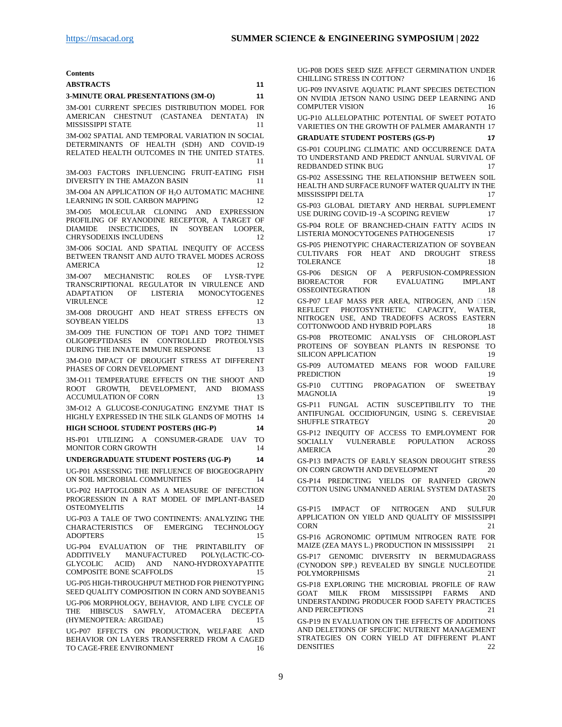**Contents**

**ABSTRACTS** 11

**3-MINUTE ORAL PRESENTATIONS (3M-O)** 11

3M-O01 CURRENT SPECIES DISTRIBUTION MODEL FOR AMERICAN CHESTNUT (CASTANEA DENTATA) IN MISSISSIPPI STATE 11

3M-O02 SPATIAL AND TEMPORAL VARIATION IN SOCIAL DETERMINANTS OF HEALTH (SDH) AND COVID-19 RELATED HEALTH OUTCOMES IN THE UNITED STATES. 11

3M-O03 FACTORS INFLUENCING FRUIT-EATING FISH DIVERSITY IN THE AMAZON BASIN 11

3M-O04 AN APPLICATION OF $H_2O$ AUTOMATIC MACHINE LEARNING IN SOIL CARBON MAPPING 12

3M-O05 MOLECULAR CLONING AND EXPRESSION PROFILING OF RYANODINE RECEPTOR, A TARGET OF DIAMIDE INSECTICIDES, IN SOYBEAN LOOPER, CHRYSODEIXIS INCLUDENS 12

3M-O06 SOCIAL AND SPATIAL INEQUITY OF ACCESS BETWEEN TRANSIT AND AUTO TRAVEL MODES ACROSS AMERICA 12

3M-O07 MECHANISTIC ROLES OF LYSR-TYPE TRANSCRIPTIONAL REGULATOR IN VIRULENCE AND ADAPTATION OF LISTERIA MONOCYTOGENES VIRULENCE 12

3M-O08 DROUGHT AND HEAT STRESS EFFECTS ON SOYBEAN YIELDS 13

3M-O09 THE FUNCTION OF TOP1 AND TOP2 THIMET OLIGOPEPTIDASES IN CONTROLLED PROTEOLYSIS DURING THE INNATE IMMUNE RESPONSE 13

3M-O10 IMPACT OF DROUGHT STRESS AT DIFFERENT PHASES OF CORN DEVELOPMENT 13

3M-O11 TEMPERATURE EFFECTS ON THE SHOOT AND ROOT GROWTH, DEVELOPMENT, AND BIOMASS ACCUMULATION OF CORN 13

3M-O12 A GLUCOSE-CONJUGATING ENZYME THAT IS HIGHLY EXPRESSED IN THE SILK GLANDS OF MOTHS 14

**HIGH SCHOOL STUDENT POSTERS (HG-P)** 14

HS-P01 UTILIZING A CONSUMER-GRADE UAV TO MONITOR CORN GROWTH 14

**UNDERGRADUATE STUDENT POSTERS (UG-P)** 14

UG-P01 ASSESSING THE INFLUENCE OF BIOGEOGRAPHY ON SOIL MICROBIAL COMMUNITIES 14

UG-P02 HAPTOGLOBIN AS A MEASURE OF INFECTION PROGRESSION IN A RAT MODEL OF IMPLANT-BASED OSTEOMYELITIS 14

UG-P03 A TALE OF TWO CONTINENTS: ANALYZING THE CHARACTERISTICS OF EMERGING TECHNOLOGY ADOPTERS 15

UG-P04 EVALUATION OF THE PRINTABILITY OF ADDITIVELY MANUFACTURED POLY(LACTIC-CO-GLYCOLIC ACID) AND NANO-HYDROXYAPATITE COMPOSITE BONE SCAFFOLDS 15

UG-P05 HIGH-THROUGHPUT METHOD FOR PHENOTYPING SEED QUALITY COMPOSITION IN CORN AND SOYBEAN 15

UG-P06 MORPHOLOGY, BEHAVIOR, AND LIFE CYCLE OF THE HIBISCUS SAWFLY, ATOMACERA DECEPTA (HYMENOPTERA: ARGIDAE) 15

UG-P07 EFFECTS ON PRODUCTION, WELFARE AND BEHAVIOR ON LAYERS TRANSFERRED FROM A CAGED TO CAGE-FREE ENVIRONMENT 16

UG-P08 DOES SEED SIZE AFFECT GERMINATION UNDER CHILLING STRESS IN COTTON? 16

UG-P09 INVASIVE AQUATIC PLANT SPECIES DETECTION ON NVIDIA JETSON NANO USING DEEP LEARNING AND COMPUTER VISION 16

UG-P10 ALLELOPATHIC POTENTIAL OF SWEET POTATO VARIETIES ON THE GROWTH OF PALMER AMARANTH 17

**GRADUATE STUDENT POSTERS (GS-P)** 17

GS-P01 COUPLING CLIMATIC AND OCCURRENCE DATA TO UNDERSTAND AND PREDICT ANNUAL SURVIVAL OF REDBANDED STINK BUG 17

GS-P02 ASSESSING THE RELATIONSHIP BETWEEN SOIL HEALTH AND SURFACE RUNOFF WATER QUALITY IN THE MISSISSIPPI DELTA 17

GS-P03 GLOBAL DIETARY AND HERBAL SUPPLEMENT USE DURING COVID-19 -A SCOPING REVIEW 17

GS-P04 ROLE OF BRANCHED-CHAIN FATTY ACIDS IN LISTERIA MONOCYTOGENES PATHOGENESIS 17

GS-P05 PHENOTYPIC CHARACTERIZATION OF SOYBEAN CULTIVARS FOR HEAT AND DROUGHT STRESS TOLERANCE 18

GS-P06 DESIGN OF A PERFUSION-COMPRESSION BIOREACTOR FOR EVALUATING IMPLANT OSSEOINTEGRATION 18

GS-P07 LEAF MASS PER AREA, NITROGEN, AND □15N REFLECT PHOTOSYNTHETIC CAPACITY, WATER, NITROGEN USE, AND TRADEOFFS ACROSS EASTERN COTTONWOOD AND HYBRID POPLARS 18

GS-P08 PROTEOMIC ANALYSIS OF CHLOROPLAST PROTEINS OF SOYBEAN PLANTS IN RESPONSE TO SILICON APPLICATION 19

GS-P09 AUTOMATED MEANS FOR WOOD FAILURE PREDICTION 19

GS-P10 CUTTING PROPAGATION OF SWEETBAY MAGNOLIA 19

GS-P11 FUNGAL ACTIN SUSCEPTIBILITY TO THE ANTIFUNGAL OCCIDIOFUNGIN, USING S. CEREVISIAE SHUFFLE STRATEGY 20

GS-P12 INEQUITY OF ACCESS TO EMPLOYMENT FOR SOCIALLY VULNERABLE POPULATION ACROSS AMERICA 20

GS-P13 IMPACTS OF EARLY SEASON DROUGHT STRESS ON CORN GROWTH AND DEVELOPMENT 20

GS-P14 PREDICTING YIELDS OF RAINFED GROWN COTTON USING UNMANNED AERIAL SYSTEM DATASETS 20

GS-P15 IMPACT OF NITROGEN AND SULFUR APPLICATION ON YIELD AND QUALITY OF MISSISSIPPI CORN 21

GS-P16 AGRONOMIC OPTIMUM NITROGEN RATE FOR MAIZE (ZEA MAYS L.) PRODUCTION IN MISSISSIPPI 21

GS-P17 GENOMIC DIVERSITY IN BERMUDAGRASS (CYNODON SPP.) REVEALED BY SINGLE NUCLEOTIDE POLYMORPHISMS 21

GS-P18 EXPLORING THE MICROBIAL PROFILE OF RAW GOAT MILK FROM MISSISSIPPI FARMS AND UNDERSTANDING PRODUCER FOOD SAFETY PRACTICES AND PERCEPTIONS 21

GS-P19 IN EVALUATION ON THE EFFECTS OF ADDITIONS AND DELETIONS OF SPECIFIC NUTRIENT MANAGEMENT STRATEGIES ON CORN YIELD AT DIFFERENT PLANT DENSITIES 22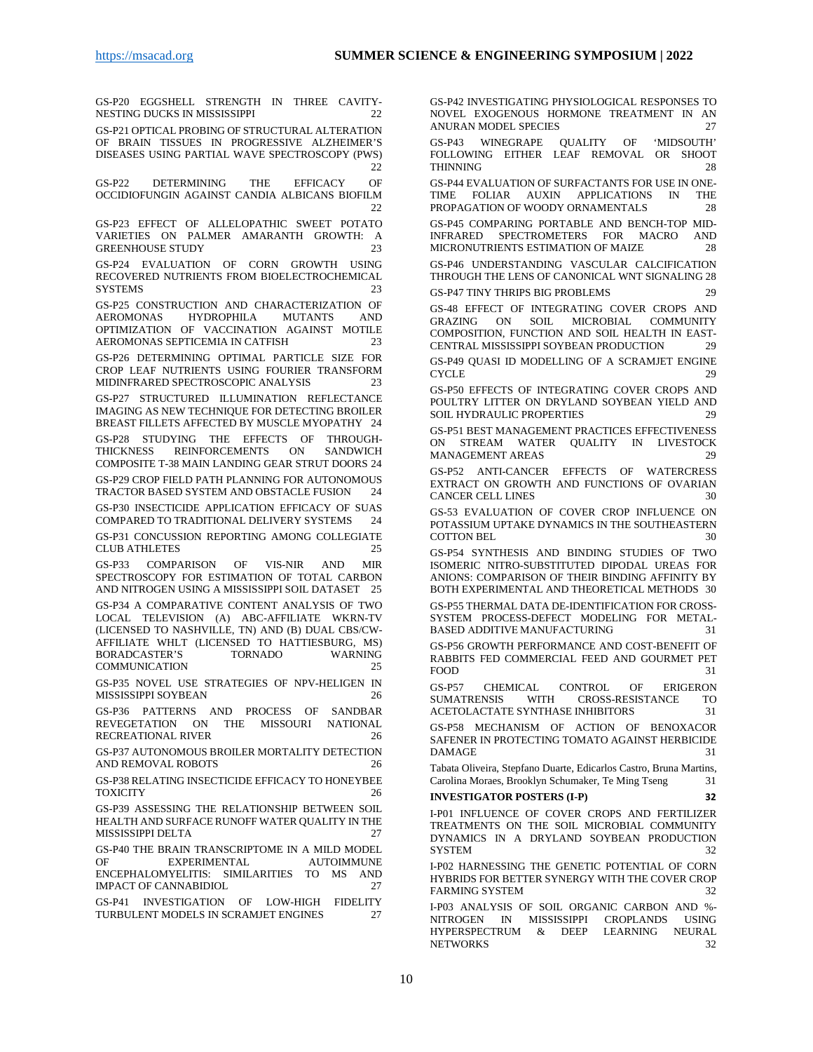GS-P20 EGGSHELL STRENGTH IN THREE CAVITY-NESTING DUCKS IN MISSISSIPPI 22

GS-P21 OPTICAL PROBING OF STRUCTURAL ALTERATION OF BRAIN TISSUES IN PROGRESSIVE ALZHEIMER'S DISEASES USING PARTIAL WAVE SPECTROSCOPY (PWS) 22

GS-P22 DETERMINING THE EFFICACY OF OCCIDIOFUNGIN AGAINST CANDIA ALBICANS BIOFILM 22

GS-P23 EFFECT OF ALLELOPATHIC SWEET POTATO VARIETIES ON PALMER AMARANTH GROWTH: A GREENHOUSE STUDY 23

GS-P24 EVALUATION OF CORN GROWTH USING RECOVERED NUTRIENTS FROM BIOELECTROCHEMICAL SYSTEMS 23

GS-P25 CONSTRUCTION AND CHARACTERIZATION OF AEROMONAS HYDROPHILA MUTANTS AND OPTIMIZATION OF VACCINATION AGAINST MOTILE AEROMONAS SEPTICEMIA IN CATFISH 23

GS-P26 DETERMINING OPTIMAL PARTICLE SIZE FOR CROP LEAF NUTRIENTS USING FOURIER TRANSFORM MIDINFRARED SPECTROSCOPIC ANALYSIS 23

GS-P27 STRUCTURED ILLUMINATION REFLECTANCE IMAGING AS NEW TECHNIQUE FOR DETECTING BROILER BREAST FILLETS AFFECTED BY MUSCLE MYOPATHY 24

GS-P28 STUDYING THE EFFECTS OF THROUGH-THICKNESS REINFORCEMENTS ON SANDWICH COMPOSITE T-38 MAIN LANDING GEAR STRUT DOORS 24

GS-P29 CROP FIELD PATH PLANNING FOR AUTONOMOUS TRACTOR BASED SYSTEM AND OBSTACLE FUSION 24

GS-P30 INSECTICIDE APPLICATION EFFICACY OF SUAS COMPARED TO TRADITIONAL DELIVERY SYSTEMS 24

GS-P31 CONCUSSION REPORTING AMONG COLLEGIATE CLUB ATHLETES 25

GS-P33 COMPARISON OF VIS-NIR AND MIR SPECTROSCOPY FOR ESTIMATION OF TOTAL CARBON AND NITROGEN USING A MISSISSIPPI SOIL DATASET 25

GS-P34 A COMPARATIVE CONTENT ANALYSIS OF TWO LOCAL TELEVISION (A) ABC-AFFILIATE WKRN-TV (LICENSED TO NASHVILLE, TN) AND (B) DUAL CBS/CW-AFFILIATE WHLT (LICENSED TO HATTIESBURG, MS) BORADCASTER'S TORNADO WARNING COMMUNICATION 25

GS-P35 NOVEL USE STRATEGIES OF NPV-HELIGEN IN MISSISSIPPI SOYBEAN 26

GS-P36 PATTERNS AND PROCESS OF SANDBAR REVEGETATION ON THE MISSOURI NATIONAL RECREATIONAL RIVER 26

GS-P37 AUTONOMOUS BROILER MORTALITY DETECTION AND REMOVAL ROBOTS 26

GS-P38 RELATING INSECTICIDE EFFICACY TO HONEYBEE TOXICITY 26

GS-P39 ASSESSING THE RELATIONSHIP BETWEEN SOIL HEALTH AND SURFACE RUNOFF WATER QUALITY IN THE MISSISSIPPI DELTA 27

GS-P40 THE BRAIN TRANSCRIPTOME IN A MILD MODEL OF EXPERIMENTAL AUTOIMMUNE ENCEPHALOMYELITIS: SIMILARITIES TO MS AND IMPACT OF CANNABIDIOL 27

GS-P41 INVESTIGATION OF LOW-HIGH FIDELITY TURBULENT MODELS IN SCRAMJET ENGINES 27

GS-P42 INVESTIGATING PHYSIOLOGICAL RESPONSES TO NOVEL EXOGENOUS HORMONE TREATMENT IN AN ANURAN MODEL SPECIES 27

GS-P43 WINEGRAPE QUALITY OF 'MIDSOUTH' FOLLOWING EITHER LEAF REMOVAL OR SHOOT THINNING 28

GS-P44 EVALUATION OF SURFACTANTS FOR USE IN ONE-TIME FOLIAR AUXIN APPLICATIONS IN THE PROPAGATION OF WOODY ORNAMENTALS 28

GS-P45 COMPARING PORTABLE AND BENCH-TOP MID-INFRARED SPECTROMETERS FOR MACRO AND MICRONUTRIENTS ESTIMATION OF MAIZE 28

GS-P46 UNDERSTANDING VASCULAR CALCIFICATION THROUGH THE LENS OF CANONICAL WNT SIGNALING 28

GS-P47 TINY THRIPS BIG PROBLEMS 29

GS-48 EFFECT OF INTEGRATING COVER CROPS AND GRAZING ON SOIL MICROBIAL COMMUNITY COMPOSITION, FUNCTION AND SOIL HEALTH IN EAST-CENTRAL MISSISSIPPI SOYBEAN PRODUCTION 29

GS-P49 QUASI 1D MODELLING OF A SCRAMJET ENGINE CYCLE 29

GS-P50 EFFECTS OF INTEGRATING COVER CROPS AND POULTRY LITTER ON DRYLAND SOYBEAN YIELD AND SOIL HYDRAULIC PROPERTIES 29

GS-P51 BEST MANAGEMENT PRACTICES EFFECTIVENESS ON STREAM WATER QUALITY IN LIVESTOCK MANAGEMENT AREAS 29

GS-P52 ANTI-CANCER EFFECTS OF WATERCRESS EXTRACT ON GROWTH AND FUNCTIONS OF OVARIAN CANCER CELL LINES 30

GS-53 EVALUATION OF COVER CROP INFLUENCE ON POTASSIUM UPTAKE DYNAMICS IN THE SOUTHEASTERN COTTON BEL 30

GS-P54 SYNTHESIS AND BINDING STUDIES OF TWO ISOMERIC NITRO-SUBSTITUTED DIPODAL UREAS FOR ANIONS: COMPARISON OF THEIR BINDING AFFINITY BY BOTH EXPERIMENTAL AND THEORETICAL METHODS 30

GS-P55 THERMAL DATA DE-IDENTIFICATION FOR CROSS-SYSTEM PROCESS-DEFECT MODELING FOR METAL-BASED ADDITIVE MANUFACTURING 31

GS-P56 GROWTH PERFORMANCE AND COST-BENEFIT OF RABBITS FED COMMERCIAL FEED AND GOURMET PET FOOD 31

GS-P57 CHEMICAL CONTROL OF ERIGERON SUMATRENSIS WITH CROSS-RESISTANCE TO ACETOLACTATE SYNTHASE INHIBITORS 31

GS-P58 MECHANISM OF ACTION OF BENOXACOR SAFENER IN PROTECTING TOMATO AGAINST HERBICIDE DAMAGE 31

Tabata Oliveira, Stepfano Duarte, Edicarlos Castro, Bruna Martins, Carolina Moraes, Brooklyn Schumaker, Te Ming Tseng 31

**INVESTIGATOR POSTERS (I-P) 32**

I-P01 INFLUENCE OF COVER CROPS AND FERTILIZER TREATMENTS ON THE SOIL MICROBIAL COMMUNITY DYNAMICS IN A DRYLAND SOYBEAN PRODUCTION SYSTEM 32

I-P02 HARNESSING THE GENETIC POTENTIAL OF CORN HYBRIDS FOR BETTER SYNERGY WITH THE COVER CROP FARMING SYSTEM 32

I-P03 ANALYSIS OF SOIL ORGANIC CARBON AND %-NITROGEN IN MISSISSIPPI CROPLANDS USING HYPERSPECTRUM & DEEP LEARNING NEURAL NETWORKS 32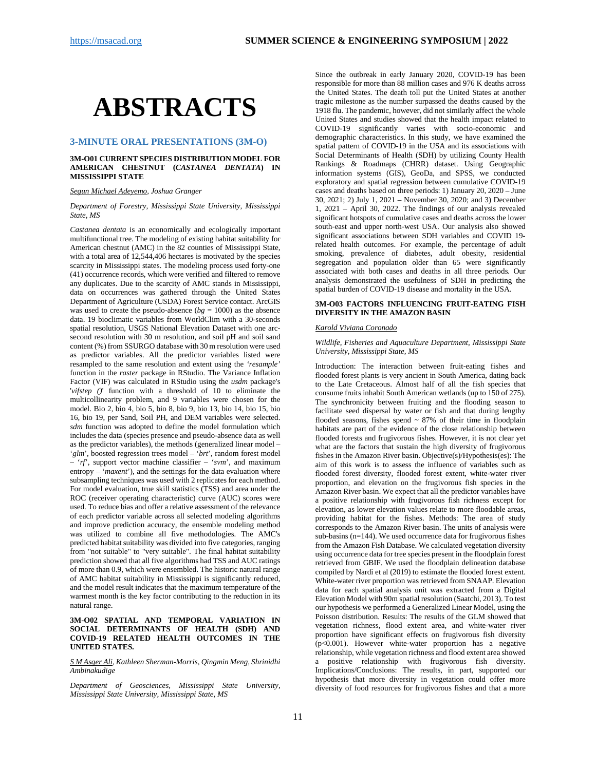# ABSTRACTS

## 3-MINUTE ORAL PRESENTATIONS (3M-O)

### 3M-O01 CURRENT SPECIES DISTRIBUTION MODEL FOR AMERICAN CHESTNUT (*CASTANEA DENTATA*) IN MISSISSIPPI STATE

*Segun Michael Adeyemo, Joshua Granger*

*Department of Forestry, Mississippi State University, Mississippi State, MS*

*Castanea dentata* is an economically and ecologically important multifunctional tree. The modeling of existing habitat suitability for American chestnut (AMC) in the 82 counties of Mississippi State, with a total area of 12,544,406 hectares is motivated by the species scarcity in Mississippi states. The modeling process used forty-one (41) occurrence records, which were verified and filtered to remove any duplicates. Due to the scarcity of AMC stands in Mississippi, data on occurrences was gathered through the United States Department of Agriculture (USDA) Forest Service contact. ArcGIS was used to create the pseudo-absence (*bg* = 1000) as the absence data. 19 bioclimatic variables from WorldClim with a 30-seconds spatial resolution, USGS National Elevation Dataset with one arc-second resolution with 30 m resolution, and soil pH and soil sand content (%) from SSURGO database with 30 m resolution were used as predictor variables. All the predictor variables listed were resampled to the same resolution and extent using the *'resample'* function in the *raster* package in RStudio. The Variance Inflation Factor (VIF) was calculated in RStudio using the *usdm* package's '*vifstep ()*' function with a threshold of 10 to eliminate the multicollinearity problem, and 9 variables were chosen for the model. Bio 2, bio 4, bio 5, bio 8, bio 9, bio 13, bio 14, bio 15, bio 16, bio 19, per Sand, Soil PH, and DEM variables were selected. *sdm* function was adopted to define the model formulation which includes the data (species presence and pseudo-absence data as well as the predictor variables), the methods (generalized linear model – '*glm*', boosted regression trees model – '*brt*', random forest model – '*rf*', support vector machine classifier – '*svm*', and maximum entropy – '*maxent*'), and the settings for the data evaluation where subsampling techniques was used with 2 replicates for each method. For model evaluation, true skill statistics (TSS) and area under the ROC (receiver operating characteristic) curve (AUC) scores were used. To reduce bias and offer a relative assessment of the relevance of each predictor variable across all selected modeling algorithms and improve prediction accuracy, the ensemble modeling method was utilized to combine all five methodologies. The AMC's predicted habitat suitability was divided into five categories, ranging from "not suitable" to "very suitable". The final habitat suitability prediction showed that all five algorithms had TSS and AUC ratings of more than 0.9, which were ensembled. The historic natural range of AMC habitat suitability in Mississippi is significantly reduced, and the model result indicates that the maximum temperature of the warmest month is the key factor contributing to the reduction in its natural range.

### 3M-O02 SPATIAL AND TEMPORAL VARIATION IN SOCIAL DETERMINANTS OF HEALTH (SDH) AND COVID-19 RELATED HEALTH OUTCOMES IN THE UNITED STATES.

*S M Asger Ali, Kathleen Sherman-Morris, Qingmin Meng, Shrinidhi Ambinakudige*

*Department of Geosciences, Mississippi State University, Mississippi State University, Mississippi State, MS*

Since the outbreak in early January 2020, COVID-19 has been responsible for more than 88 million cases and 976 K deaths across the United States. The death toll put the United States at another tragic milestone as the number surpassed the deaths caused by the 1918 flu. The pandemic, however, did not similarly affect the whole United States and studies showed that the health impact related to COVID-19 significantly varies with socio-economic and demographic characteristics. In this study, we have examined the spatial pattern of COVID-19 in the USA and its associations with Social Determinants of Health (SDH) by utilizing County Health Rankings & Roadmaps (CHRR) dataset. Using Geographic information systems (GIS), GeoDa, and SPSS, we conducted exploratory and spatial regression between cumulative COVID-19 cases and deaths based on three periods: 1) January 20, 2020 – June 30, 2021; 2) July 1, 2021 – November 30, 2020; and 3) December 1, 2021 – April 30, 2022. The findings of our analysis revealed significant hotspots of cumulative cases and deaths across the lower south-east and upper north-west USA. Our analysis also showed significant associations between SDH variables and COVID 19-related health outcomes. For example, the percentage of adult smoking, prevalence of diabetes, adult obesity, residential segregation and population older than 65 were significantly associated with both cases and deaths in all three periods. Our analysis demonstrated the usefulness of SDH in predicting the spatial burden of COVID-19 disease and mortality in the USA.

### 3M-O03 FACTORS INFLUENCING FRUIT-EATING FISH DIVERSITY IN THE AMAZON BASIN

*Karold Viviana Coronado*

*Wildlife, Fisheries and Aquaculture Department, Mississippi State University, Mississippi State, MS*

Introduction: The interaction between fruit-eating fishes and flooded forest plants is very ancient in South America, dating back to the Late Cretaceous. Almost half of all the fish species that consume fruits inhabit South American wetlands (up to 150 of 275). The synchronicity between fruiting and the flooding season to facilitate seed dispersal by water or fish and that during lengthy flooded seasons, fishes spend ~ 87% of their time in floodplain habitats are part of the evidence of the close relationship between flooded forests and frugivorous fishes. However, it is not clear yet what are the factors that sustain the high diversity of frugivorous fishes in the Amazon River basin. Objective(s)/Hypothesis(es): The aim of this work is to assess the influence of variables such as flooded forest diversity, flooded forest extent, white-water river proportion, and elevation on the frugivorous fish species in the Amazon River basin. We expect that all the predictor variables have a positive relationship with frugivorous fish richness except for elevation, as lower elevation values relate to more floodable areas, providing habitat for the fishes. Methods: The area of study corresponds to the Amazon River basin. The units of analysis were sub-basins (n=144). We used occurrence data for frugivorous fishes from the Amazon Fish Database. We calculated vegetation diversity using occurrence data for tree species present in the floodplain forest retrieved from GBIF. We used the floodplain delineation database compiled by Nardi et al (2019) to estimate the flooded forest extent. White-water river proportion was retrieved from SNAAP. Elevation data for each spatial analysis unit was extracted from a Digital Elevation Model with 90m spatial resolution (Saatchi, 2013). To test our hypothesis we performed a Generalized Linear Model, using the Poisson distribution. Results: The results of the GLM showed that vegetation richness, flood extent area, and white-water river proportion have significant effects on frugivorous fish diversity ($p<0.001$). However white-water proportion has a negative relationship, while vegetation richness and flood extent area showed a positive relationship with frugivorous fish diversity. Implications/Conclusions: The results, in part, supported our hypothesis that more diversity in vegetation could offer more diversity of food resources for frugivorous fishes and that a more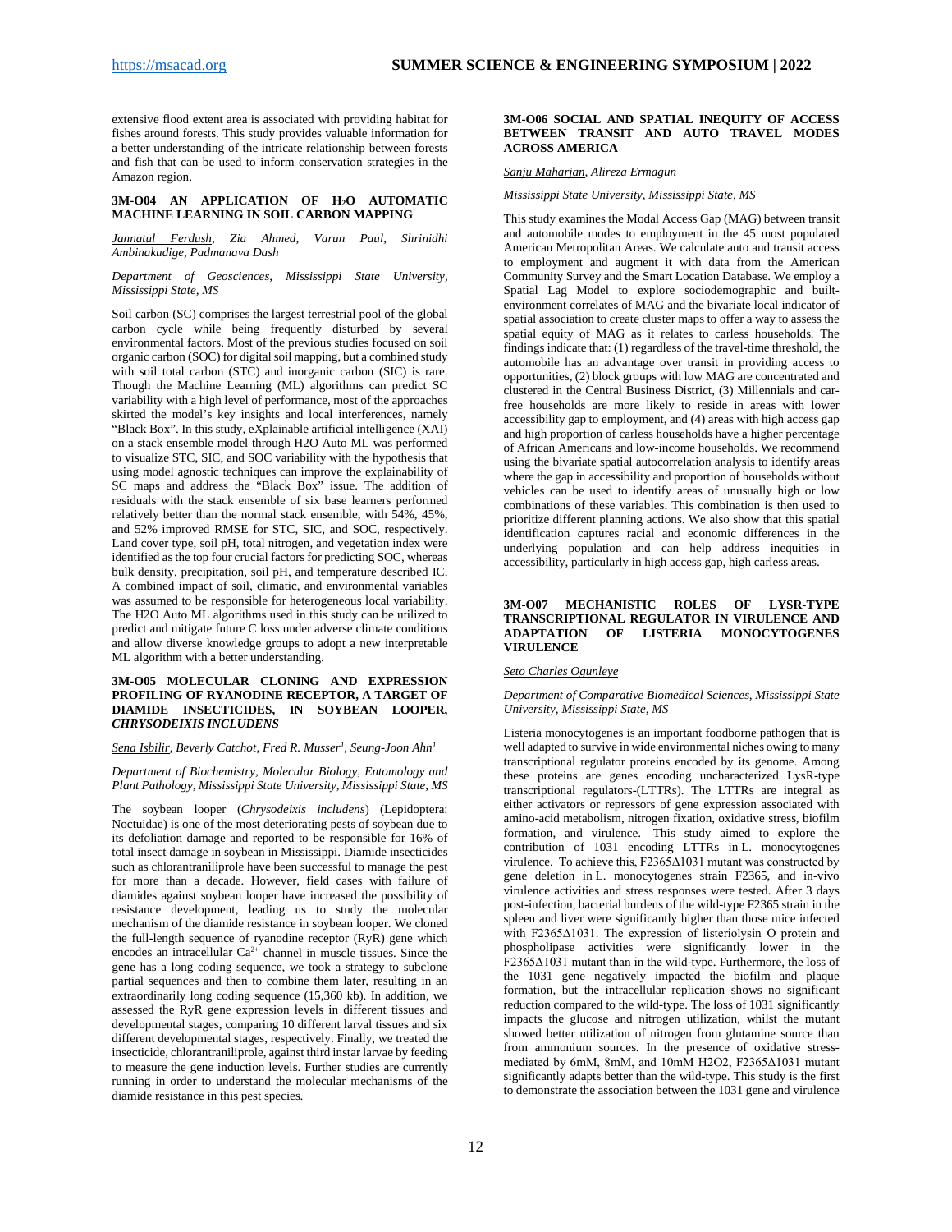extensive flood extent area is associated with providing habitat for fishes around forests. This study provides valuable information for a better understanding of the intricate relationship between forests and fish that can be used to inform conservation strategies in the Amazon region.

### 3M-O04 AN APPLICATION OF $H_2O$ AUTOMATIC MACHINE LEARNING IN SOIL CARBON MAPPING

*Jannatul Ferdush, Zia Ahmed, Varun Paul, Shrinidhi Ambinakudige, Padmanava Dash*

*Department of Geosciences, Mississippi State University, Mississippi State, MS*

Soil carbon (SC) comprises the largest terrestrial pool of the global carbon cycle while being frequently disturbed by several environmental factors. Most of the previous studies focused on soil organic carbon (SOC) for digital soil mapping, but a combined study with soil total carbon (STC) and inorganic carbon (SIC) is rare. Though the Machine Learning (ML) algorithms can predict SC variability with a high level of performance, most of the approaches skirted the model's key insights and local interferences, namely "Black Box". In this study, eXplainable artificial intelligence (XAI) on a stack ensemble model through H2O Auto ML was performed to visualize STC, SIC, and SOC variability with the hypothesis that using model agnostic techniques can improve the explainability of SC maps and address the "Black Box" issue. The addition of residuals with the stack ensemble of six base learners performed relatively better than the normal stack ensemble, with 54%, 45%, and 52% improved RMSE for STC, SIC, and SOC, respectively. Land cover type, soil pH, total nitrogen, and vegetation index were identified as the top four crucial factors for predicting SOC, whereas bulk density, precipitation, soil pH, and temperature described IC. A combined impact of soil, climatic, and environmental variables was assumed to be responsible for heterogeneous local variability. The H2O Auto ML algorithms used in this study can be utilized to predict and mitigate future C loss under adverse climate conditions and allow diverse knowledge groups to adopt a new interpretable ML algorithm with a better understanding.

### 3M-O05 MOLECULAR CLONING AND EXPRESSION PROFILING OF RYANODINE RECEPTOR, A TARGET OF DIAMIDE INSECTICIDES, IN SOYBEAN LOOPER, *CHRYSODEIXIS INCLUDENS*

*Sena Isbilir, Beverly Catchot, Fred R. Musser[1], Seung-Joon Ahn[1]*

*Department of Biochemistry, Molecular Biology, Entomology and Plant Pathology, Mississippi State University, Mississippi State, MS*

The soybean looper (*Chrysodeixis includens*) (Lepidoptera: Noctuidae) is one of the most deteriorating pests of soybean due to its defoliation damage and reported to be responsible for 16% of total insect damage in soybean in Mississippi. Diamide insecticides such as chlorantraniliprole have been successful to manage the pest for more than a decade. However, field cases with failure of diamides against soybean looper have increased the possibility of resistance development, leading us to study the molecular mechanism of the diamide resistance in soybean looper. We cloned the full-length sequence of ryanodine receptor (RyR) gene which encodes an intracellular $Ca^{2+}$ channel in muscle tissues. Since the gene has a long coding sequence, we took a strategy to subclone partial sequences and then to combine them later, resulting in an extraordinarily long coding sequence (15,360 kb). In addition, we assessed the RyR gene expression levels in different tissues and developmental stages, comparing 10 different larval tissues and six different developmental stages, respectively. Finally, we treated the insecticide, chlorantraniliprole, against third instar larvae by feeding to measure the gene induction levels. Further studies are currently running in order to understand the molecular mechanisms of the diamide resistance in this pest species.

### 3M-O06 SOCIAL AND SPATIAL INEQUITY OF ACCESS BETWEEN TRANSIT AND AUTO TRAVEL MODES ACROSS AMERICA

*Sanju Maharjan, Alireza Ermagun*

*Mississippi State University, Mississippi State, MS*

This study examines the Modal Access Gap (MAG) between transit and automobile modes to employment in the 45 most populated American Metropolitan Areas. We calculate auto and transit access to employment and augment it with data from the American Community Survey and the Smart Location Database. We employ a Spatial Lag Model to explore sociodemographic and built-environment correlates of MAG and the bivariate local indicator of spatial association to create cluster maps to offer a way to assess the spatial equity of MAG as it relates to carless households. The findings indicate that: (1) regardless of the travel-time threshold, the automobile has an advantage over transit in providing access to opportunities, (2) block groups with low MAG are concentrated and clustered in the Central Business District, (3) Millennials and car-free households are more likely to reside in areas with lower accessibility gap to employment, and (4) areas with high access gap and high proportion of carless households have a higher percentage of African Americans and low-income households. We recommend using the bivariate spatial autocorrelation analysis to identify areas where the gap in accessibility and proportion of households without vehicles can be used to identify areas of unusually high or low combinations of these variables. This combination is then used to prioritize different planning actions. We also show that this spatial identification captures racial and economic differences in the underlying population and can help address inequities in accessibility, particularly in high access gap, high carless areas.

### 3M-O07 MECHANISTIC ROLES OF LYSR-TYPE TRANSCRIPTIONAL REGULATOR IN VIRULENCE AND ADAPTATION OF LISTERIA MONOCYTOGENES VIRULENCE

*Seto Charles Ogunleye*

*Department of Comparative Biomedical Sciences, Mississippi State University, Mississippi State, MS*

Listeria monocytogenes is an important foodborne pathogen that is well adapted to survive in wide environmental niches owing to many transcriptional regulator proteins encoded by its genome. Among these proteins are genes encoding uncharacterized LysR-type transcriptional regulators-(LTTRs). The LTTRs are integral as either activators or repressors of gene expression associated with amino-acid metabolism, nitrogen fixation, oxidative stress, biofilm formation, and virulence. This study aimed to explore the contribution of 1031 encoding LTTRs in L. monocytogenes virulence. To achieve this, F2365Δ1031 mutant was constructed by gene deletion in L. monocytogenes strain F2365, and in-vivo virulence activities and stress responses were tested. After 3 days post-infection, bacterial burdens of the wild-type F2365 strain in the spleen and liver were significantly higher than those mice infected with F2365Δ1031. The expression of listeriolysin O protein and phospholipase activities were significantly lower in the F2365Δ1031 mutant than in the wild-type. Furthermore, the loss of the 1031 gene negatively impacted the biofilm and plaque formation, but the intracellular replication shows no significant reduction compared to the wild-type. The loss of 1031 significantly impacts the glucose and nitrogen utilization, whilst the mutant showed better utilization of nitrogen from glutamine source than from ammonium sources. In the presence of oxidative stress-mediated by 6mM, 8mM, and 10mM $H_2O_2$, F2365Δ1031 mutant significantly adapts better than the wild-type. This study is the first to demonstrate the association between the 1031 gene and virulence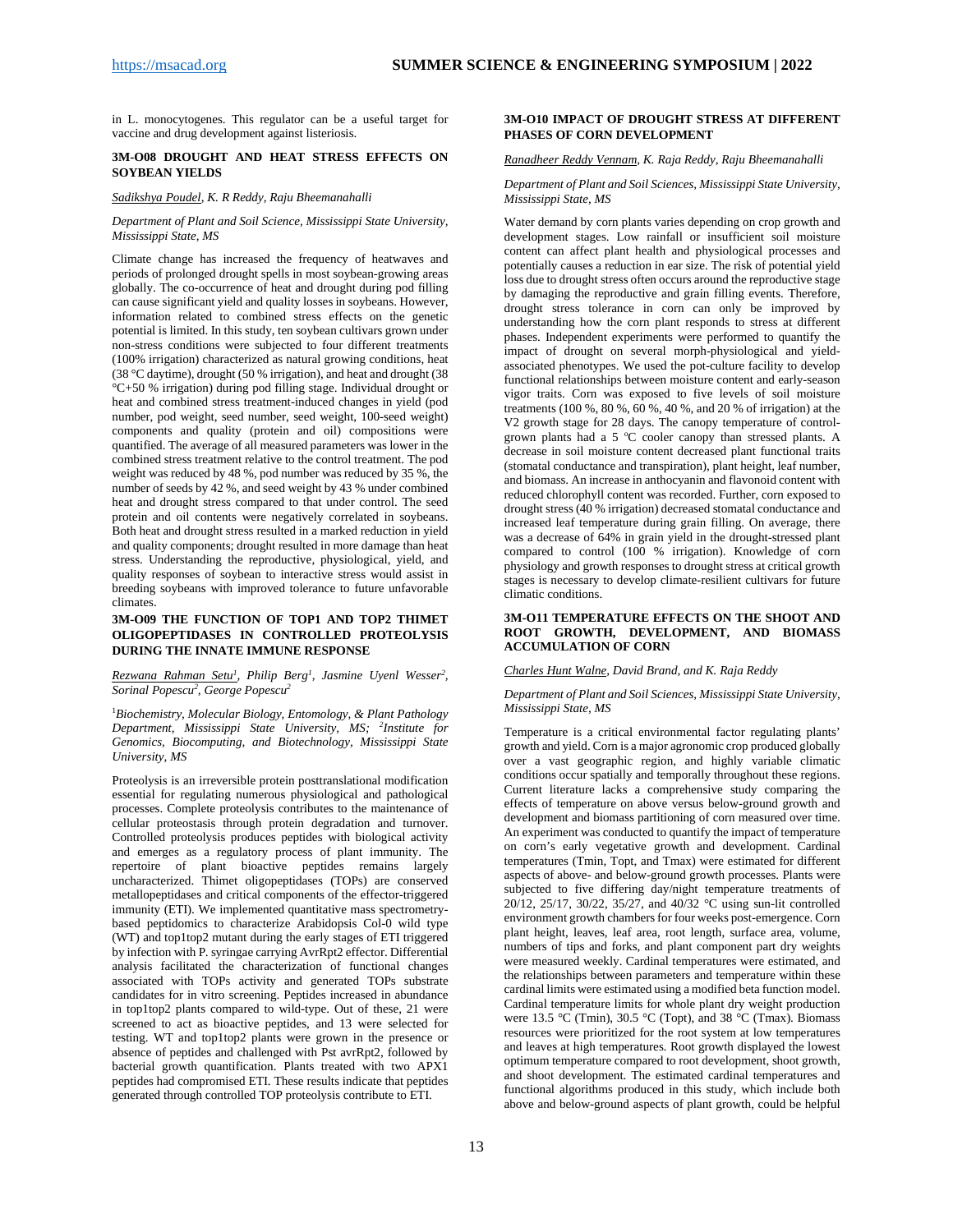in L. monocytogenes. This regulator can be a useful target for vaccine and drug development against listeriosis.

### 3M-O08 DROUGHT AND HEAT STRESS EFFECTS ON SOYBEAN YIELDS

*Sadikshya Poudel, K. R Reddy, Raju Bheemanahalli*

*Department of Plant and Soil Science, Mississippi State University, Mississippi State, MS*

Climate change has increased the frequency of heatwaves and periods of prolonged drought spells in most soybean-growing areas globally. The co-occurrence of heat and drought during pod filling can cause significant yield and quality losses in soybeans. However, information related to combined stress effects on the genetic potential is limited. In this study, ten soybean cultivars grown under non-stress conditions were subjected to four different treatments (100% irrigation) characterized as natural growing conditions, heat (38 °C daytime), drought (50 % irrigation), and heat and drought (38 °C+50 % irrigation) during pod filling stage. Individual drought or heat and combined stress treatment-induced changes in yield (pod number, pod weight, seed number, seed weight, 100-seed weight) components and quality (protein and oil) compositions were quantified. The average of all measured parameters was lower in the combined stress treatment relative to the control treatment. The pod weight was reduced by 48 %, pod number was reduced by 35 %, the number of seeds by 42 %, and seed weight by 43 % under combined heat and drought stress compared to that under control. The seed protein and oil contents were negatively correlated in soybeans. Both heat and drought stress resulted in a marked reduction in yield and quality components; drought resulted in more damage than heat stress. Understanding the reproductive, physiological, yield, and quality responses of soybean to interactive stress would assist in breeding soybeans with improved tolerance to future unfavorable climates.

### 3M-O09 THE FUNCTION OF TOP1 AND TOP2 THIMET OLIGOPEPTIDASES IN CONTROLLED PROTEOLYSIS DURING THE INNATE IMMUNE RESPONSE

*Rezwana Rahman Setu[1], Philip Berg[1], Jasmine Uyenl Wesser[2], Sorinal Popescu[2], George Popescu[2]*

[1]*Biochemistry, Molecular Biology, Entomology, & Plant Pathology Department, Mississippi State University, MS;* [2]*Institute for Genomics, Biocomputing, and Biotechnology, Mississippi State University, MS*

Proteolysis is an irreversible protein posttranslational modification essential for regulating numerous physiological and pathological processes. Complete proteolysis contributes to the maintenance of cellular proteostasis through protein degradation and turnover. Controlled proteolysis produces peptides with biological activity and emerges as a regulatory process of plant immunity. The repertoire of plant bioactive peptides remains largely uncharacterized. Thimet oligopeptidases (TOPs) are conserved metallopeptidases and critical components of the effector-triggered immunity (ETI). We implemented quantitative mass spectrometry-based peptidomics to characterize Arabidopsis Col-0 wild type (WT) and top1top2 mutant during the early stages of ETI triggered by infection with P. syringae carrying AvrRpt2 effector. Differential analysis facilitated the characterization of functional changes associated with TOPs activity and generated TOPs substrate candidates for in vitro screening. Peptides increased in abundance in top1top2 plants compared to wild-type. Out of these, 21 were screened to act as bioactive peptides, and 13 were selected for testing. WT and top1top2 plants were grown in the presence or absence of peptides and challenged with Pst avrRpt2, followed by bacterial growth quantification. Plants treated with two APX1 peptides had compromised ETI. These results indicate that peptides generated through controlled TOP proteolysis contribute to ETI.

### 3M-O10 IMPACT OF DROUGHT STRESS AT DIFFERENT PHASES OF CORN DEVELOPMENT

*Ranadheer Reddy Vennam, K. Raja Reddy, Raju Bheemanahalli*

*Department of Plant and Soil Sciences, Mississippi State University, Mississippi State, MS*

Water demand by corn plants varies depending on crop growth and development stages. Low rainfall or insufficient soil moisture content can affect plant health and physiological processes and potentially causes a reduction in ear size. The risk of potential yield loss due to drought stress often occurs around the reproductive stage by damaging the reproductive and grain filling events. Therefore, drought stress tolerance in corn can only be improved by understanding how the corn plant responds to stress at different phases. Independent experiments were performed to quantify the impact of drought on several morph-physiological and yield-associated phenotypes. We used the pot-culture facility to develop functional relationships between moisture content and early-season vigor traits. Corn was exposed to five levels of soil moisture treatments (100 %, 80 %, 60 %, 40 %, and 20 % of irrigation) at the V2 growth stage for 28 days. The canopy temperature of control-grown plants had a 5 °C cooler canopy than stressed plants. A decrease in soil moisture content decreased plant functional traits (stomatal conductance and transpiration), plant height, leaf number, and biomass. An increase in anthocyanin and flavonoid content with reduced chlorophyll content was recorded. Further, corn exposed to drought stress (40 % irrigation) decreased stomatal conductance and increased leaf temperature during grain filling. On average, there was a decrease of 64% in grain yield in the drought-stressed plant compared to control (100 % irrigation). Knowledge of corn physiology and growth responses to drought stress at critical growth stages is necessary to develop climate-resilient cultivars for future climatic conditions.

### 3M-O11 TEMPERATURE EFFECTS ON THE SHOOT AND ROOT GROWTH, DEVELOPMENT, AND BIOMASS ACCUMULATION OF CORN

*Charles Hunt Walne, David Brand, and K. Raja Reddy*

*Department of Plant and Soil Sciences, Mississippi State University, Mississippi State, MS*

Temperature is a critical environmental factor regulating plants' growth and yield. Corn is a major agronomic crop produced globally over a vast geographic region, and highly variable climatic conditions occur spatially and temporally throughout these regions. Current literature lacks a comprehensive study comparing the effects of temperature on above versus below-ground growth and development and biomass partitioning of corn measured over time. An experiment was conducted to quantify the impact of temperature on corn's early vegetative growth and development. Cardinal temperatures (Tmin, Topt, and Tmax) were estimated for different aspects of above- and below-ground growth processes. Plants were subjected to five differing day/night temperature treatments of 20/12, 25/17, 30/22, 35/27, and 40/32 °C using sun-lit controlled environment growth chambers for four weeks post-emergence. Corn plant height, leaves, leaf area, root length, surface area, volume, numbers of tips and forks, and plant component part dry weights were measured weekly. Cardinal temperatures were estimated, and the relationships between parameters and temperature within these cardinal limits were estimated using a modified beta function model. Cardinal temperature limits for whole plant dry weight production were 13.5 °C (Tmin), 30.5 °C (Topt), and 38 °C (Tmax). Biomass resources were prioritized for the root system at low temperatures and leaves at high temperatures. Root growth displayed the lowest optimum temperature compared to root development, shoot growth, and shoot development. The estimated cardinal temperatures and functional algorithms produced in this study, which include both above and below-ground aspects of plant growth, could be helpful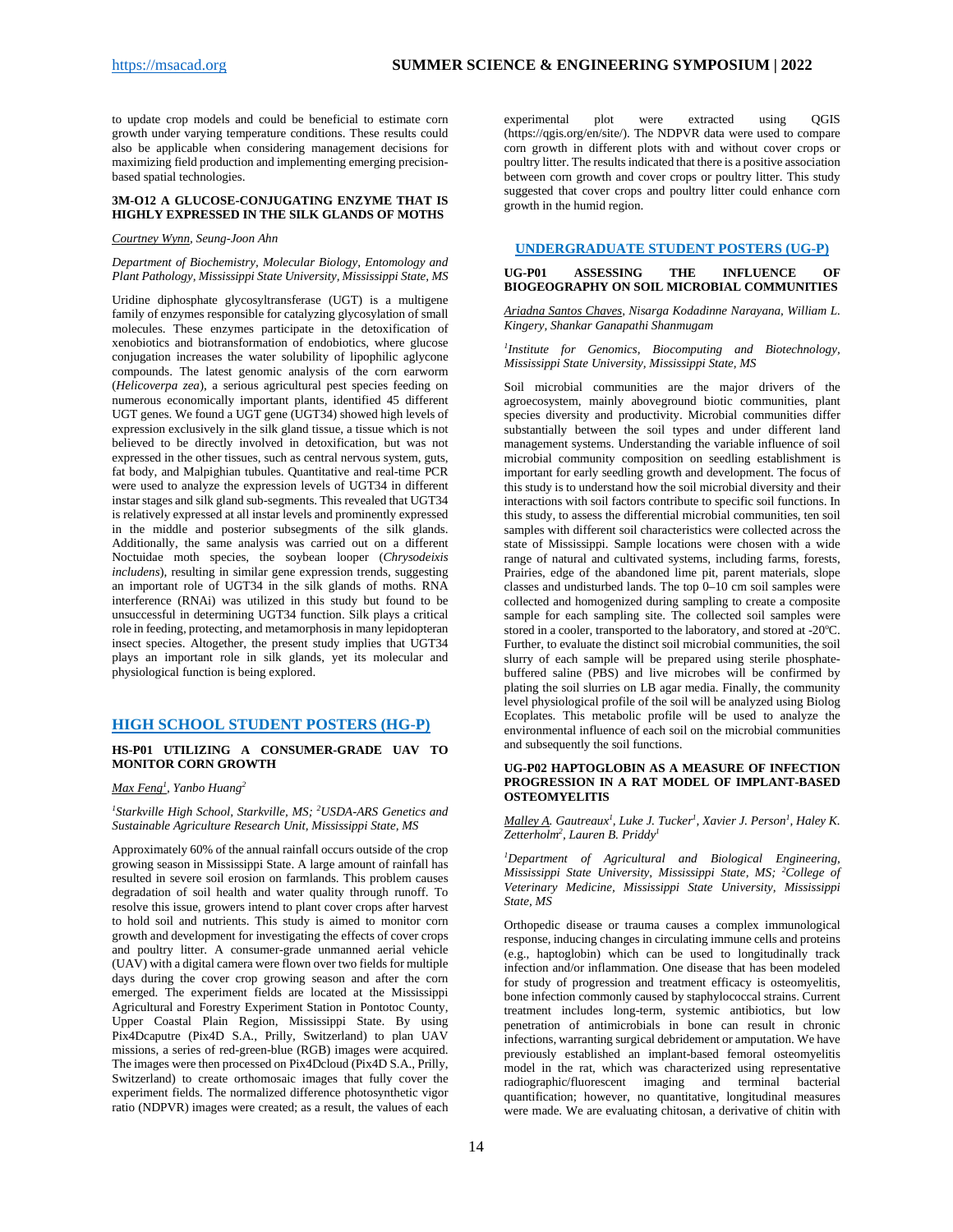to update crop models and could be beneficial to estimate corn growth under varying temperature conditions. These results could also be applicable when considering management decisions for maximizing field production and implementing emerging precision-based spatial technologies.

### 3M-O12 A GLUCOSE-CONJUGATING ENZYME THAT IS HIGHLY EXPRESSED IN THE SILK GLANDS OF MOTHS

*Courtney Wynn, Seung-Joon Ahn*

*Department of Biochemistry, Molecular Biology, Entomology and Plant Pathology, Mississippi State University, Mississippi State, MS*

Uridine diphosphate glycosyltransferase (UGT) is a multigene family of enzymes responsible for catalyzing glycosylation of small molecules. These enzymes participate in the detoxification of xenobiotics and biotransformation of endobiotics, where glucose conjugation increases the water solubility of lipophilic aglycone compounds. The latest genomic analysis of the corn earworm (*Helicoverpa zea*), a serious agricultural pest species feeding on numerous economically important plants, identified 45 different UGT genes. We found a UGT gene (UGT34) showed high levels of expression exclusively in the silk gland tissue, a tissue which is not believed to be directly involved in detoxification, but was not expressed in the other tissues, such as central nervous system, guts, fat body, and Malpighian tubules. Quantitative and real-time PCR were used to analyze the expression levels of UGT34 in different instar stages and silk gland sub-segments. This revealed that UGT34 is relatively expressed at all instar levels and prominently expressed in the middle and posterior subsegments of the silk glands. Additionally, the same analysis was carried out on a different Noctuidae moth species, the soybean looper (*Chrysodeixis includens*), resulting in similar gene expression trends, suggesting an important role of UGT34 in the silk glands of moths. RNA interference (RNAi) was utilized in this study but found to be unsuccessful in determining UGT34 function. Silk plays a critical role in feeding, protecting, and metamorphosis in many lepidopteran insect species. Altogether, the present study implies that UGT34 plays an important role in silk glands, yet its molecular and physiological function is being explored.

## HIGH SCHOOL STUDENT POSTERS (HG-P)

### HS-P01 UTILIZING A CONSUMER-GRADE UAV TO MONITOR CORN GROWTH

*Max Feng[1], Yanbo Huang[2]*

*[1]Starkville High School, Starkville, MS; [2]USDA-ARS Genetics and Sustainable Agriculture Research Unit, Mississippi State, MS*

Approximately 60% of the annual rainfall occurs outside of the crop growing season in Mississippi State. A large amount of rainfall has resulted in severe soil erosion on farmlands. This problem causes degradation of soil health and water quality through runoff. To resolve this issue, growers intend to plant cover crops after harvest to hold soil and nutrients. This study is aimed to monitor corn growth and development for investigating the effects of cover crops and poultry litter. A consumer-grade unmanned aerial vehicle (UAV) with a digital camera were flown over two fields for multiple days during the cover crop growing season and after the corn emerged. The experiment fields are located at the Mississippi Agricultural and Forestry Experiment Station in Pontotoc County, Upper Coastal Plain Region, Mississippi State. By using Pix4Dcaputre (Pix4D S.A., Prilly, Switzerland) to plan UAV missions, a series of red-green-blue (RGB) images were acquired. The images were then processed on Pix4Dcloud (Pix4D S.A., Prilly, Switzerland) to create orthomosaic images that fully cover the experiment fields. The normalized difference photosynthetic vigor ratio (NDPVR) images were created; as a result, the values of each experimental plot were extracted using QGIS (https://qgis.org/en/site/). The NDPVR data were used to compare corn growth in different plots with and without cover crops or poultry litter. The results indicated that there is a positive association between corn growth and cover crops or poultry litter. This study suggested that cover crops and poultry litter could enhance corn growth in the humid region.

## UNDERGRADUATE STUDENT POSTERS (UG-P)

### UG-P01 ASSESSING THE INFLUENCE OF BIOGEOGRAPHY ON SOIL MICROBIAL COMMUNITIES

*Ariadna Santos Chaves, Nisarga Kodadinne Narayana, William L. Kingery, Shankar Ganapathi Shanmugam*

*[1]Institute for Genomics, Biocomputing and Biotechnology, Mississippi State University, Mississippi State, MS*

Soil microbial communities are the major drivers of the agroecosystem, mainly aboveground biotic communities, plant species diversity and productivity. Microbial communities differ substantially between the soil types and under different land management systems. Understanding the variable influence of soil microbial community composition on seedling establishment is important for early seedling growth and development. The focus of this study is to understand how the soil microbial diversity and their interactions with soil factors contribute to specific soil functions. In this study, to assess the differential microbial communities, ten soil samples with different soil characteristics were collected across the state of Mississippi. Sample locations were chosen with a wide range of natural and cultivated systems, including farms, forests, Prairies, edge of the abandoned lime pit, parent materials, slope classes and undisturbed lands. The top 0–10 cm soil samples were collected and homogenized during sampling to create a composite sample for each sampling site. The collected soil samples were stored in a cooler, transported to the laboratory, and stored at -20ºC. Further, to evaluate the distinct soil microbial communities, the soil slurry of each sample will be prepared using sterile phosphate-buffered saline (PBS) and live microbes will be confirmed by plating the soil slurries on LB agar media. Finally, the community level physiological profile of the soil will be analyzed using Biolog Ecoplates. This metabolic profile will be used to analyze the environmental influence of each soil on the microbial communities and subsequently the soil functions.

### UG-P02 HAPTOGLOBIN AS A MEASURE OF INFECTION PROGRESSION IN A RAT MODEL OF IMPLANT-BASED OSTEOMYELITIS

*Malley A. Gautreaux[1], Luke J. Tucker[1], Xavier J. Person[1], Haley K. Zetterholm[2], Lauren B. Priddy[1]*

*[1]Department of Agricultural and Biological Engineering, Mississippi State University, Mississippi State, MS; [2]College of Veterinary Medicine, Mississippi State University, Mississippi State, MS*

Orthopedic disease or trauma causes a complex immunological response, inducing changes in circulating immune cells and proteins (e.g., haptoglobin) which can be used to longitudinally track infection and/or inflammation. One disease that has been modeled for study of progression and treatment efficacy is osteomyelitis, bone infection commonly caused by staphylococcal strains. Current treatment includes long-term, systemic antibiotics, but low penetration of antimicrobials in bone can result in chronic infections, warranting surgical debridement or amputation. We have previously established an implant-based femoral osteomyelitis model in the rat, which was characterized using representative radiographic/fluorescent imaging and terminal bacterial quantification; however, no quantitative, longitudinal measures were made. We are evaluating chitosan, a derivative of chitin with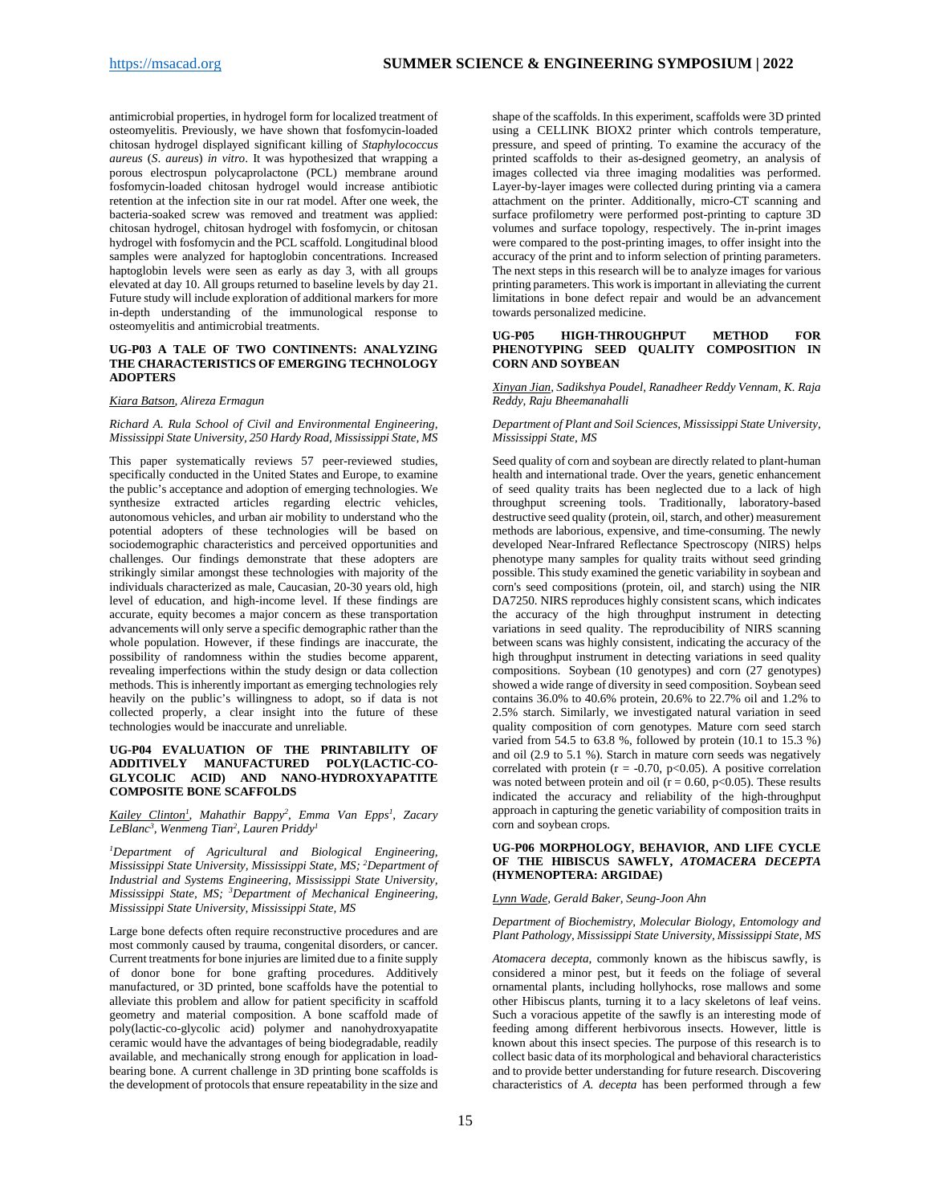antimicrobial properties, in hydrogel form for localized treatment of osteomyelitis. Previously, we have shown that fosfomycin-loaded chitosan hydrogel displayed significant killing of *Staphylococcus aureus* (*S. aureus*) *in vitro*. It was hypothesized that wrapping a porous electrospun polycaprolactone (PCL) membrane around fosfomycin-loaded chitosan hydrogel would increase antibiotic retention at the infection site in our rat model. After one week, the bacteria-soaked screw was removed and treatment was applied: chitosan hydrogel, chitosan hydrogel with fosfomycin, or chitosan hydrogel with fosfomycin and the PCL scaffold. Longitudinal blood samples were analyzed for haptoglobin concentrations. Increased haptoglobin levels were seen as early as day 3, with all groups elevated at day 10. All groups returned to baseline levels by day 21. Future study will include exploration of additional markers for more in-depth understanding of the immunological response to osteomyelitis and antimicrobial treatments.

### UG-P03 A TALE OF TWO CONTINENTS: ANALYZING THE CHARACTERISTICS OF EMERGING TECHNOLOGY ADOPTERS

*Kiara Batson, Alireza Ermagun*

*Richard A. Rula School of Civil and Environmental Engineering, Mississippi State University, 250 Hardy Road, Mississippi State, MS*

This paper systematically reviews 57 peer-reviewed studies, specifically conducted in the United States and Europe, to examine the public's acceptance and adoption of emerging technologies. We synthesize extracted articles regarding electric vehicles, autonomous vehicles, and urban air mobility to understand who the potential adopters of these technologies will be based on sociodemographic characteristics and perceived opportunities and challenges. Our findings demonstrate that these adopters are strikingly similar amongst these technologies with majority of the individuals characterized as male, Caucasian, 20-30 years old, high level of education, and high-income level. If these findings are accurate, equity becomes a major concern as these transportation advancements will only serve a specific demographic rather than the whole population. However, if these findings are inaccurate, the possibility of randomness within the studies become apparent, revealing imperfections within the study design or data collection methods. This is inherently important as emerging technologies rely heavily on the public's willingness to adopt, so if data is not collected properly, a clear insight into the future of these technologies would be inaccurate and unreliable.

### UG-P04 EVALUATION OF THE PRINTABILITY OF ADDITIVELY MANUFACTURED POLY(LACTIC-CO-GLYCOLIC ACID) AND NANO-HYDROXYAPATITE COMPOSITE BONE SCAFFOLDS

*Kailey Clinton[1], Mahathir Bappy[2], Emma Van Epps[1], Zacary LeBlanc[3], Wenmeng Tian[2], Lauren Priddy[1]*

*[1]Department of Agricultural and Biological Engineering, Mississippi State University, Mississippi State, MS; [2]Department of Industrial and Systems Engineering, Mississippi State University, Mississippi State, MS; [3]Department of Mechanical Engineering, Mississippi State University, Mississippi State, MS*

Large bone defects often require reconstructive procedures and are most commonly caused by trauma, congenital disorders, or cancer. Current treatments for bone injuries are limited due to a finite supply of donor bone for bone grafting procedures. Additively manufactured, or 3D printed, bone scaffolds have the potential to alleviate this problem and allow for patient specificity in scaffold geometry and material composition. A bone scaffold made of poly(lactic-co-glycolic acid) polymer and nanohydroxyapatite ceramic would have the advantages of being biodegradable, readily available, and mechanically strong enough for application in load-bearing bone. A current challenge in 3D printing bone scaffolds is the development of protocols that ensure repeatability in the size and shape of the scaffolds. In this experiment, scaffolds were 3D printed using a CELLINK BIOX2 printer which controls temperature, pressure, and speed of printing. To examine the accuracy of the printed scaffolds to their as-designed geometry, an analysis of images collected via three imaging modalities was performed. Layer-by-layer images were collected during printing via a camera attachment on the printer. Additionally, micro-CT scanning and surface profilometry were performed post-printing to capture 3D volumes and surface topology, respectively. The in-print images were compared to the post-printing images, to offer insight into the accuracy of the print and to inform selection of printing parameters. The next steps in this research will be to analyze images for various printing parameters. This work is important in alleviating the current limitations in bone defect repair and would be an advancement towards personalized medicine.

### UG-P05 HIGH-THROUGHPUT METHOD FOR PHENOTYPING SEED QUALITY COMPOSITION IN CORN AND SOYBEAN

*Xinyan Jian, Sadikshya Poudel, Ranadheer Reddy Vennam, K. Raja Reddy, Raju Bheemanahalli*

*Department of Plant and Soil Sciences, Mississippi State University, Mississippi State, MS*

Seed quality of corn and soybean are directly related to plant-human health and international trade. Over the years, genetic enhancement of seed quality traits has been neglected due to a lack of high throughput screening tools. Traditionally, laboratory-based destructive seed quality (protein, oil, starch, and other) measurement methods are laborious, expensive, and time-consuming. The newly developed Near-Infrared Reflectance Spectroscopy (NIRS) helps phenotype many samples for quality traits without seed grinding possible. This study examined the genetic variability in soybean and corn's seed compositions (protein, oil, and starch) using the NIR DA7250. NIRS reproduces highly consistent scans, which indicates the accuracy of the high throughput instrument in detecting variations in seed quality. The reproducibility of NIRS scanning between scans was highly consistent, indicating the accuracy of the high throughput instrument in detecting variations in seed quality compositions. Soybean (10 genotypes) and corn (27 genotypes) showed a wide range of diversity in seed composition. Soybean seed contains 36.0% to 40.6% protein, 20.6% to 22.7% oil and 1.2% to 2.5% starch. Similarly, we investigated natural variation in seed quality composition of corn genotypes. Mature corn seed starch varied from 54.5 to 63.8 %, followed by protein (10.1 to 15.3 %) and oil (2.9 to 5.1 %). Starch in mature corn seeds was negatively correlated with protein ($r = -0.70$, $p<0.05$). A positive correlation was noted between protein and oil ($r = 0.60$, $p<0.05$). These results indicated the accuracy and reliability of the high-throughput approach in capturing the genetic variability of composition traits in corn and soybean crops.

### UG-P06 MORPHOLOGY, BEHAVIOR, AND LIFE CYCLE OF THE HIBISCUS SAWFLY, *ATOMACERA DECEPTA* (HYMENOPTERA: ARGIDAE)

*Lynn Wade, Gerald Baker, Seung-Joon Ahn*

*Department of Biochemistry, Molecular Biology, Entomology and Plant Pathology, Mississippi State University, Mississippi State, MS*

*Atomacera decepta*, commonly known as the hibiscus sawfly, is considered a minor pest, but it feeds on the foliage of several ornamental plants, including hollyhocks, rose mallows and some other Hibiscus plants, turning it to a lacy skeletons of leaf veins. Such a voracious appetite of the sawfly is an interesting mode of feeding among different herbivorous insects. However, little is known about this insect species. The purpose of this research is to collect basic data of its morphological and behavioral characteristics and to provide better understanding for future research. Discovering characteristics of *A. decepta* has been performed through a few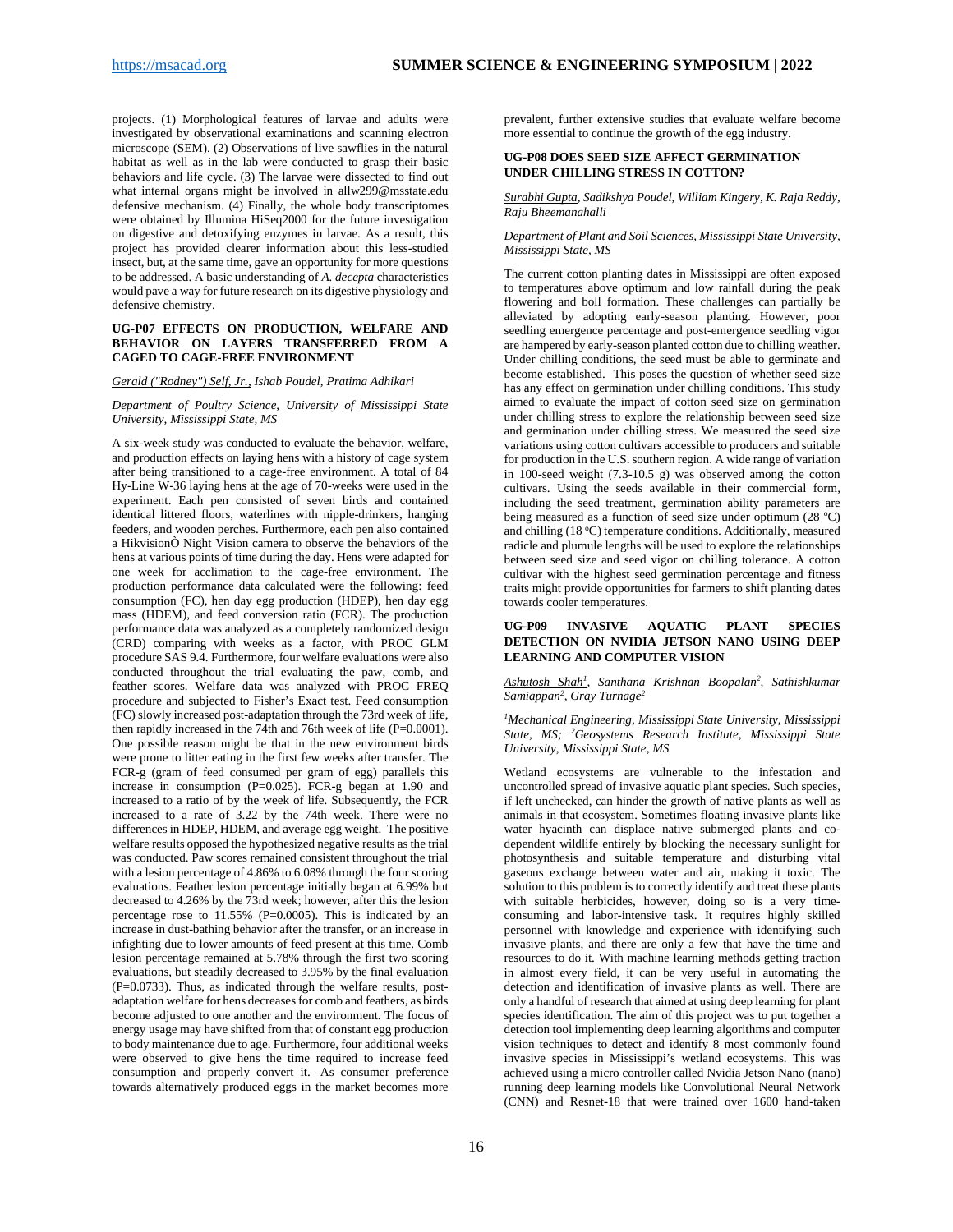projects. (1) Morphological features of larvae and adults were investigated by observational examinations and scanning electron microscope (SEM). (2) Observations of live sawflies in the natural habitat as well as in the lab were conducted to grasp their basic behaviors and life cycle. (3) The larvae were dissected to find out what internal organs might be involved in allw299@msstate.edu defensive mechanism. (4) Finally, the whole body transcriptomes were obtained by Illumina HiSeq2000 for the future investigation on digestive and detoxifying enzymes in larvae. As a result, this project has provided clearer information about this less-studied insect, but, at the same time, gave an opportunity for more questions to be addressed. A basic understanding of *A. decepta* characteristics would pave a way for future research on its digestive physiology and defensive chemistry.

### UG-P07 EFFECTS ON PRODUCTION, WELFARE AND BEHAVIOR ON LAYERS TRANSFERRED FROM A CAGED TO CAGE-FREE ENVIRONMENT

*Gerald ("Rodney") Self, Jr., Ishab Poudel, Pratima Adhikari*

*Department of Poultry Science, University of Mississippi State University, Mississippi State, MS*

A six-week study was conducted to evaluate the behavior, welfare, and production effects on laying hens with a history of cage system after being transitioned to a cage-free environment. A total of 84 Hy-Line W-36 laying hens at the age of 70-weeks were used in the experiment. Each pen consisted of seven birds and contained identical littered floors, waterlines with nipple-drinkers, hanging feeders, and wooden perches. Furthermore, each pen also contained a HikvisionÒ Night Vision camera to observe the behaviors of the hens at various points of time during the day. Hens were adapted for one week for acclimation to the cage-free environment. The production performance data calculated were the following: feed consumption (FC), hen day egg production (HDEP), hen day egg mass (HDEM), and feed conversion ratio (FCR). The production performance data was analyzed as a completely randomized design (CRD) comparing with weeks as a factor, with PROC GLM procedure SAS 9.4. Furthermore, four welfare evaluations were also conducted throughout the trial evaluating the paw, comb, and feather scores. Welfare data was analyzed with PROC FREQ procedure and subjected to Fisher's Exact test. Feed consumption (FC) slowly increased post-adaptation through the 73rd week of life, then rapidly increased in the 74th and 76th week of life ($P=0.0001$). One possible reason might be that in the new environment birds were prone to litter eating in the first few weeks after transfer. The FCR-g (gram of feed consumed per gram of egg) parallels this increase in consumption ($P=0.025$). FCR-g began at 1.90 and increased to a ratio of by the week of life. Subsequently, the FCR increased to a rate of 3.22 by the 74th week. There were no differences in HDEP, HDEM, and average egg weight. The positive welfare results opposed the hypothesized negative results as the trial was conducted. Paw scores remained consistent throughout the trial with a lesion percentage of 4.86% to 6.08% through the four scoring evaluations. Feather lesion percentage initially began at 6.99% but decreased to 4.26% by the 73rd week; however, after this the lesion percentage rose to 11.55% ($P=0.0005$). This is indicated by an increase in dust-bathing behavior after the transfer, or an increase in infighting due to lower amounts of feed present at this time. Comb lesion percentage remained at 5.78% through the first two scoring evaluations, but steadily decreased to 3.95% by the final evaluation ($P=0.0733$). Thus, as indicated through the welfare results, post-adaptation welfare for hens decreases for comb and feathers, as birds become adjusted to one another and the environment. The focus of energy usage may have shifted from that of constant egg production to body maintenance due to age. Furthermore, four additional weeks were observed to give hens the time required to increase feed consumption and properly convert it. As consumer preference towards alternatively produced eggs in the market becomes more prevalent, further extensive studies that evaluate welfare become more essential to continue the growth of the egg industry.

### UG-P08 DOES SEED SIZE AFFECT GERMINATION UNDER CHILLING STRESS IN COTTON?

*Surabhi Gupta, Sadikshya Poudel, William Kingery, K. Raja Reddy, Raju Bheemanahalli*

*Department of Plant and Soil Sciences, Mississippi State University, Mississippi State, MS*

The current cotton planting dates in Mississippi are often exposed to temperatures above optimum and low rainfall during the peak flowering and boll formation. These challenges can partially be alleviated by adopting early-season planting. However, poor seedling emergence percentage and post-emergence seedling vigor are hampered by early-season planted cotton due to chilling weather. Under chilling conditions, the seed must be able to germinate and become established. This poses the question of whether seed size has any effect on germination under chilling conditions. This study aimed to evaluate the impact of cotton seed size on germination under chilling stress to explore the relationship between seed size and germination under chilling stress. We measured the seed size variations using cotton cultivars accessible to producers and suitable for production in the U.S. southern region. A wide range of variation in 100-seed weight (7.3-10.5 g) was observed among the cotton cultivars. Using the seeds available in their commercial form, including the seed treatment, germination ability parameters are being measured as a function of seed size under optimum (28 °C) and chilling (18 °C) temperature conditions. Additionally, measured radicle and plumule lengths will be used to explore the relationships between seed size and seed vigor on chilling tolerance. A cotton cultivar with the highest seed germination percentage and fitness traits might provide opportunities for farmers to shift planting dates towards cooler temperatures.

### UG-P09 INVASIVE AQUATIC PLANT SPECIES DETECTION ON NVIDIA JETSON NANO USING DEEP LEARNING AND COMPUTER VISION

*Ashutosh Shah[1], Santhana Krishnan Boopalan[2], Sathishkumar Samiappan[2], Gray Turnage[2]*

*[1]Mechanical Engineering, Mississippi State University, Mississippi State, MS; [2]Geosystems Research Institute, Mississippi State University, Mississippi State, MS*

Wetland ecosystems are vulnerable to the infestation and uncontrolled spread of invasive aquatic plant species. Such species, if left unchecked, can hinder the growth of native plants as well as animals in that ecosystem. Sometimes floating invasive plants like water hyacinth can displace native submerged plants and co-dependent wildlife entirely by blocking the necessary sunlight for photosynthesis and suitable temperature and disturbing vital gaseous exchange between water and air, making it toxic. The solution to this problem is to correctly identify and treat these plants with suitable herbicides, however, doing so is a very time-consuming and labor-intensive task. It requires highly skilled personnel with knowledge and experience with identifying such invasive plants, and there are only a few that have the time and resources to do it. With machine learning methods getting traction in almost every field, it can be very useful in automating the detection and identification of invasive plants as well. There are only a handful of research that aimed at using deep learning for plant species identification. The aim of this project was to put together a detection tool implementing deep learning algorithms and computer vision techniques to detect and identify 8 most commonly found invasive species in Mississippi's wetland ecosystems. This was achieved using a micro controller called Nvidia Jetson Nano (nano) running deep learning models like Convolutional Neural Network (CNN) and Resnet-18 that were trained over 1600 hand-taken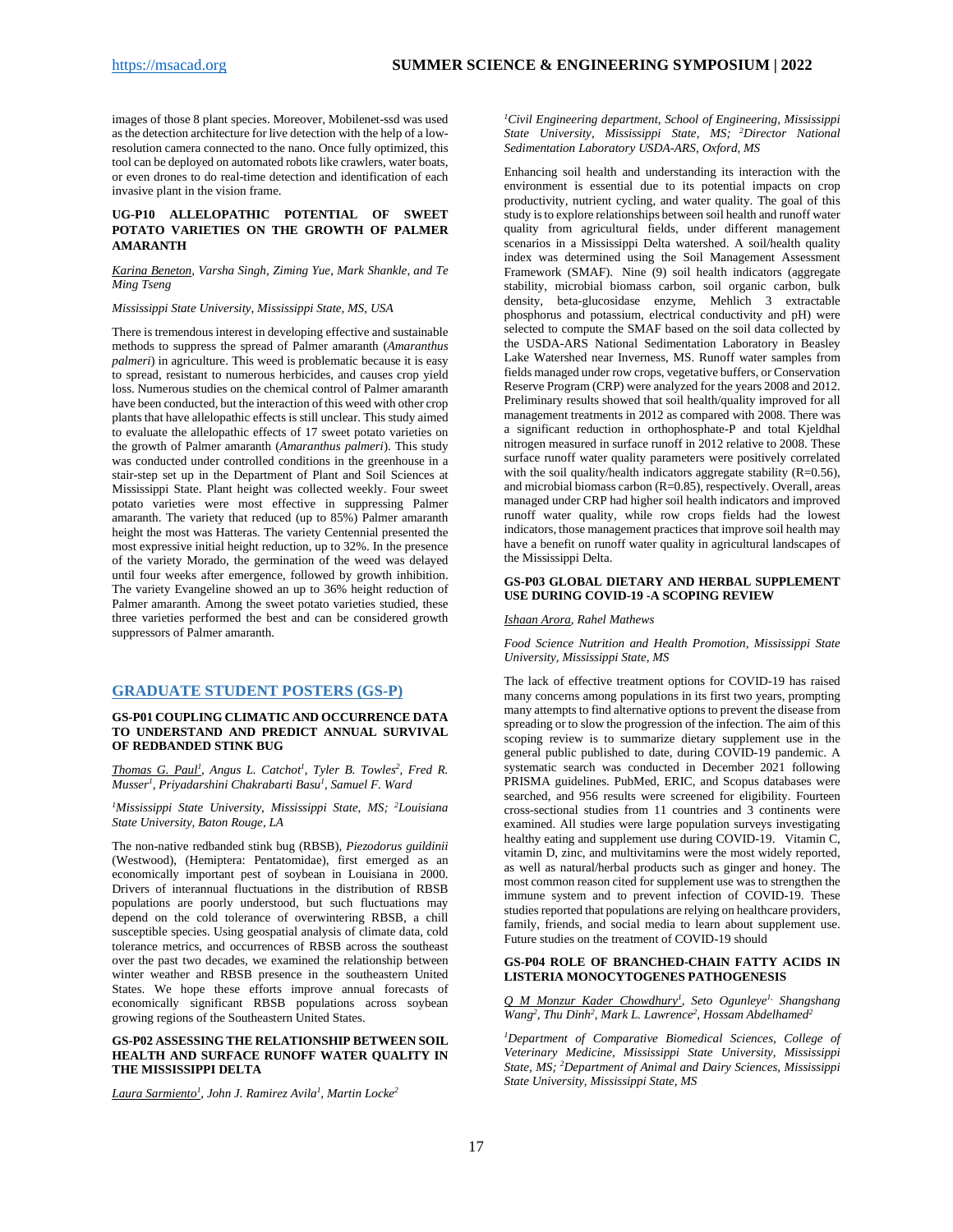images of those 8 plant species. Moreover, Mobilenet-ssd was used as the detection architecture for live detection with the help of a low-resolution camera connected to the nano. Once fully optimized, this tool can be deployed on automated robots like crawlers, water boats, or even drones to do real-time detection and identification of each invasive plant in the vision frame.

#### UG-P10 ALLELOPATHIC POTENTIAL OF SWEET POTATO VARIETIES ON THE GROWTH OF PALMER AMARANTH

*Karina Beneton, Varsha Singh, Ziming Yue, Mark Shankle, and Te Ming Tseng*

*Mississippi State University, Mississippi State, MS, USA*

There is tremendous interest in developing effective and sustainable methods to suppress the spread of Palmer amaranth (*Amaranthus palmeri*) in agriculture. This weed is problematic because it is easy to spread, resistant to numerous herbicides, and causes crop yield loss. Numerous studies on the chemical control of Palmer amaranth have been conducted, but the interaction of this weed with other crop plants that have allelopathic effects is still unclear. This study aimed to evaluate the allelopathic effects of 17 sweet potato varieties on the growth of Palmer amaranth (*Amaranthus palmeri*). This study was conducted under controlled conditions in the greenhouse in a stair-step set up in the Department of Plant and Soil Sciences at Mississippi State. Plant height was collected weekly. Four sweet potato varieties were most effective in suppressing Palmer amaranth. The variety that reduced (up to 85%) Palmer amaranth height the most was Hatteras. The variety Centennial presented the most expressive initial height reduction, up to 32%. In the presence of the variety Morado, the germination of the weed was delayed until four weeks after emergence, followed by growth inhibition. The variety Evangeline showed an up to 36% height reduction of Palmer amaranth. Among the sweet potato varieties studied, these three varieties performed the best and can be considered growth suppressors of Palmer amaranth.

## GRADUATE STUDENT POSTERS (GS-P)

#### GS-P01 COUPLING CLIMATIC AND OCCURRENCE DATA TO UNDERSTAND AND PREDICT ANNUAL SURVIVAL OF REDBANDED STINK BUG

*Thomas G. Paul[1], Angus L. Catchot[1], Tyler B. Towles[2], Fred R. Musser[1], Priyadarshini Chakrabarti Basu[1], Samuel F. Ward*

*[1]Mississippi State University, Mississippi State, MS; [2]Louisiana State University, Baton Rouge, LA*

The non-native redbanded stink bug (RBSB), *Piezodorus guildinii* (Westwood), (Hemiptera: Pentatomidae), first emerged as an economically important pest of soybean in Louisiana in 2000. Drivers of interannual fluctuations in the distribution of RBSB populations are poorly understood, but such fluctuations may depend on the cold tolerance of overwintering RBSB, a chill susceptible species. Using geospatial analysis of climate data, cold tolerance metrics, and occurrences of RBSB across the southeast over the past two decades, we examined the relationship between winter weather and RBSB presence in the southeastern United States. We hope these efforts improve annual forecasts of economically significant RBSB populations across soybean growing regions of the Southeastern United States.

#### GS-P02 ASSESSING THE RELATIONSHIP BETWEEN SOIL HEALTH AND SURFACE RUNOFF WATER QUALITY IN THE MISSISSIPPI DELTA

*Laura Sarmiento[1], John J. Ramirez Avila[1], Martin Locke[2]*

*[1]Civil Engineering department, School of Engineering, Mississippi State University, Mississippi State, MS; [2]Director National Sedimentation Laboratory USDA-ARS, Oxford, MS*

Enhancing soil health and understanding its interaction with the environment is essential due to its potential impacts on crop productivity, nutrient cycling, and water quality. The goal of this study is to explore relationships between soil health and runoff water quality from agricultural fields, under different management scenarios in a Mississippi Delta watershed. A soil/health quality index was determined using the Soil Management Assessment Framework (SMAF). Nine (9) soil health indicators (aggregate stability, microbial biomass carbon, soil organic carbon, bulk density, beta-glucosidase enzyme, Mehlich 3 extractable phosphorus and potassium, electrical conductivity and pH) were selected to compute the SMAF based on the soil data collected by the USDA-ARS National Sedimentation Laboratory in Beasley Lake Watershed near Inverness, MS. Runoff water samples from fields managed under row crops, vegetative buffers, or Conservation Reserve Program (CRP) were analyzed for the years 2008 and 2012. Preliminary results showed that soil health/quality improved for all management treatments in 2012 as compared with 2008. There was a significant reduction in orthophosphate-P and total Kjeldhal nitrogen measured in surface runoff in 2012 relative to 2008. These surface runoff water quality parameters were positively correlated with the soil quality/health indicators aggregate stability ($R=0.56$), and microbial biomass carbon ($R=0.85$), respectively. Overall, areas managed under CRP had higher soil health indicators and improved runoff water quality, while row crops fields had the lowest indicators, those management practices that improve soil health may have a benefit on runoff water quality in agricultural landscapes of the Mississippi Delta.

#### GS-P03 GLOBAL DIETARY AND HERBAL SUPPLEMENT USE DURING COVID-19 -A SCOPING REVIEW

*Ishaan Arora, Rahel Mathews*

*Food Science Nutrition and Health Promotion, Mississippi State University, Mississippi State, MS*

The lack of effective treatment options for COVID-19 has raised many concerns among populations in its first two years, prompting many attempts to find alternative options to prevent the disease from spreading or to slow the progression of the infection. The aim of this scoping review is to summarize dietary supplement use in the general public published to date, during COVID-19 pandemic. A systematic search was conducted in December 2021 following PRISMA guidelines. PubMed, ERIC, and Scopus databases were searched, and 956 results were screened for eligibility. Fourteen cross-sectional studies from 11 countries and 3 continents were examined. All studies were large population surveys investigating healthy eating and supplement use during COVID-19. Vitamin C, vitamin D, zinc, and multivitamins were the most widely reported, as well as natural/herbal products such as ginger and honey. The most common reason cited for supplement use was to strengthen the immune system and to prevent infection of COVID-19. These studies reported that populations are relying on healthcare providers, family, friends, and social media to learn about supplement use. Future studies on the treatment of COVID-19 should

#### GS-P04 ROLE OF BRANCHED-CHAIN FATTY ACIDS IN LISTERIA MONOCYTOGENES PATHOGENESIS

*Q M Monzur Kader Chowdhury[1], Seto Ogunleye[1], Shangshang Wang[2], Thu Dinh[2], Mark L. Lawrence[2], Hossam Abdelhamed[2]*

*[1]Department of Comparative Biomedical Sciences, College of Veterinary Medicine, Mississippi State University, Mississippi State, MS; [2]Department of Animal and Dairy Sciences, Mississippi State University, Mississippi State, MS*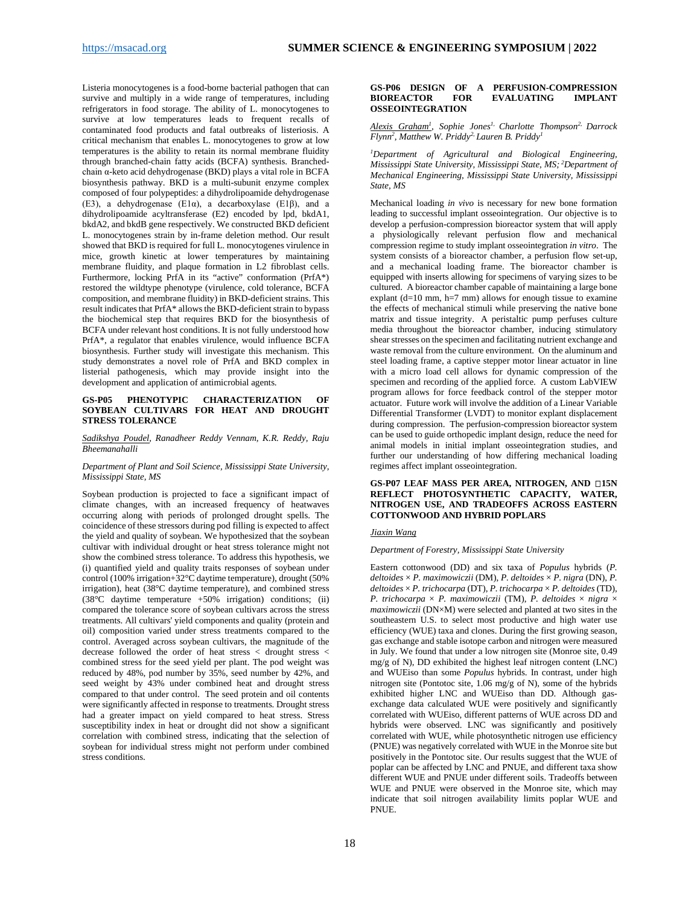Listeria monocytogenes is a food-borne bacterial pathogen that can survive and multiply in a wide range of temperatures, including refrigerators in food storage. The ability of L. monocytogenes to survive at low temperatures leads to frequent recalls of contaminated food products and fatal outbreaks of listeriosis. A critical mechanism that enables L. monocytogenes to grow at low temperatures is the ability to retain its normal membrane fluidity through branched-chain fatty acids (BCFA) synthesis. Branched-chain α-keto acid dehydrogenase (BKD) plays a vital role in BCFA biosynthesis pathway. BKD is a multi-subunit enzyme complex composed of four polypeptides: a dihydrolipoamide dehydrogenase (E3), a dehydrogenase (E1α), a decarboxylase (E1β), and a dihydrolipoamide acyltransferase (E2) encoded by lpd, bkdA1, bkdA2, and bkdB gene respectively. We constructed BKD deficient L. monocytogenes strain by in-frame deletion method. Our result showed that BKD is required for full L. monocytogenes virulence in mice, growth kinetic at lower temperatures by maintaining membrane fluidity, and plaque formation in L2 fibroblast cells. Furthermore, locking PrfA in its "active" conformation (PrfA*) restored the wildtype phenotype (virulence, cold tolerance, BCFA composition, and membrane fluidity) in BKD-deficient strains. This result indicates that PrfA* allows the BKD-deficient strain to bypass the biochemical step that requires BKD for the biosynthesis of BCFA under relevant host conditions. It is not fully understood how PrfA*, a regulator that enables virulence, would influence BCFA biosynthesis. Further study will investigate this mechanism. This study demonstrates a novel role of PrfA and BKD complex in listerial pathogenesis, which may provide insight into the development and application of antimicrobial agents.

### GS-P05 PHENOTYPIC CHARACTERIZATION OF SOYBEAN CULTIVARS FOR HEAT AND DROUGHT STRESS TOLERANCE

*Sadikshya Poudel, Ranadheer Reddy Vennam, K.R. Reddy, Raju Bheemanahalli*

*Department of Plant and Soil Science, Mississippi State University, Mississippi State, MS*

Soybean production is projected to face a significant impact of climate changes, with an increased frequency of heatwaves occurring along with periods of prolonged drought spells. The coincidence of these stressors during pod filling is expected to affect the yield and quality of soybean. We hypothesized that the soybean cultivar with individual drought or heat stress tolerance might not show the combined stress tolerance. To address this hypothesis, we (i) quantified yield and quality traits responses of soybean under control (100% irrigation+32°C daytime temperature), drought (50% irrigation), heat (38°C daytime temperature), and combined stress (38°C daytime temperature +50% irrigation) conditions; (ii) compared the tolerance score of soybean cultivars across the stress treatments. All cultivars' yield components and quality (protein and oil) composition varied under stress treatments compared to the control. Averaged across soybean cultivars, the magnitude of the decrease followed the order of heat stress < drought stress < combined stress for the seed yield per plant. The pod weight was reduced by 48%, pod number by 35%, seed number by 42%, and seed weight by 43% under combined heat and drought stress compared to that under control. The seed protein and oil contents were significantly affected in response to treatments. Drought stress had a greater impact on yield compared to heat stress. Stress susceptibility index in heat or drought did not show a significant correlation with combined stress, indicating that the selection of soybean for individual stress might not perform under combined stress conditions.

### GS-P06 DESIGN OF A PERFUSION-COMPRESSION BIOREACTOR FOR EVALUATING IMPLANT OSSEOINTEGRATION

*Alexis Graham[1], Sophie Jones[1], Charlotte Thompson[2], Darrock Flynn[2], Matthew W. Priddy[2], Lauren B. Priddy[1]*

*[1]Department of Agricultural and Biological Engineering, Mississippi State University, Mississippi State, MS; [2]Department of Mechanical Engineering, Mississippi State University, Mississippi State, MS*

Mechanical loading *in vivo* is necessary for new bone formation leading to successful implant osseointegration. Our objective is to develop a perfusion-compression bioreactor system that will apply a physiologically relevant perfusion flow and mechanical compression regime to study implant osseointegration *in vitro*. The system consists of a bioreactor chamber, a perfusion flow set-up, and a mechanical loading frame. The bioreactor chamber is equipped with inserts allowing for specimens of varying sizes to be cultured. A bioreactor chamber capable of maintaining a large bone explant (d=10 mm, h=7 mm) allows for enough tissue to examine the effects of mechanical stimuli while preserving the native bone matrix and tissue integrity. A peristaltic pump perfuses culture media throughout the bioreactor chamber, inducing stimulatory shear stresses on the specimen and facilitating nutrient exchange and waste removal from the culture environment. On the aluminum and steel loading frame, a captive stepper motor linear actuator in line with a micro load cell allows for dynamic compression of the specimen and recording of the applied force. A custom LabVIEW program allows for force feedback control of the stepper motor actuator. Future work will involve the addition of a Linear Variable Differential Transformer (LVDT) to monitor explant displacement during compression. The perfusion-compression bioreactor system can be used to guide orthopedic implant design, reduce the need for animal models in initial implant osseointegration studies, and further our understanding of how differing mechanical loading regimes affect implant osseointegration.

### GS-P07 LEAF MASS PER AREA, NITROGEN, AND □15N REFLECT PHOTOSYNTHETIC CAPACITY, WATER, NITROGEN USE, AND TRADEOFFS ACROSS EASTERN COTTONWOOD AND HYBRID POPLARS

*Jiaxin Wang*

*Department of Forestry, Mississippi State University*

Eastern cottonwood (DD) and six taxa of *Populus* hybrids (*P. deltoides* × *P. maximowiczii* (DM), *P. deltoides* × *P. nigra* (DN), *P. deltoides* × *P. trichocarpa* (DT), *P. trichocarpa* × *P. deltoides* (TD), *P. trichocarpa* × *P. maximowiczii* (TM), *P. deltoides* × *nigra* × *maximowiczii* (DN×M) were selected and planted at two sites in the southeastern U.S. to select most productive and high water use efficiency (WUE) taxa and clones. During the first growing season, gas exchange and stable isotope carbon and nitrogen were measured in July. We found that under a low nitrogen site (Monroe site, 0.49 mg/g of N), DD exhibited the highest leaf nitrogen content (LNC) and WUEiso than some *Populus* hybrids. In contrast, under high nitrogen site (Pontotoc site, 1.06 mg/g of N), some of the hybrids exhibited higher LNC and WUEiso than DD. Although gas-exchange data calculated WUE were positively and significantly correlated with WUEiso, different patterns of WUE across DD and hybrids were observed. LNC was significantly and positively correlated with WUE, while photosynthetic nitrogen use efficiency (PNUE) was negatively correlated with WUE in the Monroe site but positively in the Pontotoc site. Our results suggest that the WUE of poplar can be affected by LNC and PNUE, and different taxa show different WUE and PNUE under different soils. Tradeoffs between WUE and PNUE were observed in the Monroe site, which may indicate that soil nitrogen availability limits poplar WUE and PNUE.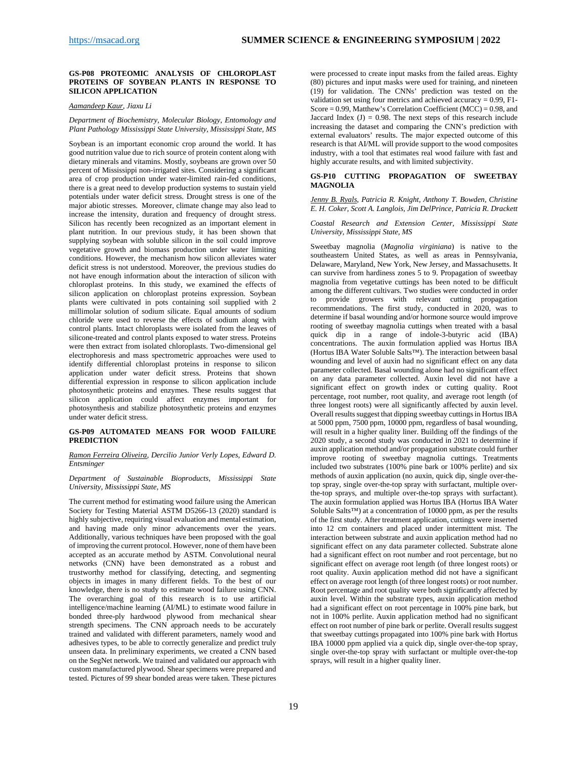### GS-P08 PROTEOMIC ANALYSIS OF CHLOROPLAST PROTEINS OF SOYBEAN PLANTS IN RESPONSE TO SILICON APPLICATION

*Aamandeep Kaur*, *Jiaxu Li*

*Department of Biochemistry, Molecular Biology, Entomology and Plant Pathology Mississippi State University, Mississippi State, MS*

Soybean is an important economic crop around the world. It has good nutrition value due to rich source of protein content along with dietary minerals and vitamins. Mostly, soybeans are grown over 50 percent of Mississippi non-irrigated sites. Considering a significant area of crop production under water-limited rain-fed conditions, there is a great need to develop production systems to sustain yield potentials under water deficit stress. Drought stress is one of the major abiotic stresses. Moreover, climate change may also lead to increase the intensity, duration and frequency of drought stress. Silicon has recently been recognized as an important element in plant nutrition. In our previous study, it has been shown that supplying soybean with soluble silicon in the soil could improve vegetative growth and biomass production under water limiting conditions. However, the mechanism how silicon alleviates water deficit stress is not understood. Moreover, the previous studies do not have enough information about the interaction of silicon with chloroplast proteins. In this study, we examined the effects of silicon application on chloroplast proteins expression. Soybean plants were cultivated in pots containing soil supplied with 2 millimolar solution of sodium silicate. Equal amounts of sodium chloride were used to reverse the effects of sodium along with control plants. Intact chloroplasts were isolated from the leaves of silicone-treated and control plants exposed to water stress. Proteins were then extract from isolated chloroplasts. Two-dimensional gel electrophoresis and mass spectrometric approaches were used to identify differential chloroplast proteins in response to silicon application under water deficit stress. Proteins that shown differential expression in response to silicon application include photosynthetic proteins and enzymes. These results suggest that silicon application could affect enzymes important for photosynthesis and stabilize photosynthetic proteins and enzymes under water deficit stress.

### GS-P09 AUTOMATED MEANS FOR WOOD FAILURE PREDICTION

*Ramon Ferreira Oliveira*, *Dercilio Junior Verly Lopes, Edward D. Entsminger*

*Department of Sustainable Bioproducts, Mississippi State University, Mississippi State, MS*

The current method for estimating wood failure using the American Society for Testing Material ASTM D5266-13 (2020) standard is highly subjective, requiring visual evaluation and mental estimation, and having made only minor advancements over the years. Additionally, various techniques have been proposed with the goal of improving the current protocol. However, none of them have been accepted as an accurate method by ASTM. Convolutional neural networks (CNN) have been demonstrated as a robust and trustworthy method for classifying, detecting, and segmenting objects in images in many different fields. To the best of our knowledge, there is no study to estimate wood failure using CNN. The overarching goal of this research is to use artificial intelligence/machine learning (AI/ML) to estimate wood failure in bonded three-ply hardwood plywood from mechanical shear strength specimens. The CNN approach needs to be accurately trained and validated with different parameters, namely wood and adhesives types, to be able to correctly generalize and predict truly unseen data. In preliminary experiments, we created a CNN based on the SegNet network. We trained and validated our approach with custom manufactured plywood. Shear specimens were prepared and tested. Pictures of 99 shear bonded areas were taken. These pictures were processed to create input masks from the failed areas. Eighty (80) pictures and input masks were used for training, and nineteen (19) for validation. The CNNs' prediction was tested on the validation set using four metrics and achieved accuracy = 0.99, F1-Score = 0.99, Matthew's Correlation Coefficient (MCC) = 0.98, and Jaccard Index (J) = 0.98. The next steps of this research include increasing the dataset and comparing the CNN's prediction with external evaluators' results. The major expected outcome of this research is that AI/ML will provide support to the wood composites industry, with a tool that estimates real wood failure with fast and highly accurate results, and with limited subjectivity.

### GS-P10 CUTTING PROPAGATION OF SWEETBAY MAGNOLIA

*Jenny B. Ryals*, *Patricia R. Knight, Anthony T. Bowden, Christine E. H. Coker, Scott A. Langlois, Jim DelPrince, Patricia R. Drackett*

*Coastal Research and Extension Center, Mississippi State University, Mississippi State, MS*

Sweetbay magnolia (*Magnolia virginiana*) is native to the southeastern United States, as well as areas in Pennsylvania, Delaware, Maryland, New York, New Jersey, and Massachusetts. It can survive from hardiness zones 5 to 9. Propagation of sweetbay magnolia from vegetative cuttings has been noted to be difficult among the different cultivars. Two studies were conducted in order to provide growers with relevant cutting propagation recommendations. The first study, conducted in 2020, was to determine if basal wounding and/or hormone source would improve rooting of sweetbay magnolia cuttings when treated with a basal quick dip in a range of indole-3-butyric acid (IBA) concentrations. The auxin formulation applied was Hortus IBA (Hortus IBA Water Soluble Salts™). The interaction between basal wounding and level of auxin had no significant effect on any data parameter collected. Basal wounding alone had no significant effect on any data parameter collected. Auxin level did not have a significant effect on growth index or cutting quality. Root percentage, root number, root quality, and average root length (of three longest roots) were all significantly affected by auxin level. Overall results suggest that dipping sweetbay cuttings in Hortus IBA at 5000 ppm, 7500 ppm, 10000 ppm, regardless of basal wounding, will result in a higher quality liner. Building off the findings of the 2020 study, a second study was conducted in 2021 to determine if auxin application method and/or propagation substrate could further improve rooting of sweetbay magnolia cuttings. Treatments included two substrates (100% pine bark or 100% perlite) and six methods of auxin application (no auxin, quick dip, single over-the-top spray, single over-the-top spray with surfactant, multiple over-the-top sprays, and multiple over-the-top sprays with surfactant). The auxin formulation applied was Hortus IBA (Hortus IBA Water Soluble Salts™) at a concentration of 10000 ppm, as per the results of the first study. After treatment application, cuttings were inserted into 12 cm containers and placed under intermittent mist. The interaction between substrate and auxin application method had no significant effect on any data parameter collected. Substrate alone had a significant effect on root number and root percentage, but no significant effect on average root length (of three longest roots) or root quality. Auxin application method did not have a significant effect on average root length (of three longest roots) or root number. Root percentage and root quality were both significantly affected by auxin level. Within the substrate types, auxin application method had a significant effect on root percentage in 100% pine bark, but not in 100% perlite. Auxin application method had no significant effect on root number of pine bark or perlite. Overall results suggest that sweetbay cuttings propagated into 100% pine bark with Hortus IBA 10000 ppm applied via a quick dip, single over-the-top spray, single over-the-top spray with surfactant or multiple over-the-top sprays, will result in a higher quality liner.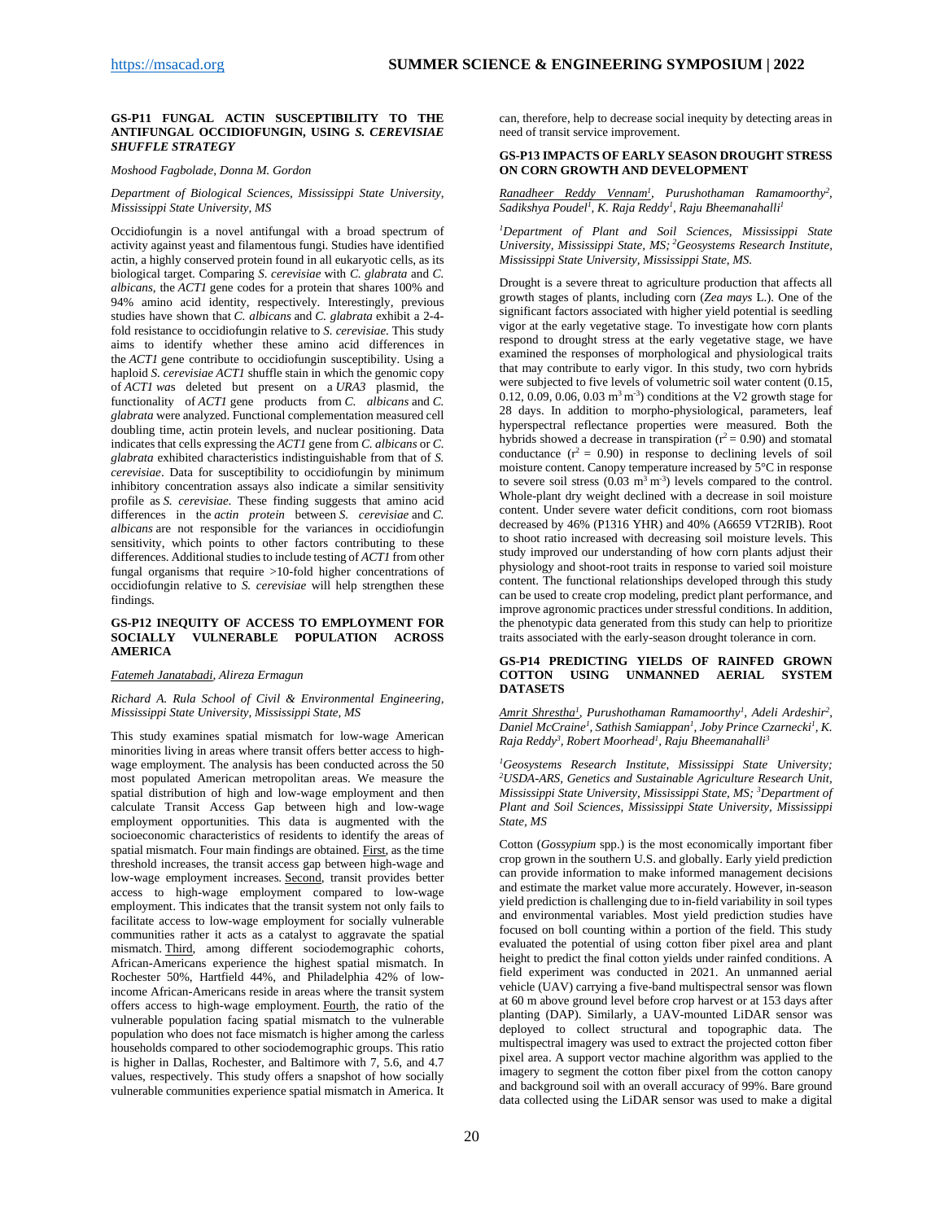### GS-P11 FUNGAL ACTIN SUSCEPTIBILITY TO THE ANTIFUNGAL OCCIDIOFUNGIN, USING *S. CEREVISIAE SHUFFLE STRATEGY*

*Moshood Fagbolade, Donna M. Gordon*

*Department of Biological Sciences, Mississippi State University, Mississippi State University, MS*

Occidiofungin is a novel antifungal with a broad spectrum of activity against yeast and filamentous fungi. Studies have identified actin, a highly conserved protein found in all eukaryotic cells, as its biological target. Comparing *S. cerevisiae* with *C. glabrata* and *C. albicans*, the *ACT1* gene codes for a protein that shares 100% and 94% amino acid identity, respectively. Interestingly, previous studies have shown that *C. albicans* and *C. glabrata* exhibit a 2-4-fold resistance to occidiofungin relative to *S. cerevisiae.* This study aims to identify whether these amino acid differences in the *ACT1* gene contribute to occidiofungin susceptibility. Using a haploid *S. cerevisiae ACT1* shuffle stain in which the genomic copy of *ACT1 wa*s deleted but present on a *URA3* plasmid, the functionality of *ACT1* gene products from *C. albicans* and *C. glabrata* were analyzed. Functional complementation measured cell doubling time, actin protein levels, and nuclear positioning. Data indicates that cells expressing the *ACT1* gene from *C. albicans* or *C. glabrata* exhibited characteristics indistinguishable from that of *S. cerevisiae*. Data for susceptibility to occidiofungin by minimum inhibitory concentration assays also indicate a similar sensitivity profile as *S. cerevisiae.* These finding suggests that amino acid differences in the *actin protein* between *S. cerevisiae* and *C. albicans* are not responsible for the variances in occidiofungin sensitivity, which points to other factors contributing to these differences. Additional studies to include testing of *ACT1* from other fungal organisms that require >10-fold higher concentrations of occidiofungin relative to *S. cerevisiae* will help strengthen these findings.

### GS-P12 INEQUITY OF ACCESS TO EMPLOYMENT FOR SOCIALLY VULNERABLE POPULATION ACROSS AMERICA

*Fatemeh Janatabadi, Alireza Ermagun*

*Richard A. Rula School of Civil & Environmental Engineering, Mississippi State University, Mississippi State, MS*

This study examines spatial mismatch for low-wage American minorities living in areas where transit offers better access to high-wage employment. The analysis has been conducted across the 50 most populated American metropolitan areas. We measure the spatial distribution of high and low-wage employment and then calculate Transit Access Gap between high and low-wage employment opportunities. This data is augmented with the socioeconomic characteristics of residents to identify the areas of spatial mismatch. Four main findings are obtained. First, as the time threshold increases, the transit access gap between high-wage and low-wage employment increases. Second, transit provides better access to high-wage employment compared to low-wage employment. This indicates that the transit system not only fails to facilitate access to low-wage employment for socially vulnerable communities rather it acts as a catalyst to aggravate the spatial mismatch. Third, among different sociodemographic cohorts, African-Americans experience the highest spatial mismatch. In Rochester 50%, Hartfield 44%, and Philadelphia 42% of low-income African-Americans reside in areas where the transit system offers access to high-wage employment. Fourth, the ratio of the vulnerable population facing spatial mismatch to the vulnerable population who does not face mismatch is higher among the carless households compared to other sociodemographic groups. This ratio is higher in Dallas, Rochester, and Baltimore with 7, 5.6, and 4.7 values, respectively. This study offers a snapshot of how socially vulnerable communities experience spatial mismatch in America. It can, therefore, help to decrease social inequity by detecting areas in need of transit service improvement.

### GS-P13 IMPACTS OF EARLY SEASON DROUGHT STRESS ON CORN GROWTH AND DEVELOPMENT

*Ranadheer Reddy Vennam[1], Purushothaman Ramamoorthy[2], Sadikshya Poudel[1], K. Raja Reddy[1], Raju Bheemanahalli[1]*

*[1]Department of Plant and Soil Sciences, Mississippi State University, Mississippi State, MS; [2]Geosystems Research Institute, Mississippi State University, Mississippi State, MS.*

Drought is a severe threat to agriculture production that affects all growth stages of plants, including corn (*Zea mays* L.). One of the significant factors associated with higher yield potential is seedling vigor at the early vegetative stage. To investigate how corn plants respond to drought stress at the early vegetative stage, we have examined the responses of morphological and physiological traits that may contribute to early vigor. In this study, two corn hybrids were subjected to five levels of volumetric soil water content (0.15, 0.12, 0.09, 0.06, 0.03 $m^3 m^{-3}$) conditions at the V2 growth stage for 28 days. In addition to morpho-physiological, parameters, leaf hyperspectral reflectance properties were measured. Both the hybrids showed a decrease in transpiration ($r^2 = 0.90$) and stomatal conductance ($r^2 = 0.90$) in response to declining levels of soil moisture content. Canopy temperature increased by 5°C in response to severe soil stress (0.03 $m^3 m^{-3}$) levels compared to the control. Whole-plant dry weight declined with a decrease in soil moisture content. Under severe water deficit conditions, corn root biomass decreased by 46% (P1316 YHR) and 40% (A6659 VT2RIB). Root to shoot ratio increased with decreasing soil moisture levels. This study improved our understanding of how corn plants adjust their physiology and shoot-root traits in response to varied soil moisture content. The functional relationships developed through this study can be used to create crop modeling, predict plant performance, and improve agronomic practices under stressful conditions. In addition, the phenotypic data generated from this study can help to prioritize traits associated with the early-season drought tolerance in corn.

### GS-P14 PREDICTING YIELDS OF RAINFED GROWN COTTON USING UNMANNED AERIAL SYSTEM DATASETS

*Amrit Shrestha[1], Purushothaman Ramamoorthy[1], Adeli Ardeshir[2], Daniel McCraine[1], Sathish Samiappan[1], Joby Prince Czarnecki[1], K. Raja Reddy[3], Robert Moorhead[1], Raju Bheemanahalli[3]*

*[1]Geosystems Research Institute, Mississippi State University; [2]USDA-ARS, Genetics and Sustainable Agriculture Research Unit, Mississippi State University, Mississippi State, MS; [3]Department of Plant and Soil Sciences, Mississippi State University, Mississippi State, MS*

Cotton (*Gossypium* spp.) is the most economically important fiber crop grown in the southern U.S. and globally. Early yield prediction can provide information to make informed management decisions and estimate the market value more accurately. However, in-season yield prediction is challenging due to in-field variability in soil types and environmental variables. Most yield prediction studies have focused on boll counting within a portion of the field. This study evaluated the potential of using cotton fiber pixel area and plant height to predict the final cotton yields under rainfed conditions. A field experiment was conducted in 2021. An unmanned aerial vehicle (UAV) carrying a five-band multispectral sensor was flown at 60 m above ground level before crop harvest or at 153 days after planting (DAP). Similarly, a UAV-mounted LiDAR sensor was deployed to collect structural and topographic data. The multispectral imagery was used to extract the projected cotton fiber pixel area. A support vector machine algorithm was applied to the imagery to segment the cotton fiber pixel from the cotton canopy and background soil with an overall accuracy of 99%. Bare ground data collected using the LiDAR sensor was used to make a digital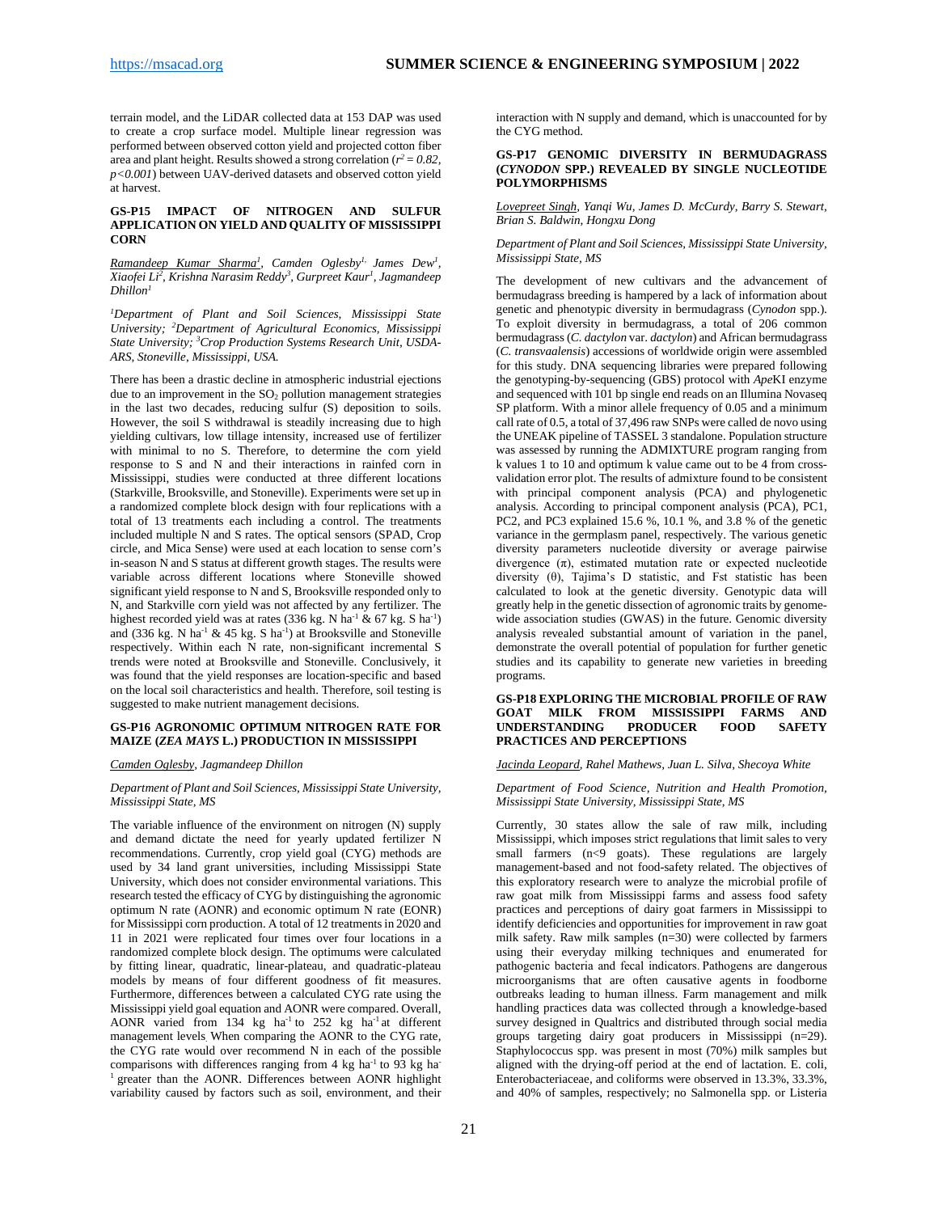terrain model, and the LiDAR collected data at 153 DAP was used to create a crop surface model. Multiple linear regression was performed between observed cotton yield and projected cotton fiber area and plant height. Results showed a strong correlation (*$r^2 = 0.82$, $p<0.001$*) between UAV-derived datasets and observed cotton yield at harvest.

### GS-P15 IMPACT OF NITROGEN AND SULFUR APPLICATION ON YIELD AND QUALITY OF MISSISSIPPI CORN

*Ramandeep Kumar Sharma[1], Camden Oglesby[1], James Dew[1], Xiaofei Li[2], Krishna Narasim Reddy[3], Gurpreet Kaur[1], Jagmandeep Dhillon[1]*

*[1]Department of Plant and Soil Sciences, Mississippi State University; [2]Department of Agricultural Economics, Mississippi State University; [3]Crop Production Systems Research Unit, USDA-ARS, Stoneville, Mississippi, USA.*

There has been a drastic decline in atmospheric industrial ejections due to an improvement in the $SO_2$ pollution management strategies in the last two decades, reducing sulfur (S) deposition to soils. However, the soil S withdrawal is steadily increasing due to high yielding cultivars, low tillage intensity, increased use of fertilizer with minimal to no S. Therefore, to determine the corn yield response to S and N and their interactions in rainfed corn in Mississippi, studies were conducted at three different locations (Starkville, Brooksville, and Stoneville). Experiments were set up in a randomized complete block design with four replications with a total of 13 treatments each including a control. The treatments included multiple N and S rates. The optical sensors (SPAD, Crop circle, and Mica Sense) were used at each location to sense corn's in-season N and S status at different growth stages. The results were variable across different locations where Stoneville showed significant yield response to N and S, Brooksville responded only to N, and Starkville corn yield was not affected by any fertilizer. The highest recorded yield was at rates (336 kg. N $ha^{-1}$ & 67 kg. S $ha^{-1}$) and (336 kg. N $ha^{-1}$ & 45 kg. S $ha^{-1}$) at Brooksville and Stoneville respectively. Within each N rate, non-significant incremental S trends were noted at Brooksville and Stoneville. Conclusively, it was found that the yield responses are location-specific and based on the local soil characteristics and health. Therefore, soil testing is suggested to make nutrient management decisions.

### GS-P16 AGRONOMIC OPTIMUM NITROGEN RATE FOR MAIZE (*ZEA MAYS* L.) PRODUCTION IN MISSISSIPPI

*Camden Oglesby, Jagmandeep Dhillon*

*Department of Plant and Soil Sciences, Mississippi State University, Mississippi State, MS*

The variable influence of the environment on nitrogen (N) supply and demand dictate the need for yearly updated fertilizer N recommendations. Currently, crop yield goal (CYG) methods are used by 34 land grant universities, including Mississippi State University, which does not consider environmental variations. This research tested the efficacy of CYG by distinguishing the agronomic optimum N rate (AONR) and economic optimum N rate (EONR) for Mississippi corn production. A total of 12 treatments in 2020 and 11 in 2021 were replicated four times over four locations in a randomized complete block design. The optimums were calculated by fitting linear, quadratic, linear-plateau, and quadratic-plateau models by means of four different goodness of fit measures. Furthermore, differences between a calculated CYG rate using the Mississippi yield goal equation and AONR were compared. Overall, AONR varied from 134 kg $ha^{-1}$ to 252 kg $ha^{-1}$ at different management levels. When comparing the AONR to the CYG rate, the CYG rate would over recommend N in each of the possible comparisons with differences ranging from 4 kg $ha^{-1}$ to 93 kg $ha^{-1}$ greater than the AONR. Differences between AONR highlight variability caused by factors such as soil, environment, and their interaction with N supply and demand, which is unaccounted for by the CYG method.

### GS-P17 GENOMIC DIVERSITY IN BERMUDAGRASS (*CYNODON* SPP.) REVEALED BY SINGLE NUCLEOTIDE POLYMORPHISMS

*Lovepreet Singh, Yanqi Wu, James D. McCurdy, Barry S. Stewart, Brian S. Baldwin, Hongxu Dong*

*Department of Plant and Soil Sciences, Mississippi State University, Mississippi State, MS*

The development of new cultivars and the advancement of bermudagrass breeding is hampered by a lack of information about genetic and phenotypic diversity in bermudagrass (*Cynodon* spp.). To exploit diversity in bermudagrass, a total of 206 common bermudagrass (*C. dactylon* var. *dactylon*) and African bermudagrass (*C. transvaalensis*) accessions of worldwide origin were assembled for this study. DNA sequencing libraries were prepared following the genotyping-by-sequencing (GBS) protocol with *Ape*KI enzyme and sequenced with 101 bp single end reads on an Illumina Novaseq SP platform. With a minor allele frequency of 0.05 and a minimum call rate of 0.5, a total of 37,496 raw SNPs were called de novo using the UNEAK pipeline of TASSEL 3 standalone. Population structure was assessed by running the ADMIXTURE program ranging from k values 1 to 10 and optimum k value came out to be 4 from cross-validation error plot. The results of admixture found to be consistent with principal component analysis (PCA) and phylogenetic analysis. According to principal component analysis (PCA), PC1, PC2, and PC3 explained 15.6 %, 10.1 %, and 3.8 % of the genetic variance in the germplasm panel, respectively. The various genetic diversity parameters nucleotide diversity or average pairwise divergence ($\pi$), estimated mutation rate or expected nucleotide diversity ($\theta$), Tajima's D statistic, and Fst statistic has been calculated to look at the genetic diversity. Genotypic data will greatly help in the genetic dissection of agronomic traits by genome-wide association studies (GWAS) in the future. Genomic diversity analysis revealed substantial amount of variation in the panel, demonstrate the overall potential of population for further genetic studies and its capability to generate new varieties in breeding programs.

### GS-P18 EXPLORING THE MICROBIAL PROFILE OF RAW GOAT MILK FROM MISSISSIPPI FARMS AND UNDERSTANDING PRODUCER FOOD SAFETY PRACTICES AND PERCEPTIONS

*Jacinda Leopard, Rahel Mathews, Juan L. Silva, Shecoya White*

*Department of Food Science, Nutrition and Health Promotion, Mississippi State University, Mississippi State, MS*

Currently, 30 states allow the sale of raw milk, including Mississippi, which imposes strict regulations that limit sales to very small farmers (n<9 goats). These regulations are largely management-based and not food-safety related. The objectives of this exploratory research were to analyze the microbial profile of raw goat milk from Mississippi farms and assess food safety practices and perceptions of dairy goat farmers in Mississippi to identify deficiencies and opportunities for improvement in raw goat milk safety. Raw milk samples (n=30) were collected by farmers using their everyday milking techniques and enumerated for pathogenic bacteria and fecal indicators. Pathogens are dangerous microorganisms that are often causative agents in foodborne outbreaks leading to human illness. Farm management and milk handling practices data was collected through a knowledge-based survey designed in Qualtrics and distributed through social media groups targeting dairy goat producers in Mississippi (n=29). Staphylococcus spp. was present in most (70%) milk samples but aligned with the drying-off period at the end of lactation. E. coli, Enterobacteriaceae, and coliforms were observed in 13.3%, 33.3%, and 40% of samples, respectively; no Salmonella spp. or Listeria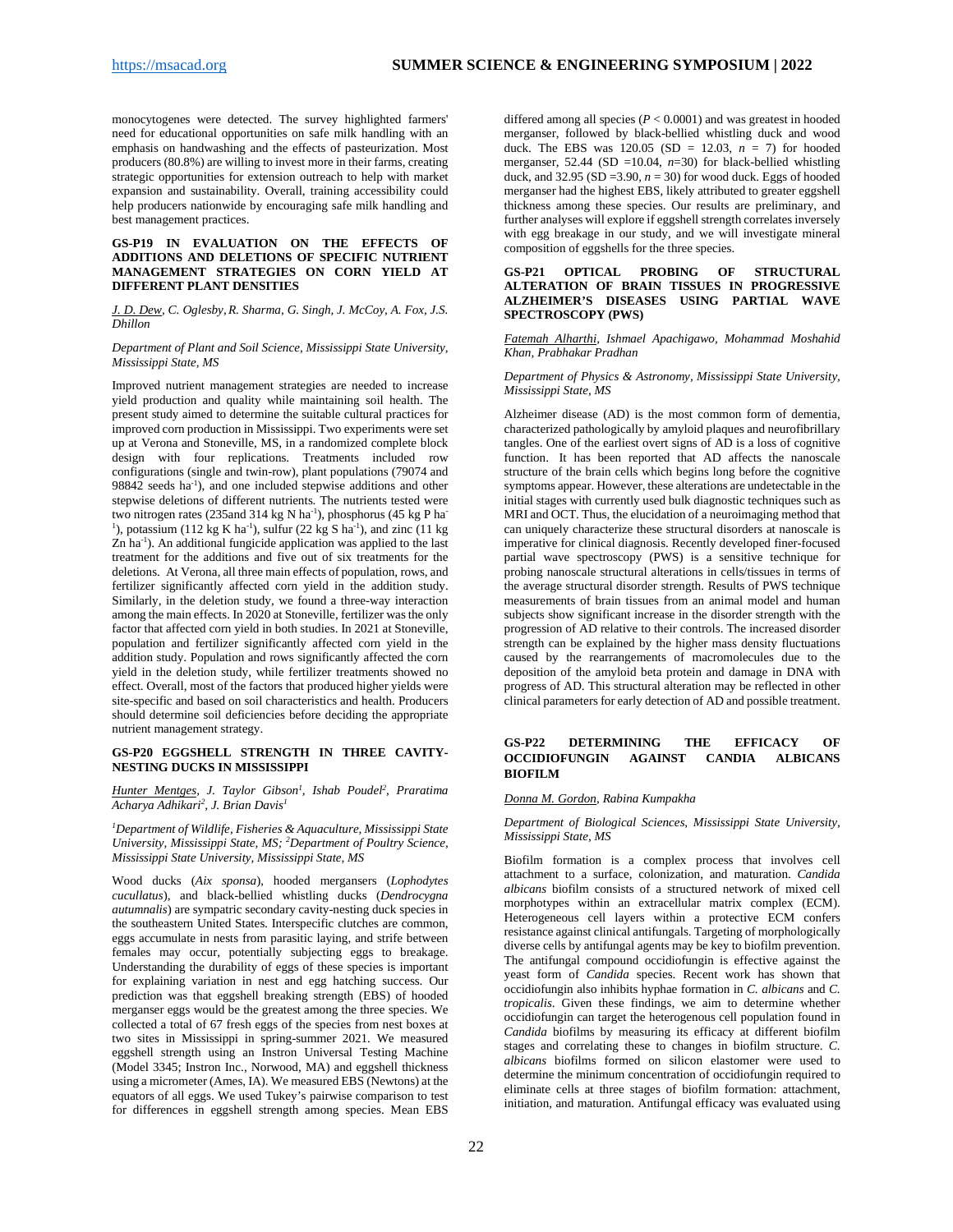monocytogenes were detected. The survey highlighted farmers' need for educational opportunities on safe milk handling with an emphasis on handwashing and the effects of pasteurization. Most producers (80.8%) are willing to invest more in their farms, creating strategic opportunities for extension outreach to help with market expansion and sustainability. Overall, training accessibility could help producers nationwide by encouraging safe milk handling and best management practices.

### GS-P19 IN EVALUATION ON THE EFFECTS OF ADDITIONS AND DELETIONS OF SPECIFIC NUTRIENT MANAGEMENT STRATEGIES ON CORN YIELD AT DIFFERENT PLANT DENSITIES

*J. D. Dew, C. Oglesby, R. Sharma, G. Singh, J. McCoy, A. Fox, J.S. Dhillon*

*Department of Plant and Soil Science, Mississippi State University, Mississippi State, MS*

Improved nutrient management strategies are needed to increase yield production and quality while maintaining soil health. The present study aimed to determine the suitable cultural practices for improved corn production in Mississippi. Two experiments were set up at Verona and Stoneville, MS, in a randomized complete block design with four replications. Treatments included row configurations (single and twin-row), plant populations (79074 and 98842 seeds ha$^{-1}$), and one included stepwise additions and other stepwise deletions of different nutrients. The nutrients tested were two nitrogen rates (235and 314 kg N ha$^{-1}$), phosphorus (45 kg P ha$^{-1}$), potassium (112 kg K ha$^{-1}$), sulfur (22 kg S ha$^{-1}$), and zinc (11 kg Zn ha$^{-1}$). An additional fungicide application was applied to the last treatment for the additions and five out of six treatments for the deletions. At Verona, all three main effects of population, rows, and fertilizer significantly affected corn yield in the addition study. Similarly, in the deletion study, we found a three-way interaction among the main effects. In 2020 at Stoneville, fertilizer was the only factor that affected corn yield in both studies. In 2021 at Stoneville, population and fertilizer significantly affected corn yield in the addition study. Population and rows significantly affected the corn yield in the deletion study, while fertilizer treatments showed no effect. Overall, most of the factors that produced higher yields were site-specific and based on soil characteristics and health. Producers should determine soil deficiencies before deciding the appropriate nutrient management strategy.

### GS-P20 EGGSHELL STRENGTH IN THREE CAVITY-NESTING DUCKS IN MISSISSIPPI

*Hunter Mentges, J. Taylor Gibson[1], Ishab Poudel[2], Praratima Acharya Adhikari[2], J. Brian Davis[1]*

*[1]Department of Wildlife, Fisheries & Aquaculture, Mississippi State University, Mississippi State, MS; [2]Department of Poultry Science, Mississippi State University, Mississippi State, MS*

Wood ducks (*Aix sponsa*), hooded mergansers (*Lophodytes cucullatus*), and black-bellied whistling ducks (*Dendrocygna autumnalis*) are sympatric secondary cavity-nesting duck species in the southeastern United States. Interspecific clutches are common, eggs accumulate in nests from parasitic laying, and strife between females may occur, potentially subjecting eggs to breakage. Understanding the durability of eggs of these species is important for explaining variation in nest and egg hatching success. Our prediction was that eggshell breaking strength (EBS) of hooded merganser eggs would be the greatest among the three species. We collected a total of 67 fresh eggs of the species from nest boxes at two sites in Mississippi in spring-summer 2021. We measured eggshell strength using an Instron Universal Testing Machine (Model 3345; Instron Inc., Norwood, MA) and eggshell thickness using a micrometer (Ames, IA). We measured EBS (Newtons) at the equators of all eggs. We used Tukey's pairwise comparison to test for differences in eggshell strength among species. Mean EBS differed among all species ($P < 0.0001$) and was greatest in hooded merganser, followed by black-bellied whistling duck and wood duck. The EBS was 120.05 (SD = 12.03, $n$ = 7) for hooded merganser, 52.44 (SD =10.04, $n$=30) for black-bellied whistling duck, and 32.95 (SD =3.90, $n$ = 30) for wood duck. Eggs of hooded merganser had the highest EBS, likely attributed to greater eggshell thickness among these species. Our results are preliminary, and further analyses will explore if eggshell strength correlates inversely with egg breakage in our study, and we will investigate mineral composition of eggshells for the three species.

### GS-P21 OPTICAL PROBING OF STRUCTURAL ALTERATION OF BRAIN TISSUES IN PROGRESSIVE ALZHEIMER'S DISEASES USING PARTIAL WAVE SPECTROSCOPY (PWS)

*Fatemah Alharthi, Ishmael Apachigawo, Mohammad Moshahid Khan, Prabhakar Pradhan*

*Department of Physics & Astronomy, Mississippi State University, Mississippi State, MS*

Alzheimer disease (AD) is the most common form of dementia, characterized pathologically by amyloid plaques and neurofibrillary tangles. One of the earliest overt signs of AD is a loss of cognitive function. It has been reported that AD affects the nanoscale structure of the brain cells which begins long before the cognitive symptoms appear. However, these alterations are undetectable in the initial stages with currently used bulk diagnostic techniques such as MRI and OCT. Thus, the elucidation of a neuroimaging method that can uniquely characterize these structural disorders at nanoscale is imperative for clinical diagnosis. Recently developed finer-focused partial wave spectroscopy (PWS) is a sensitive technique for probing nanoscale structural alterations in cells/tissues in terms of the average structural disorder strength. Results of PWS technique measurements of brain tissues from an animal model and human subjects show significant increase in the disorder strength with the progression of AD relative to their controls. The increased disorder strength can be explained by the higher mass density fluctuations caused by the rearrangements of macromolecules due to the deposition of the amyloid beta protein and damage in DNA with progress of AD. This structural alteration may be reflected in other clinical parameters for early detection of AD and possible treatment.

### GS-P22 DETERMINING THE EFFICACY OF OCCIDIOFUNGIN AGAINST CANDIA ALBICANS BIOFILM

*Donna M. Gordon, Rabina Kumpakha*

*Department of Biological Sciences, Mississippi State University, Mississippi State, MS*

Biofilm formation is a complex process that involves cell attachment to a surface, colonization, and maturation. *Candida albicans* biofilm consists of a structured network of mixed cell morphotypes within an extracellular matrix complex (ECM). Heterogeneous cell layers within a protective ECM confers resistance against clinical antifungals. Targeting of morphologically diverse cells by antifungal agents may be key to biofilm prevention. The antifungal compound occidiofungin is effective against the yeast form of *Candida* species. Recent work has shown that occidiofungin also inhibits hyphae formation in *C. albicans* and *C. tropicalis*. Given these findings, we aim to determine whether occidiofungin can target the heterogenous cell population found in *Candida* biofilms by measuring its efficacy at different biofilm stages and correlating these to changes in biofilm structure. *C. albicans* biofilms formed on silicon elastomer were used to determine the minimum concentration of occidiofungin required to eliminate cells at three stages of biofilm formation: attachment, initiation, and maturation. Antifungal efficacy was evaluated using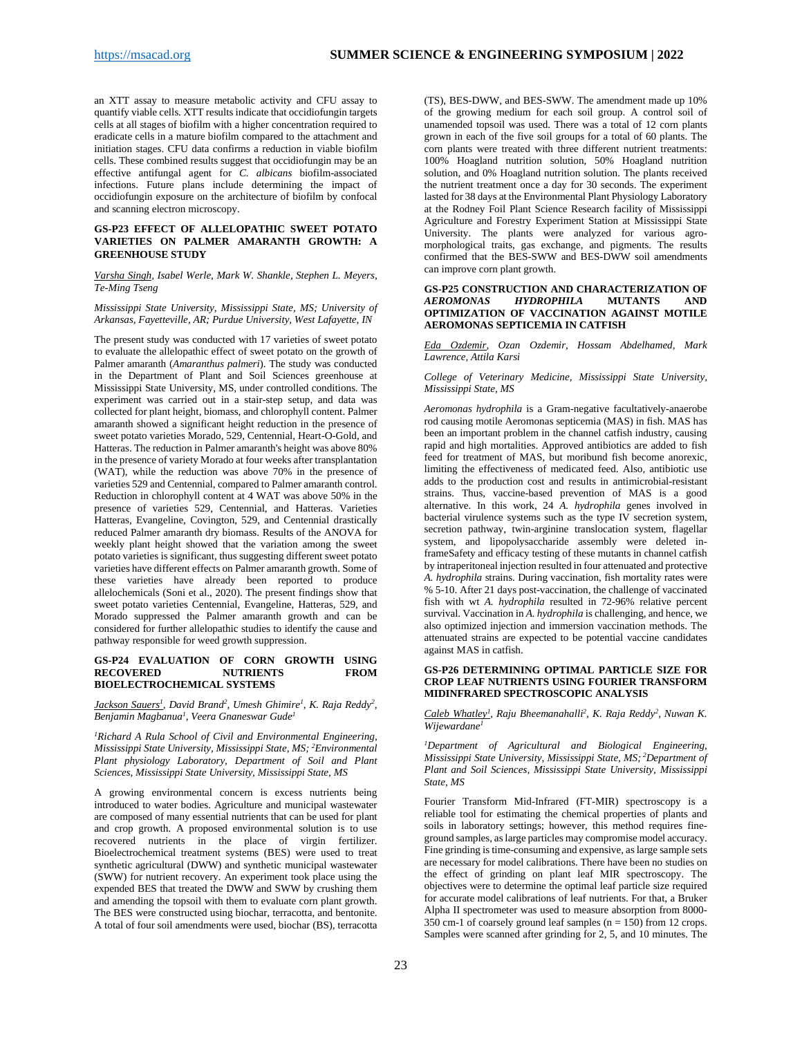an XTT assay to measure metabolic activity and CFU assay to quantify viable cells. XTT results indicate that occidiofungin targets cells at all stages of biofilm with a higher concentration required to eradicate cells in a mature biofilm compared to the attachment and initiation stages. CFU data confirms a reduction in viable biofilm cells. These combined results suggest that occidiofungin may be an effective antifungal agent for *C. albicans* biofilm-associated infections. Future plans include determining the impact of occidiofungin exposure on the architecture of biofilm by confocal and scanning electron microscopy.

### GS-P23 EFFECT OF ALLELOPATHIC SWEET POTATO VARIETIES ON PALMER AMARANTH GROWTH: A GREENHOUSE STUDY

*Varsha Singh, Isabel Werle, Mark W. Shankle, Stephen L. Meyers, Te-Ming Tseng*

*Mississippi State University, Mississippi State, MS; University of Arkansas, Fayetteville, AR; Purdue University, West Lafayette, IN*

The present study was conducted with 17 varieties of sweet potato to evaluate the allelopathic effect of sweet potato on the growth of Palmer amaranth (*Amaranthus palmeri*). The study was conducted in the Department of Plant and Soil Sciences greenhouse at Mississippi State University, MS, under controlled conditions. The experiment was carried out in a stair-step setup, and data was collected for plant height, biomass, and chlorophyll content. Palmer amaranth showed a significant height reduction in the presence of sweet potato varieties Morado, 529, Centennial, Heart-O-Gold, and Hatteras. The reduction in Palmer amaranth's height was above 80% in the presence of variety Morado at four weeks after transplantation (WAT), while the reduction was above 70% in the presence of varieties 529 and Centennial, compared to Palmer amaranth control. Reduction in chlorophyll content at 4 WAT was above 50% in the presence of varieties 529, Centennial, and Hatteras. Varieties Hatteras, Evangeline, Covington, 529, and Centennial drastically reduced Palmer amaranth dry biomass. Results of the ANOVA for weekly plant height showed that the variation among the sweet potato varieties is significant, thus suggesting different sweet potato varieties have different effects on Palmer amaranth growth. Some of these varieties have already been reported to produce allelochemicals (Soni et al., 2020). The present findings show that sweet potato varieties Centennial, Evangeline, Hatteras, 529, and Morado suppressed the Palmer amaranth growth and can be considered for further allelopathic studies to identify the cause and pathway responsible for weed growth suppression.

### GS-P24 EVALUATION OF CORN GROWTH USING RECOVERED NUTRIENTS FROM BIOELECTROCHEMICAL SYSTEMS

*Jackson Sauers[1], David Brand[2], Umesh Ghimire[1], K. Raja Reddy[2], Benjamin Magbanua[1], Veera Gnaneswar Gude[1]*

*[1]Richard A Rula School of Civil and Environmental Engineering, Mississippi State University, Mississippi State, MS; [2]Environmental Plant physiology Laboratory, Department of Soil and Plant Sciences, Mississippi State University, Mississippi State, MS*

A growing environmental concern is excess nutrients being introduced to water bodies. Agriculture and municipal wastewater are composed of many essential nutrients that can be used for plant and crop growth. A proposed environmental solution is to use recovered nutrients in the place of virgin fertilizer. Bioelectrochemical treatment systems (BES) were used to treat synthetic agricultural (DWW) and synthetic municipal wastewater (SWW) for nutrient recovery. An experiment took place using the expended BES that treated the DWW and SWW by crushing them and amending the topsoil with them to evaluate corn plant growth. The BES were constructed using biochar, terracotta, and bentonite. A total of four soil amendments were used, biochar (BS), terracotta (TS), BES-DWW, and BES-SWW. The amendment made up 10% of the growing medium for each soil group. A control soil of unamended topsoil was used. There was a total of 12 corn plants grown in each of the five soil groups for a total of 60 plants. The corn plants were treated with three different nutrient treatments: 100% Hoagland nutrition solution, 50% Hoagland nutrition solution, and 0% Hoagland nutrition solution. The plants received the nutrient treatment once a day for 30 seconds. The experiment lasted for 38 days at the Environmental Plant Physiology Laboratory at the Rodney Foil Plant Science Research facility of Mississippi Agriculture and Forestry Experiment Station at Mississippi State University. The plants were analyzed for various agro-morphological traits, gas exchange, and pigments. The results confirmed that the BES-SWW and BES-DWW soil amendments can improve corn plant growth.

### GS-P25 CONSTRUCTION AND CHARACTERIZATION OF *AEROMONAS HYDROPHILA* MUTANTS AND OPTIMIZATION OF VACCINATION AGAINST MOTILE AEROMONAS SEPTICEMIA IN CATFISH

*Eda Ozdemir, Ozan Ozdemir, Hossam Abdelhamed, Mark Lawrence, Attila Karsi*

*College of Veterinary Medicine, Mississippi State University, Mississippi State, MS*

*Aeromonas hydrophila* is a Gram-negative facultatively-anaerobe rod causing motile Aeromonas septicemia (MAS) in fish. MAS has been an important problem in the channel catfish industry, causing rapid and high mortalities. Approved antibiotics are added to fish feed for treatment of MAS, but moribund fish become anorexic, limiting the effectiveness of medicated feed. Also, antibiotic use adds to the production cost and results in antimicrobial-resistant strains. Thus, vaccine-based prevention of MAS is a good alternative. In this work, 24 *A. hydrophila* genes involved in bacterial virulence systems such as the type IV secretion system, secretion pathway, twin-arginine translocation system, flagellar system, and lipopolysaccharide assembly were deleted in-frameSafety and efficacy testing of these mutants in channel catfish by intraperitoneal injection resulted in four attenuated and protective *A. hydrophila* strains. During vaccination, fish mortality rates were % 5-10. After 21 days post-vaccination, the challenge of vaccinated fish with wt *A. hydrophila* resulted in 72-96% relative percent survival. Vaccination in *A. hydrophila* is challenging, and hence, we also optimized injection and immersion vaccination methods. The attenuated strains are expected to be potential vaccine candidates against MAS in catfish.

### GS-P26 DETERMINING OPTIMAL PARTICLE SIZE FOR CROP LEAF NUTRIENTS USING FOURIER TRANSFORM MIDINFRARED SPECTROSCOPIC ANALYSIS

*Caleb Whatley[1], Raju Bheemanahalli[2], K. Raja Reddy[2], Nuwan K. Wijewardane[1]*

*[1]Department of Agricultural and Biological Engineering, Mississippi State University, Mississippi State, MS; [2]Department of Plant and Soil Sciences, Mississippi State University, Mississippi State, MS*

Fourier Transform Mid-Infrared (FT-MIR) spectroscopy is a reliable tool for estimating the chemical properties of plants and soils in laboratory settings; however, this method requires fine-ground samples, as large particles may compromise model accuracy. Fine grinding is time-consuming and expensive, as large sample sets are necessary for model calibrations. There have been no studies on the effect of grinding on plant leaf MIR spectroscopy. The objectives were to determine the optimal leaf particle size required for accurate model calibrations of leaf nutrients. For that, a Bruker Alpha II spectrometer was used to measure absorption from 8000-350 cm-1 of coarsely ground leaf samples (n = 150) from 12 crops. Samples were scanned after grinding for 2, 5, and 10 minutes. The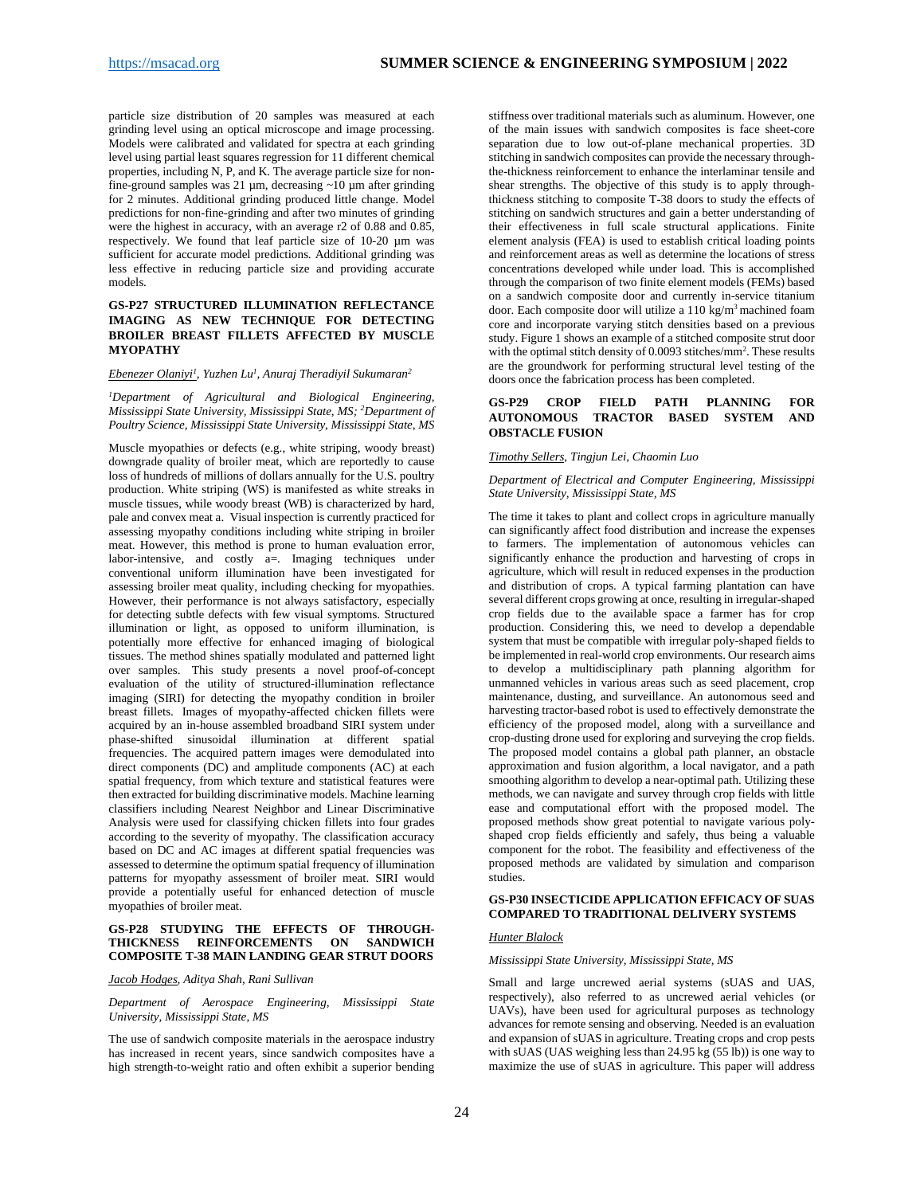particle size distribution of 20 samples was measured at each grinding level using an optical microscope and image processing. Models were calibrated and validated for spectra at each grinding level using partial least squares regression for 11 different chemical properties, including N, P, and K. The average particle size for non-fine-ground samples was 21 µm, decreasing ~10 µm after grinding for 2 minutes. Additional grinding produced little change. Model predictions for non-fine-grinding and after two minutes of grinding were the highest in accuracy, with an average r2 of 0.88 and 0.85, respectively. We found that leaf particle size of 10-20 µm was sufficient for accurate model predictions. Additional grinding was less effective in reducing particle size and providing accurate models.

### GS-P27 STRUCTURED ILLUMINATION REFLECTANCE IMAGING AS NEW TECHNIQUE FOR DETECTING BROILER BREAST FILLETS AFFECTED BY MUSCLE MYOPATHY

*Ebenezer Olaniyi[1], Yuzhen Lu[1], Anuraj Theradiyil Sukumaran[2]*

*[1]Department of Agricultural and Biological Engineering, Mississippi State University, Mississippi State, MS; [2]Department of Poultry Science, Mississippi State University, Mississippi State, MS*

Muscle myopathies or defects (e.g., white striping, woody breast) downgrade quality of broiler meat, which are reportedly to cause loss of hundreds of millions of dollars annually for the U.S. poultry production. White striping (WS) is manifested as white streaks in muscle tissues, while woody breast (WB) is characterized by hard, pale and convex meat a. Visual inspection is currently practiced for assessing myopathy conditions including white striping in broiler meat. However, this method is prone to human evaluation error, labor-intensive, and costly a=. Imaging techniques under conventional uniform illumination have been investigated for assessing broiler meat quality, including checking for myopathies. However, their performance is not always satisfactory, especially for detecting subtle defects with few visual symptoms. Structured illumination or light, as opposed to uniform illumination, is potentially more effective for enhanced imaging of biological tissues. The method shines spatially modulated and patterned light over samples. This study presents a novel proof-of-concept evaluation of the utility of structured-illumination reflectance imaging (SIRI) for detecting the myopathy condition in broiler breast fillets. Images of myopathy-affected chicken fillets were acquired by an in-house assembled broadband SIRI system under phase-shifted sinusoidal illumination at different spatial frequencies. The acquired pattern images were demodulated into direct components (DC) and amplitude components (AC) at each spatial frequency, from which texture and statistical features were then extracted for building discriminative models. Machine learning classifiers including Nearest Neighbor and Linear Discriminative Analysis were used for classifying chicken fillets into four grades according to the severity of myopathy. The classification accuracy based on DC and AC images at different spatial frequencies was assessed to determine the optimum spatial frequency of illumination patterns for myopathy assessment of broiler meat. SIRI would provide a potentially useful for enhanced detection of muscle myopathies of broiler meat.

### GS-P28 STUDYING THE EFFECTS OF THROUGH-THICKNESS REINFORCEMENTS ON SANDWICH COMPOSITE T-38 MAIN LANDING GEAR STRUT DOORS

*Jacob Hodges, Aditya Shah, Rani Sullivan*

*Department of Aerospace Engineering, Mississippi State University, Mississippi State, MS*

The use of sandwich composite materials in the aerospace industry has increased in recent years, since sandwich composites have a high strength-to-weight ratio and often exhibit a superior bending stiffness over traditional materials such as aluminum. However, one of the main issues with sandwich composites is face sheet-core separation due to low out-of-plane mechanical properties. 3D stitching in sandwich composites can provide the necessary through-the-thickness reinforcement to enhance the interlaminar tensile and shear strengths. The objective of this study is to apply through-thickness stitching to composite T-38 doors to study the effects of stitching on sandwich structures and gain a better understanding of their effectiveness in full scale structural applications. Finite element analysis (FEA) is used to establish critical loading points and reinforcement areas as well as determine the locations of stress concentrations developed while under load. This is accomplished through the comparison of two finite element models (FEMs) based on a sandwich composite door and currently in-service titanium door. Each composite door will utilize a 110 kg/m$^3$ machined foam core and incorporate varying stitch densities based on a previous study. Figure 1 shows an example of a stitched composite strut door with the optimal stitch density of 0.0093 stitches/mm$^2$. These results are the groundwork for performing structural level testing of the doors once the fabrication process has been completed.

### GS-P29 CROP FIELD PATH PLANNING FOR AUTONOMOUS TRACTOR BASED SYSTEM AND OBSTACLE FUSION

*Timothy Sellers, Tingjun Lei, Chaomin Luo*

*Department of Electrical and Computer Engineering, Mississippi State University, Mississippi State, MS*

The time it takes to plant and collect crops in agriculture manually can significantly affect food distribution and increase the expenses to farmers. The implementation of autonomous vehicles can significantly enhance the production and harvesting of crops in agriculture, which will result in reduced expenses in the production and distribution of crops. A typical farming plantation can have several different crops growing at once, resulting in irregular-shaped crop fields due to the available space a farmer has for crop production. Considering this, we need to develop a dependable system that must be compatible with irregular poly-shaped fields to be implemented in real-world crop environments. Our research aims to develop a multidisciplinary path planning algorithm for unmanned vehicles in various areas such as seed placement, crop maintenance, dusting, and surveillance. An autonomous seed and harvesting tractor-based robot is used to effectively demonstrate the efficiency of the proposed model, along with a surveillance and crop-dusting drone used for exploring and surveying the crop fields. The proposed model contains a global path planner, an obstacle approximation and fusion algorithm, a local navigator, and a path smoothing algorithm to develop a near-optimal path. Utilizing these methods, we can navigate and survey through crop fields with little ease and computational effort with the proposed model. The proposed methods show great potential to navigate various poly-shaped crop fields efficiently and safely, thus being a valuable component for the robot. The feasibility and effectiveness of the proposed methods are validated by simulation and comparison studies.

### GS-P30 INSECTICIDE APPLICATION EFFICACY OF SUAS COMPARED TO TRADITIONAL DELIVERY SYSTEMS

*Hunter Blalock*

*Mississippi State University, Mississippi State, MS*

Small and large uncrewed aerial systems (sUAS and UAS, respectively), also referred to as uncrewed aerial vehicles (or UAVs), have been used for agricultural purposes as technology advances for remote sensing and observing. Needed is an evaluation and expansion of sUAS in agriculture. Treating crops and crop pests with sUAS (UAS weighing less than 24.95 kg (55 lb)) is one way to maximize the use of sUAS in agriculture. This paper will address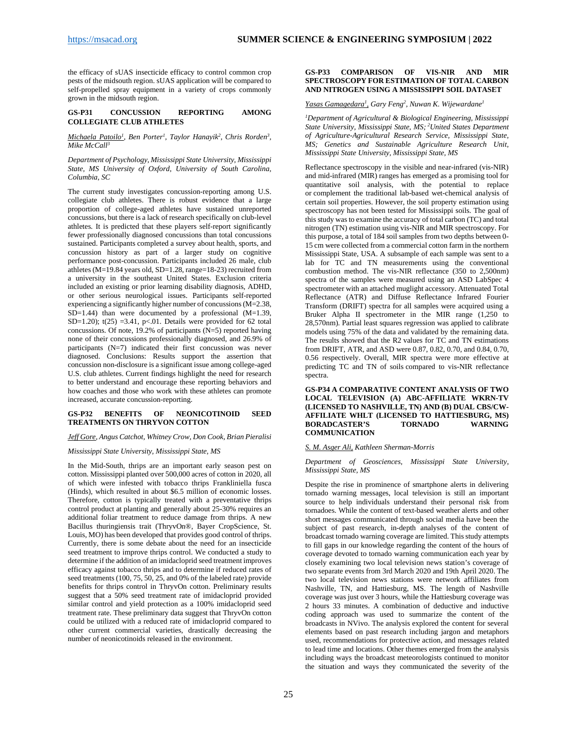the efficacy of sUAS insecticide efficacy to control common crop pests of the midsouth region. sUAS application will be compared to self-propelled spray equipment in a variety of crops commonly grown in the midsouth region.

### GS-P31 CONCUSSION REPORTING AMONG COLLEGIATE CLUB ATHLETES

*Michaela Patoilo[1], Ben Porter[1], Taylor Hanayik[2], Chris Rorden[3], Mike McCall[3]*

*Department of Psychology, Mississippi State University, Mississippi State, MS University of Oxford, University of South Carolina, Columbia, SC*

The current study investigates concussion-reporting among U.S. collegiate club athletes. There is robust evidence that a large proportion of college-aged athletes have sustained unreported concussions, but there is a lack of research specifically on club-level athletes. It is predicted that these players self-report significantly fewer professionally diagnosed concussions than total concussions sustained. Participants completed a survey about health, sports, and concussion history as part of a larger study on cognitive performance post-concussion. Participants included 26 male, club athletes (M=19.84 years old, SD=1.28, range=18-23) recruited from a university in the southeast United States. Exclusion criteria included an existing or prior learning disability diagnosis, ADHD, or other serious neurological issues. Participants self-reported experiencing a significantly higher number of concussions (M=2.38, SD=1.44) than were documented by a professional (M=1.39, SD=1.20); $t(25) = 3.41$, $p < .01$. Details were provided for 62 total concussions. Of note, 19.2% of participants (N=5) reported having none of their concussions professionally diagnosed, and 26.9% of participants (N=7) indicated that their first concussion was never diagnosed. Conclusions: Results support the assertion that concussion non-disclosure is a significant issue among college-aged U.S. club athletes. Current findings highlight the need for research to better understand and encourage these reporting behaviors and how coaches and those who work with these athletes can promote increased, accurate concussion-reporting.

### GS-P32 BENEFITS OF NEONICOTINOID SEED TREATMENTS ON THRYVON COTTON

*Jeff Gore, Angus Catchot, Whitney Crow, Don Cook, Brian Pieralisi*

*Mississippi State University, Mississippi State, MS*

In the Mid-South, thrips are an important early season pest on cotton. Mississippi planted over 500,000 acres of cotton in 2020, all of which were infested with tobacco thrips Frankliniella fusca (Hinds), which resulted in about $6.5 million of economic losses. Therefore, cotton is typically treated with a preventative thrips control product at planting and generally about 25-30% requires an additional foliar treatment to reduce damage from thrips. A new Bacillus thuringiensis trait (ThryvOn®, Bayer CropScience, St. Louis, MO) has been developed that provides good control of thrips. Currently, there is some debate about the need for an insecticide seed treatment to improve thrips control. We conducted a study to determine if the addition of an imidacloprid seed treatment improves efficacy against tobacco thrips and to determine if reduced rates of seed treatments (100, 75, 50, 25, and 0% of the labeled rate) provide benefits for thrips control in ThryvOn cotton. Preliminary results suggest that a 50% seed treatment rate of imidacloprid provided similar control and yield protection as a 100% imidacloprid seed treatment rate. These preliminary data suggest that ThryvOn cotton could be utilized with a reduced rate of imidacloprid compared to other current commercial varieties, drastically decreasing the number of neonicotinoids released in the environment.

### GS-P33 COMPARISON OF VIS-NIR AND MIR SPECTROSCOPY FOR ESTIMATION OF TOTAL CARBON AND NITROGEN USING A MISSISSIPPI SOIL DATASET

*Yasas Gamagedara[1], Gary Feng[2], Nuwan K. Wijewardane[1]*

*[1]Department of Agricultural & Biological Engineering, Mississippi State University, Mississippi State, MS; [2]United States Department of Agriculture-Agricultural Research Service, Mississippi State, MS; Genetics and Sustainable Agriculture Research Unit, Mississippi State University, Mississippi State, MS*

Reflectance spectroscopy in the visible and near-infrared (vis-NIR) and mid-infrared (MIR) ranges has emerged as a promising tool for quantitative soil analysis, with the potential to replace or complement the traditional lab-based wet-chemical analysis of certain soil properties. However, the soil property estimation using spectroscopy has not been tested for Mississippi soils. The goal of this study was to examine the accuracy of total carbon (TC) and total nitrogen (TN) estimation using vis-NIR and MIR spectroscopy. For this purpose, a total of 184 soil samples from two depths between 0-15 cm were collected from a commercial cotton farm in the northern Mississippi State, USA. A subsample of each sample was sent to a lab for TC and TN measurements using the conventional combustion method. The vis-NIR reflectance (350 to 2,500nm) spectra of the samples were measured using an ASD LabSpec 4 spectrometer with an attached muglight accessory. Attenuated Total Reflectance (ATR) and Diffuse Reflectance Infrared Fourier Transform (DRIFT) spectra for all samples were acquired using a Bruker Alpha II spectrometer in the MIR range (1,250 to 28,570nm). Partial least squares regression was applied to calibrate models using 75% of the data and validated by the remaining data. The results showed that the R2 values for TC and TN estimations from DRIFT, ATR, and ASD were 0.87, 0.82, 0.70, and 0.84, 0.70, 0.56 respectively. Overall, MIR spectra were more effective at predicting TC and TN of soils compared to vis-NIR reflectance spectra.

### GS-P34 A COMPARATIVE CONTENT ANALYSIS OF TWO LOCAL TELEVISION (A) ABC-AFFILIATE WKRN-TV (LICENSED TO NASHVILLE, TN) AND (B) DUAL CBS/CW-AFFILIATE WHLT (LICENSED TO HATTIESBURG, MS) BORADCASTER'S TORNADO WARNING COMMUNICATION

*S. M. Asger Ali, Kathleen Sherman-Morris*

*Department of Geosciences, Mississippi State University, Mississippi State, MS*

Despite the rise in prominence of smartphone alerts in delivering tornado warning messages, local television is still an important source to help individuals understand their personal risk from tornadoes. While the content of text-based weather alerts and other short messages communicated through social media have been the subject of past research, in-depth analyses of the content of broadcast tornado warning coverage are limited. This study attempts to fill gaps in our knowledge regarding the content of the hours of coverage devoted to tornado warning communication each year by closely examining two local television news station's coverage of two separate events from 3rd March 2020 and 19th April 2020. The two local television news stations were network affiliates from Nashville, TN, and Hattiesburg, MS. The length of Nashville coverage was just over 3 hours, while the Hattiesburg coverage was 2 hours 33 minutes. A combination of deductive and inductive coding approach was used to summarize the content of the broadcasts in NVivo. The analysis explored the content for several elements based on past research including jargon and metaphors used, recommendations for protective action, and messages related to lead time and locations. Other themes emerged from the analysis including ways the broadcast meteorologists continued to monitor the situation and ways they communicated the severity of the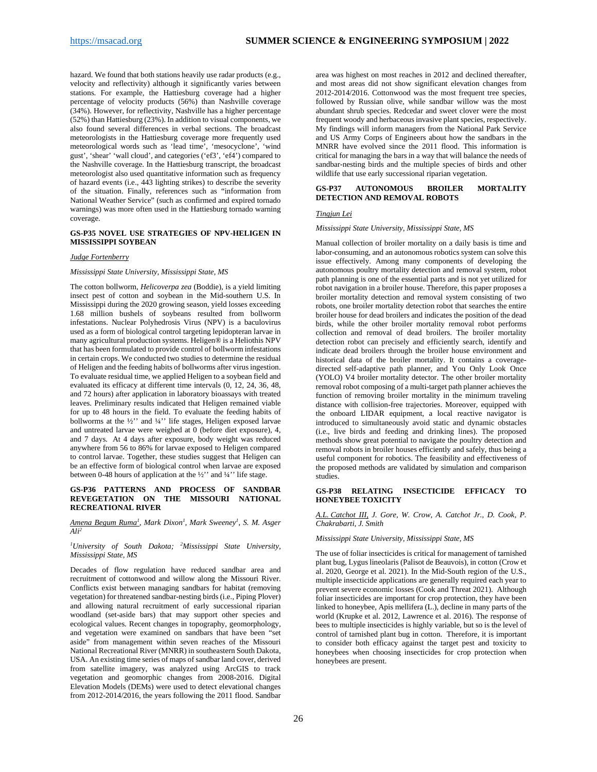hazard. We found that both stations heavily use radar products (e.g., velocity and reflectivity) although it significantly varies between stations. For example, the Hattiesburg coverage had a higher percentage of velocity products (56%) than Nashville coverage (34%). However, for reflectivity, Nashville has a higher percentage (52%) than Hattiesburg (23%). In addition to visual components, we also found several differences in verbal sections. The broadcast meteorologists in the Hattiesburg coverage more frequently used meteorological words such as 'lead time', 'mesocyclone', 'wind gust', 'shear' 'wall cloud', and categories ('ef3', 'ef4') compared to the Nashville coverage. In the Hattiesburg transcript, the broadcast meteorologist also used quantitative information such as frequency of hazard events (i.e., 443 lighting strikes) to describe the severity of the situation. Finally, references such as "information from National Weather Service" (such as confirmed and expired tornado warnings) was more often used in the Hattiesburg tornado warning coverage.

### GS-P35 NOVEL USE STRATEGIES OF NPV-HELIGEN IN MISSISSIPPI SOYBEAN

*Judge Fortenberry*

*Mississippi State University, Mississippi State, MS*

The cotton bollworm, *Helicoverpa zea* (Boddie), is a yield limiting insect pest of cotton and soybean in the Mid-southern U.S. In Mississippi during the 2020 growing season, yield losses exceeding 1.68 million bushels of soybeans resulted from bollworm infestations. Nuclear Polyhedrosis Virus (NPV) is a baculovirus used as a form of biological control targeting lepidopteran larvae in many agricultural production systems. Heligen® is a Heliothis NPV that has been formulated to provide control of bollworm infestations in certain crops. We conducted two studies to determine the residual of Heligen and the feeding habits of bollworms after virus ingestion. To evaluate residual time, we applied Heligen to a soybean field and evaluated its efficacy at different time intervals (0, 12, 24, 36, 48, and 72 hours) after application in laboratory bioassays with treated leaves. Preliminary results indicated that Heligen remained viable for up to 48 hours in the field. To evaluate the feeding habits of bollworms at the ½'' and ¼'' life stages, Heligen exposed larvae and untreated larvae were weighed at 0 (before diet exposure), 4, and 7 days. At 4 days after exposure, body weight was reduced anywhere from 56 to 86% for larvae exposed to Heligen compared to control larvae. Together, these studies suggest that Heligen can be an effective form of biological control when larvae are exposed between 0-48 hours of application at the ½'' and ¼'' life stage.

### GS-P36 PATTERNS AND PROCESS OF SANDBAR REVEGETATION ON THE MISSOURI NATIONAL RECREATIONAL RIVER

*Amena Begum Ruma[1], Mark Dixon[1], Mark Sweeney[1], S. M. Asger Ali[2]*

*[1]University of South Dakota; [2]Mississippi State University, Mississippi State, MS*

Decades of flow regulation have reduced sandbar area and recruitment of cottonwood and willow along the Missouri River. Conflicts exist between managing sandbars for habitat (removing vegetation) for threatened sandbar-nesting birds (i.e., Piping Plover) and allowing natural recruitment of early successional riparian woodland (set-aside bars) that may support other species and ecological values. Recent changes in topography, geomorphology, and vegetation were examined on sandbars that have been "set aside" from management within seven reaches of the Missouri National Recreational River (MNRR) in southeastern South Dakota, USA. An existing time series of maps of sandbar land cover, derived from satellite imagery, was analyzed using ArcGIS to track vegetation and geomorphic changes from 2008-2016. Digital Elevation Models (DEMs) were used to detect elevational changes from 2012-2014/2016, the years following the 2011 flood. Sandbar area was highest on most reaches in 2012 and declined thereafter, and most areas did not show significant elevation changes from 2012-2014/2016. Cottonwood was the most frequent tree species, followed by Russian olive, while sandbar willow was the most abundant shrub species. Redcedar and sweet clover were the most frequent woody and herbaceous invasive plant species, respectively. My findings will inform managers from the National Park Service and US Army Corps of Engineers about how the sandbars in the MNRR have evolved since the 2011 flood. This information is critical for managing the bars in a way that will balance the needs of sandbar-nesting birds and the multiple species of birds and other wildlife that use early successional riparian vegetation.

### GS-P37 AUTONOMOUS BROILER MORTALITY DETECTION AND REMOVAL ROBOTS

*Tingjun Lei*

*Mississippi State University, Mississippi State, MS*

Manual collection of broiler mortality on a daily basis is time and labor-consuming, and an autonomous robotics system can solve this issue effectively. Among many components of developing the autonomous poultry mortality detection and removal system, robot path planning is one of the essential parts and is not yet utilized for robot navigation in a broiler house. Therefore, this paper proposes a broiler mortality detection and removal system consisting of two robots, one broiler mortality detection robot that searches the entire broiler house for dead broilers and indicates the position of the dead birds, while the other broiler mortality removal robot performs collection and removal of dead broilers. The broiler mortality detection robot can precisely and efficiently search, identify and indicate dead broilers through the broiler house environment and historical data of the broiler mortality. It contains a coverage-directed self-adaptive path planner, and You Only Look Once (YOLO) V4 broiler mortality detector. The other broiler mortality removal robot composing of a multi-target path planner achieves the function of removing broiler mortality in the minimum traveling distance with collision-free trajectories. Moreover, equipped with the onboard LIDAR equipment, a local reactive navigator is introduced to simultaneously avoid static and dynamic obstacles (i.e., live birds and feeding and drinking lines). The proposed methods show great potential to navigate the poultry detection and removal robots in broiler houses efficiently and safely, thus being a useful component for robotics. The feasibility and effectiveness of the proposed methods are validated by simulation and comparison studies.

### GS-P38 RELATING INSECTICIDE EFFICACY TO HONEYBEE TOXICITY

*A.L. Catchot III, J. Gore, W. Crow, A. Catchot Jr., D. Cook, P. Chakrabarti, J. Smith*

*Mississippi State University, Mississippi State, MS*

The use of foliar insecticides is critical for management of tarnished plant bug, Lygus lineolaris (Palisot de Beauvois), in cotton (Crow et al. 2020, George et al. 2021). In the Mid-South region of the U.S., multiple insecticide applications are generally required each year to prevent severe economic losses (Cook and Threat 2021). Although foliar insecticides are important for crop protection, they have been linked to honeybee, Apis mellifera (L.), decline in many parts of the world (Krupke et al. 2012, Lawrence et al. 2016). The response of bees to multiple insecticides is highly variable, but so is the level of control of tarnished plant bug in cotton. Therefore, it is important to consider both efficacy against the target pest and toxicity to honeybees when choosing insecticides for crop protection when honeybees are present.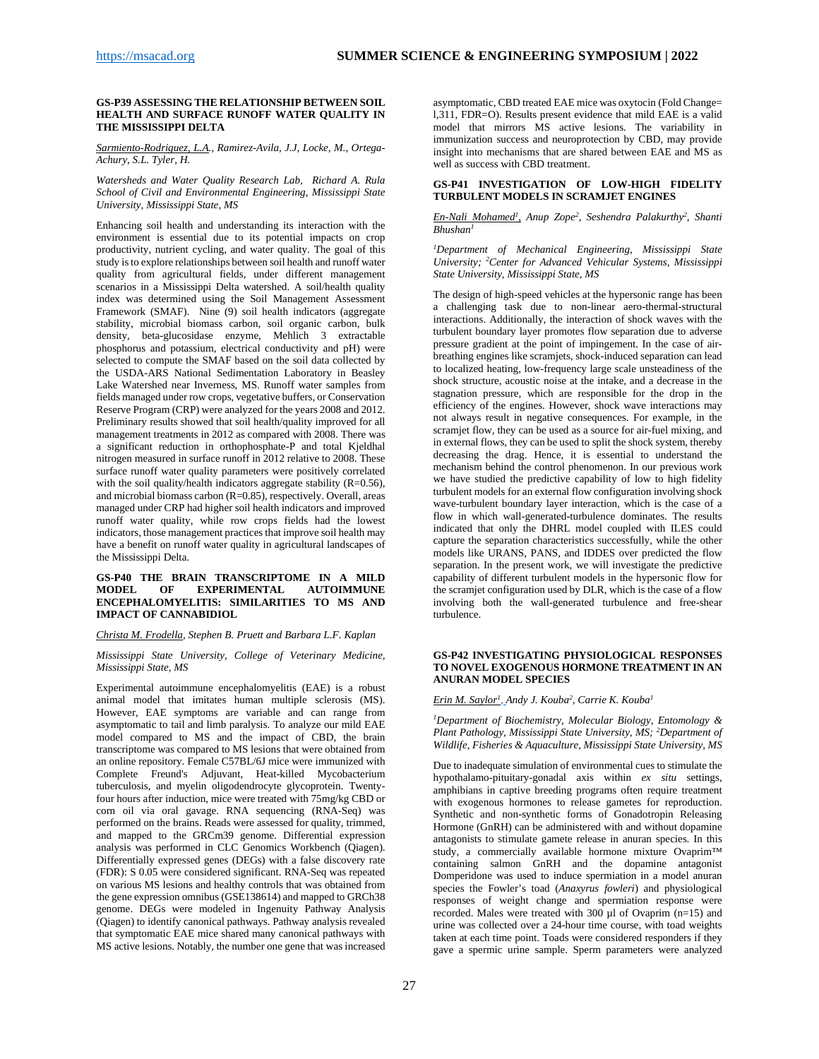### GS-P39 ASSESSING THE RELATIONSHIP BETWEEN SOIL HEALTH AND SURFACE RUNOFF WATER QUALITY IN THE MISSISSIPPI DELTA

*Sarmiento-Rodriguez, L.A., Ramirez-Avila, J.J, Locke, M., Ortega-Achury, S.L. Tyler, H.*

*Watersheds and Water Quality Research Lab, Richard A. Rula School of Civil and Environmental Engineering, Mississippi State University, Mississippi State, MS*

Enhancing soil health and understanding its interaction with the environment is essential due to its potential impacts on crop productivity, nutrient cycling, and water quality. The goal of this study is to explore relationships between soil health and runoff water quality from agricultural fields, under different management scenarios in a Mississippi Delta watershed. A soil/health quality index was determined using the Soil Management Assessment Framework (SMAF). Nine (9) soil health indicators (aggregate stability, microbial biomass carbon, soil organic carbon, bulk density, beta-glucosidase enzyme, Mehlich 3 extractable phosphorus and potassium, electrical conductivity and pH) were selected to compute the SMAF based on the soil data collected by the USDA-ARS National Sedimentation Laboratory in Beasley Lake Watershed near Inverness, MS. Runoff water samples from fields managed under row crops, vegetative buffers, or Conservation Reserve Program (CRP) were analyzed for the years 2008 and 2012. Preliminary results showed that soil health/quality improved for all management treatments in 2012 as compared with 2008. There was a significant reduction in orthophosphate-P and total Kjeldhal nitrogen measured in surface runoff in 2012 relative to 2008. These surface runoff water quality parameters were positively correlated with the soil quality/health indicators aggregate stability (R=0.56), and microbial biomass carbon (R=0.85), respectively. Overall, areas managed under CRP had higher soil health indicators and improved runoff water quality, while row crops fields had the lowest indicators, those management practices that improve soil health may have a benefit on runoff water quality in agricultural landscapes of the Mississippi Delta.

### GS-P40 THE BRAIN TRANSCRIPTOME IN A MILD MODEL OF EXPERIMENTAL AUTOIMMUNE ENCEPHALOMYELITIS: SIMILARITIES TO MS AND IMPACT OF CANNABIDIOL

*Christa M. Frodella, Stephen B. Pruett and Barbara L.F. Kaplan*

*Mississippi State University, College of Veterinary Medicine, Mississippi State, MS*

Experimental autoimmune encephalomyelitis (EAE) is a robust animal model that imitates human multiple sclerosis (MS). However, EAE symptoms are variable and can range from asymptomatic to tail and limb paralysis. To analyze our mild EAE model compared to MS and the impact of CBD, the brain transcriptome was compared to MS lesions that were obtained from an online repository. Female C57BL/6J mice were immunized with Complete Freund's Adjuvant, Heat-killed Mycobacterium tuberculosis, and myelin oligodendrocyte glycoprotein. Twenty-four hours after induction, mice were treated with 75mg/kg CBD or corn oil via oral gavage. RNA sequencing (RNA-Seq) was performed on the brains. Reads were assessed for quality, trimmed, and mapped to the GRCm39 genome. Differential expression analysis was performed in CLC Genomics Workbench (Qiagen). Differentially expressed genes (DEGs) with a false discovery rate (FDR): S 0.05 were considered significant. RNA-Seq was repeated on various MS lesions and healthy controls that was obtained from the gene expression omnibus (GSE138614) and mapped to GRCh38 genome. DEGs were modeled in Ingenuity Pathway Analysis (Qiagen) to identify canonical pathways. Pathway analysis revealed that symptomatic EAE mice shared many canonical pathways with MS active lesions. Notably, the number one gene that was increased asymptomatic, CBD treated EAE mice was oxytocin (Fold Change= l,311, FDR=O). Results present evidence that mild EAE is a valid model that mirrors MS active lesions. The variability in immunization success and neuroprotection by CBD, may provide insight into mechanisms that are shared between EAE and MS as well as success with CBD treatment.

### GS-P41 INVESTIGATION OF LOW-HIGH FIDELITY TURBULENT MODELS IN SCRAMJET ENGINES

*En-Nali Mohamed[1], Anup Zope[2], Seshendra Palakurthy[2], Shanti Bhushan[1]*

*[1]Department of Mechanical Engineering, Mississippi State University; [2]Center for Advanced Vehicular Systems, Mississippi State University, Mississippi State, MS*

The design of high-speed vehicles at the hypersonic range has been a challenging task due to non-linear aero-thermal-structural interactions. Additionally, the interaction of shock waves with the turbulent boundary layer promotes flow separation due to adverse pressure gradient at the point of impingement. In the case of air-breathing engines like scramjets, shock-induced separation can lead to localized heating, low-frequency large scale unsteadiness of the shock structure, acoustic noise at the intake, and a decrease in the stagnation pressure, which are responsible for the drop in the efficiency of the engines. However, shock wave interactions may not always result in negative consequences. For example, in the scramjet flow, they can be used as a source for air-fuel mixing, and in external flows, they can be used to split the shock system, thereby decreasing the drag. Hence, it is essential to understand the mechanism behind the control phenomenon. In our previous work we have studied the predictive capability of low to high fidelity turbulent models for an external flow configuration involving shock wave-turbulent boundary layer interaction, which is the case of a flow in which wall-generated-turbulence dominates. The results indicated that only the DHRL model coupled with ILES could capture the separation characteristics successfully, while the other models like URANS, PANS, and IDDES over predicted the flow separation. In the present work, we will investigate the predictive capability of different turbulent models in the hypersonic flow for the scramjet configuration used by DLR, which is the case of a flow involving both the wall-generated turbulence and free-shear turbulence.

### GS-P42 INVESTIGATING PHYSIOLOGICAL RESPONSES TO NOVEL EXOGENOUS HORMONE TREATMENT IN AN ANURAN MODEL SPECIES

*Erin M. Saylor[1], Andy J. Kouba[2], Carrie K. Kouba[1]*

*[1]Department of Biochemistry, Molecular Biology, Entomology & Plant Pathology, Mississippi State University, MS; [2]Department of Wildlife, Fisheries & Aquaculture, Mississippi State University, MS*

Due to inadequate simulation of environmental cues to stimulate the hypothalamo-pituitary-gonadal axis within *ex situ* settings, amphibians in captive breeding programs often require treatment with exogenous hormones to release gametes for reproduction. Synthetic and non-synthetic forms of Gonadotropin Releasing Hormone (GnRH) can be administered with and without dopamine antagonists to stimulate gamete release in anuran species. In this study, a commercially available hormone mixture Ovaprim™ containing salmon GnRH and the dopamine antagonist Domperidone was used to induce spermiation in a model anuran species the Fowler's toad (*Anaxyrus fowleri*) and physiological responses of weight change and spermiation response were recorded. Males were treated with 300 µl of Ovaprim (n=15) and urine was collected over a 24-hour time course, with toad weights taken at each time point. Toads were considered responders if they gave a spermic urine sample. Sperm parameters were analyzed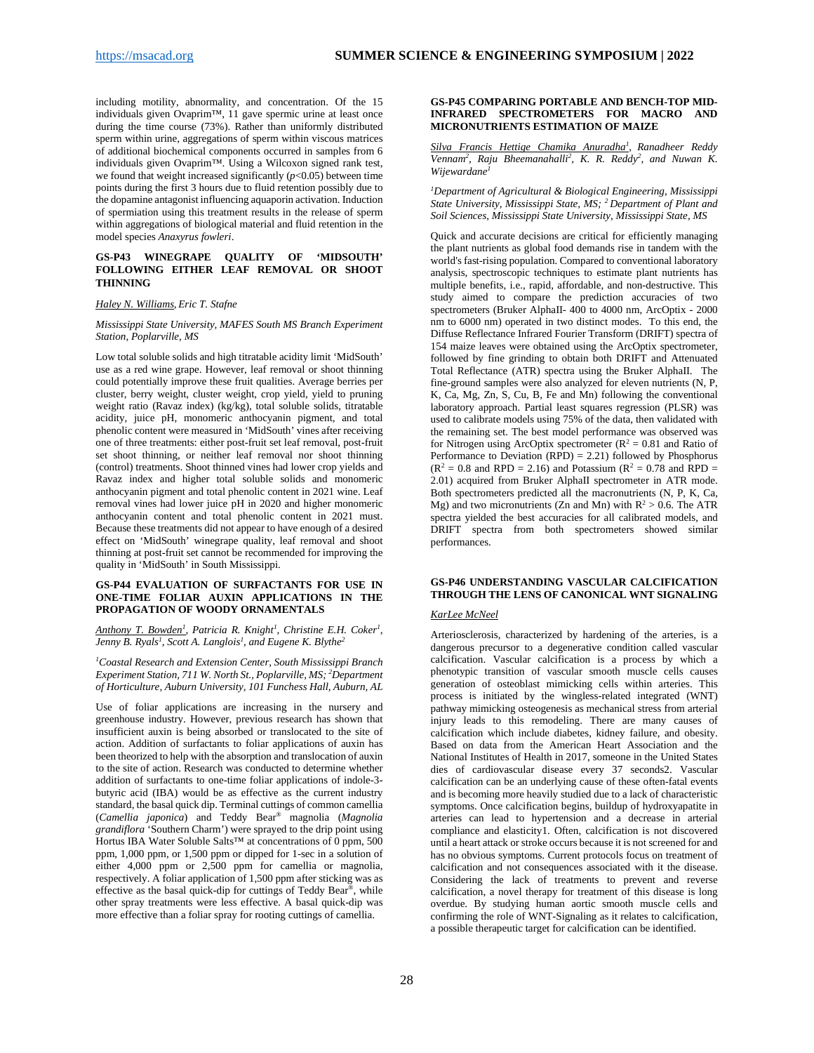including motility, abnormality, and concentration. Of the 15 individuals given Ovaprim™, 11 gave spermic urine at least once during the time course (73%). Rather than uniformly distributed sperm within urine, aggregations of sperm within viscous matrices of additional biochemical components occurred in samples from 6 individuals given Ovaprim™. Using a Wilcoxon signed rank test, we found that weight increased significantly ($p$<0.05) between time points during the first 3 hours due to fluid retention possibly due to the dopamine antagonist influencing aquaporin activation. Induction of spermiation using this treatment results in the release of sperm within aggregations of biological material and fluid retention in the model species *Anaxyrus fowleri*.

### GS-P43 WINEGRAPE QUALITY OF 'MIDSOUTH' FOLLOWING EITHER LEAF REMOVAL OR SHOOT THINNING

*Haley N. Williams, Eric T. Stafne*

*Mississippi State University, MAFES South MS Branch Experiment Station, Poplarville, MS*

Low total soluble solids and high titratable acidity limit 'MidSouth' use as a red wine grape. However, leaf removal or shoot thinning could potentially improve these fruit qualities. Average berries per cluster, berry weight, cluster weight, crop yield, yield to pruning weight ratio (Ravaz index) (kg/kg), total soluble solids, titratable acidity, juice pH, monomeric anthocyanin pigment, and total phenolic content were measured in 'MidSouth' vines after receiving one of three treatments: either post-fruit set leaf removal, post-fruit set shoot thinning, or neither leaf removal nor shoot thinning (control) treatments. Shoot thinned vines had lower crop yields and Ravaz index and higher total soluble solids and monomeric anthocyanin pigment and total phenolic content in 2021 wine. Leaf removal vines had lower juice pH in 2020 and higher monomeric anthocyanin content and total phenolic content in 2021 must. Because these treatments did not appear to have enough of a desired effect on 'MidSouth' winegrape quality, leaf removal and shoot thinning at post-fruit set cannot be recommended for improving the quality in 'MidSouth' in South Mississippi.

### GS-P44 EVALUATION OF SURFACTANTS FOR USE IN ONE-TIME FOLIAR AUXIN APPLICATIONS IN THE PROPAGATION OF WOODY ORNAMENTALS

*Anthony T. Bowden[1], Patricia R. Knight[1], Christine E.H. Coker[1], Jenny B. Ryals[1], Scott A. Langlois[1], and Eugene K. Blythe[2]*

*[1]Coastal Research and Extension Center, South Mississippi Branch Experiment Station, 711 W. North St., Poplarville, MS; [2]Department of Horticulture, Auburn University, 101 Funchess Hall, Auburn, AL*

Use of foliar applications are increasing in the nursery and greenhouse industry. However, previous research has shown that insufficient auxin is being absorbed or translocated to the site of action. Addition of surfactants to foliar applications of auxin has been theorized to help with the absorption and translocation of auxin to the site of action. Research was conducted to determine whether addition of surfactants to one-time foliar applications of indole-3-butyric acid (IBA) would be as effective as the current industry standard, the basal quick dip. Terminal cuttings of common camellia (*Camellia japonica*) and Teddy Bear® magnolia (*Magnolia grandiflora* 'Southern Charm') were sprayed to the drip point using Hortus IBA Water Soluble Salts™ at concentrations of 0 ppm, 500 ppm, 1,000 ppm, or 1,500 ppm or dipped for 1-sec in a solution of either 4,000 ppm or 2,500 ppm for camellia or magnolia, respectively. A foliar application of 1,500 ppm after sticking was as effective as the basal quick-dip for cuttings of Teddy Bear®, while other spray treatments were less effective. A basal quick-dip was more effective than a foliar spray for rooting cuttings of camellia.

### GS-P45 COMPARING PORTABLE AND BENCH-TOP MID-INFRARED SPECTROMETERS FOR MACRO AND MICRONUTRIENTS ESTIMATION OF MAIZE

*Silva Francis Hettige Chamika Anuradha[1], Ranadheer Reddy Vennam[2], Raju Bheemanahalli[2], K. R. Reddy[2], and Nuwan K. Wijewardane[1]*

*[1]Department of Agricultural & Biological Engineering, Mississippi State University, Mississippi State, MS; [2]Department of Plant and Soil Sciences, Mississippi State University, Mississippi State, MS*

Quick and accurate decisions are critical for efficiently managing the plant nutrients as global food demands rise in tandem with the world's fast-rising population. Compared to conventional laboratory analysis, spectroscopic techniques to estimate plant nutrients has multiple benefits, i.e., rapid, affordable, and non-destructive. This study aimed to compare the prediction accuracies of two spectrometers (Bruker AlphaII- 400 to 4000 nm, ArcOptix - 2000 nm to 6000 nm) operated in two distinct modes. To this end, the Diffuse Reflectance Infrared Fourier Transform (DRIFT) spectra of 154 maize leaves were obtained using the ArcOptix spectrometer, followed by fine grinding to obtain both DRIFT and Attenuated Total Reflectance (ATR) spectra using the Bruker AlphaII. The fine-ground samples were also analyzed for eleven nutrients (N, P, K, Ca, Mg, Zn, S, Cu, B, Fe and Mn) following the conventional laboratory approach. Partial least squares regression (PLSR) was used to calibrate models using 75% of the data, then validated with the remaining set. The best model performance was observed was for Nitrogen using ArcOptix spectrometer ($R^2$ = 0.81 and Ratio of Performance to Deviation (RPD) = 2.21) followed by Phosphorus ($R^2$ = 0.8 and RPD = 2.16) and Potassium ($R^2$ = 0.78 and RPD = 2.01) acquired from Bruker AlphaII spectrometer in ATR mode. Both spectrometers predicted all the macronutrients (N, P, K, Ca, Mg) and two micronutrients (Zn and Mn) with $R^2$ > 0.6. The ATR spectra yielded the best accuracies for all calibrated models, and DRIFT spectra from both spectrometers showed similar performances.

### GS-P46 UNDERSTANDING VASCULAR CALCIFICATION THROUGH THE LENS OF CANONICAL WNT SIGNALING

*KarLee McNeel*

Arteriosclerosis, characterized by hardening of the arteries, is a dangerous precursor to a degenerative condition called vascular calcification. Vascular calcification is a process by which a phenotypic transition of vascular smooth muscle cells causes generation of osteoblast mimicking cells within arteries. This process is initiated by the wingless-related integrated (WNT) pathway mimicking osteogenesis as mechanical stress from arterial injury leads to this remodeling. There are many causes of calcification which include diabetes, kidney failure, and obesity. Based on data from the American Heart Association and the National Institutes of Health in 2017, someone in the United States dies of cardiovascular disease every 37 seconds2. Vascular calcification can be an underlying cause of these often-fatal events and is becoming more heavily studied due to a lack of characteristic symptoms. Once calcification begins, buildup of hydroxyapatite in arteries can lead to hypertension and a decrease in arterial compliance and elasticity1. Often, calcification is not discovered until a heart attack or stroke occurs because it is not screened for and has no obvious symptoms. Current protocols focus on treatment of calcification and not consequences associated with it the disease. Considering the lack of treatments to prevent and reverse calcification, a novel therapy for treatment of this disease is long overdue. By studying human aortic smooth muscle cells and confirming the role of WNT-Signaling as it relates to calcification, a possible therapeutic target for calcification can be identified.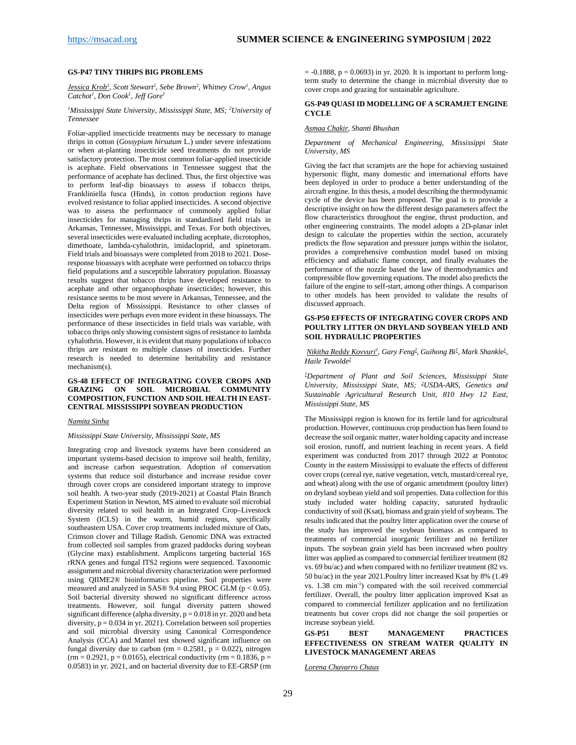### GS-P47 TINY THRIPS BIG PROBLEMS

*Jessica Krob[1], Scott Stewart[2], Sebe Brown[2], Whitney Crow[1], Angus Catchot[1], Don Cook[1], Jeff Gore[1]*

*[1]Mississippi State University, Mississippi State, MS; [2]University of Tennessee*

Foliar-applied insecticide treatments may be necessary to manage thrips in cotton (*Gossypium hirsutum* L.) under severe infestations or when at-planting insecticide seed treatments do not provide satisfactory protection. The most common foliar-applied insecticide is acephate. Field observations in Tennessee suggest that the performance of acephate has declined. Thus, the first objective was to perform leaf-dip bioassays to assess if tobacco thrips, Frankliniella fusca (Hinds), in cotton production regions have evolved resistance to foliar applied insecticides. A second objective was to assess the performance of commonly applied foliar insecticides for managing thrips in standardized field trials in Arkansas, Tennessee, Mississippi, and Texas. For both objectives, several insecticides were evaluated including acephate, dicrotophos, dimethoate, lambda-cyhalothrin, imidacloprid, and spinetoram. Field trials and bioassays were completed from 2018 to 2021. Dose-response bioassays with acephate were performed on tobacco thrips field populations and a susceptible laboratory population. Bioassay results suggest that tobacco thrips have developed resistance to acephate and other organophosphate insecticides; however, this resistance seems to be most severe in Arkansas, Tennessee, and the Delta region of Mississippi. Resistance to other classes of insecticides were perhaps even more evident in these bioassays. The performance of these insecticides in field trials was variable, with tobacco thrips only showing consistent signs of resistance to lambda cyhalothrin. However, it is evident that many populations of tobacco thrips are resistant to multiple classes of insecticides. Further research is needed to determine heritability and resistance mechanism(s).

### GS-48 EFFECT OF INTEGRATING COVER CROPS AND GRAZING ON SOIL MICROBIAL COMMUNITY COMPOSITION, FUNCTION AND SOIL HEALTH IN EAST-CENTRAL MISSISSIPPI SOYBEAN PRODUCTION

*Namita Sinha*

*Mississippi State University, Mississippi State, MS*

Integrating crop and livestock systems have been considered an important systems-based decision to improve soil health, fertility, and increase carbon sequestration. Adoption of conservation systems that reduce soil disturbance and increase residue cover through cover crops are considered important strategy to improve soil health. A two-year study (2019-2021) at Coastal Plain Branch Experiment Station in Newton, MS aimed to evaluate soil microbial diversity related to soil health in an Integrated Crop–Livestock System (ICLS) in the warm, humid regions, specifically southeastern USA. Cover crop treatments included mixture of Oats, Crimson clover and Tillage Radish. Genomic DNA was extracted from collected soil samples from grazed paddocks during soybean (Glycine max) establishment. Amplicons targeting bacterial 16S rRNA genes and fungal ITS2 regions were sequenced. Taxonomic assignment and microbial diversity characterization were performed using QIIME2® bioinformatics pipeline. Soil properties were measured and analyzed in SAS® 9.4 using PROC GLM ($p < 0.05$). Soil bacterial diversity showed no significant difference across treatments. However, soil fungal diversity pattern showed significant difference (alpha diversity, $p = 0.018$ in yr. 2020 and beta diversity, $p = 0.034$ in yr. 2021). Correlation between soil properties and soil microbial diversity using Canonical Correspondence Analysis (CCA) and Mantel test showed significant influence on fungal diversity due to carbon ($rm = 0.2581$, $p = 0.022$), nitrogen ($rm = 0.2921$, $p = 0.0165$), electrical conductivity ($rm = 0.1836$, $p = 0.0583$) in yr. 2021, and on bacterial diversity due to EE-GRSP ($rm = -0.1888$, $p = 0.0693$) in yr. 2020. It is important to perform long-term study to determine the change in microbial diversity due to cover crops and grazing for sustainable agriculture.

### GS-P49 QUASI ID MODELLING OF A SCRAMJET ENGINE CYCLE

*Asmaa Chakir, Shanti Bhushan*

*Department of Mechanical Engineering, Mississippi State University, MS*

Giving the fact that scramjets are the hope for achieving sustained hypersonic flight, many domestic and international efforts have been deployed in order to produce a better understanding of the aircraft engine. In this thesis, a model describing the thermodynamic cycle of the device has been proposed. The goal is to provide a descriptive insight on how the different design parameters affect the flow characteristics throughout the engine, thrust production, and other engineering constraints. The model adopts a 2D-planar inlet design to calculate the properties within the section, accurately predicts the flow separation and pressure jumps within the isolator, provides a comprehensive combustion model based on mixing efficiency and adiabatic flame concept, and finally evaluates the performance of the nozzle based the law of thermodynamics and compressible flow governing equations. The model also predicts the failure of the engine to self-start, among other things. A comparison to other models has been provided to validate the results of discussed approach.

### GS-P50 EFFECTS OF INTEGRATING COVER CROPS AND POULTRY LITTER ON DRYLAND SOYBEAN YIELD AND SOIL HYDRAULIC PROPERTIES

*Nikitha Reddy Kovvuri[1], Gary Feng[2], Guihong Bi[1], Mark Shankle[1], Haile Tewolde[2]*

*[1]Department of Plant and Soil Sciences, Mississippi State University, Mississippi State, MS; [2]USDA-ARS, Genetics and Sustainable Agricultural Research Unit, 810 Hwy 12 East, Mississippi State, MS*

The Mississippi region is known for its fertile land for agricultural production. However, continuous crop production has been found to decrease the soil organic matter, water holding capacity and increase soil erosion, runoff, and nutrient leaching in recent years. A field experiment was conducted from 2017 through 2022 at Pontotoc County in the eastern Mississippi to evaluate the effects of different cover crops (cereal rye, native vegetation, vetch, mustard/cereal rye, and wheat) along with the use of organic amendment (poultry litter) on dryland soybean yield and soil properties. Data collection for this study included water holding capacity, saturated hydraulic conductivity of soil (Ksat), biomass and grain yield of soybeans. The results indicated that the poultry litter application over the course of the study has improved the soybean biomass as compared to treatments of commercial inorganic fertilizer and no fertilizer inputs. The soybean grain yield has been increased when poultry litter was applied as compared to commercial fertilizer treatment (82 vs. 69 bu/ac) and when compared with no fertilizer treatment (82 vs. 50 bu/ac) in the year 2021.Poultry litter increased Ksat by 8% (1.49 vs. 1.38 cm $min^{-1}$) compared with the soil received commercial fertilizer. Overall, the poultry litter application improved Ksat as compared to commercial fertilizer application and no fertilization treatments but cover crops did not change the soil properties or increase soybean yield.

### GS-P51 BEST MANAGEMENT PRACTICES EFFECTIVENESS ON STREAM WATER QUALITY IN LIVESTOCK MANAGEMENT AREAS

*Lorena Chavarro Chaux*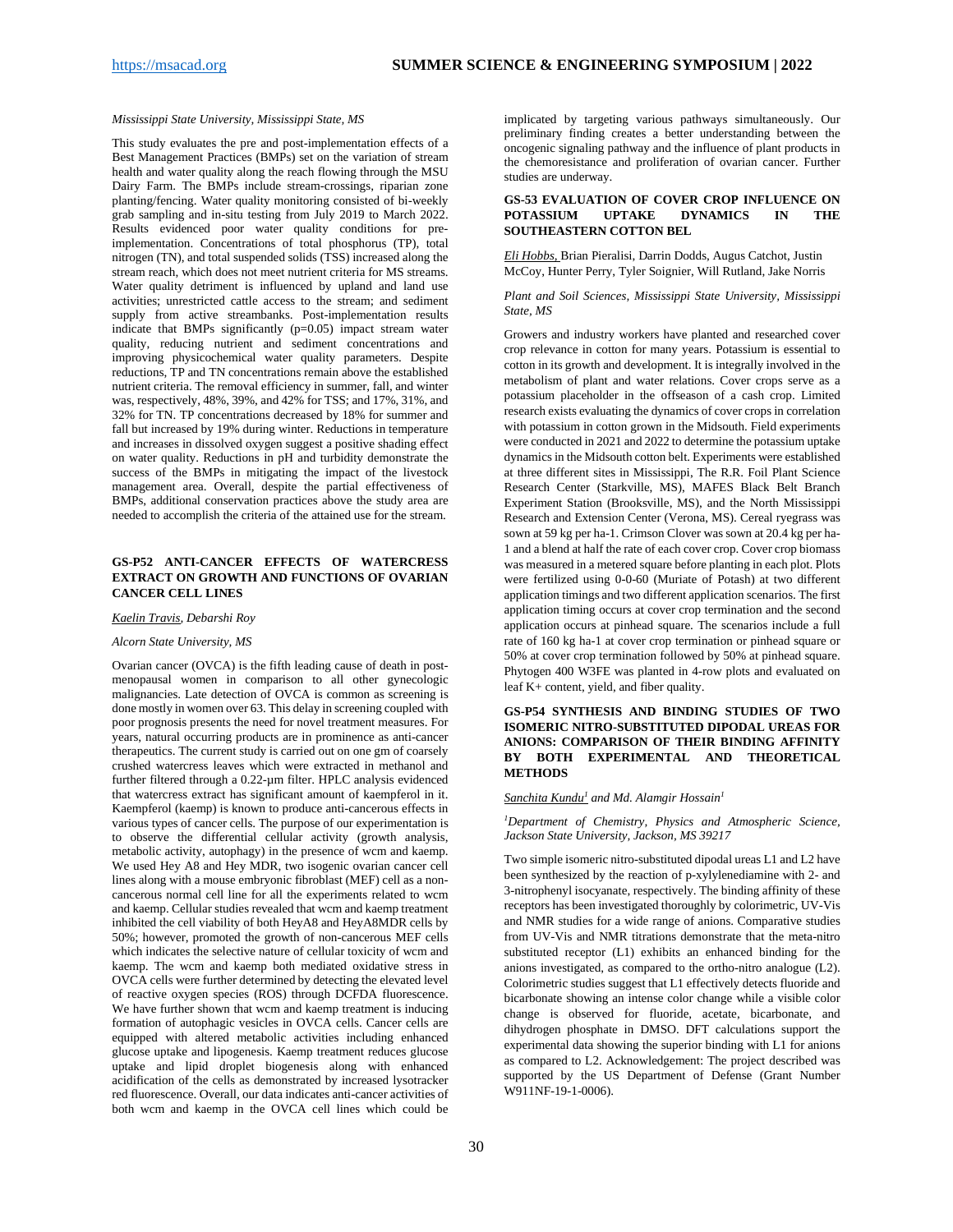*Mississippi State University, Mississippi State, MS*

This study evaluates the pre and post-implementation effects of a Best Management Practices (BMPs) set on the variation of stream health and water quality along the reach flowing through the MSU Dairy Farm. The BMPs include stream-crossings, riparian zone planting/fencing. Water quality monitoring consisted of bi-weekly grab sampling and in-situ testing from July 2019 to March 2022. Results evidenced poor water quality conditions for pre-implementation. Concentrations of total phosphorus (TP), total nitrogen (TN), and total suspended solids (TSS) increased along the stream reach, which does not meet nutrient criteria for MS streams. Water quality detriment is influenced by upland and land use activities; unrestricted cattle access to the stream; and sediment supply from active streambanks. Post-implementation results indicate that BMPs significantly ($p=0.05$) impact stream water quality, reducing nutrient and sediment concentrations and improving physicochemical water quality parameters. Despite reductions, TP and TN concentrations remain above the established nutrient criteria. The removal efficiency in summer, fall, and winter was, respectively, 48%, 39%, and 42% for TSS; and 17%, 31%, and 32% for TN. TP concentrations decreased by 18% for summer and fall but increased by 19% during winter. Reductions in temperature and increases in dissolved oxygen suggest a positive shading effect on water quality. Reductions in pH and turbidity demonstrate the success of the BMPs in mitigating the impact of the livestock management area. Overall, despite the partial effectiveness of BMPs, additional conservation practices above the study area are needed to accomplish the criteria of the attained use for the stream.

## GS-P52 ANTI-CANCER EFFECTS OF WATERCRESS EXTRACT ON GROWTH AND FUNCTIONS OF OVARIAN CANCER CELL LINES

*Kaelin Travis, Debarshi Roy*

*Alcorn State University, MS*

Ovarian cancer (OVCA) is the fifth leading cause of death in post-menopausal women in comparison to all other gynecologic malignancies. Late detection of OVCA is common as screening is done mostly in women over 63. This delay in screening coupled with poor prognosis presents the need for novel treatment measures. For years, natural occurring products are in prominence as anti-cancer therapeutics. The current study is carried out on one gm of coarsely crushed watercress leaves which were extracted in methanol and further filtered through a 0.22-µm filter. HPLC analysis evidenced that watercress extract has significant amount of kaempferol in it. Kaempferol (kaemp) is known to produce anti-cancerous effects in various types of cancer cells. The purpose of our experimentation is to observe the differential cellular activity (growth analysis, metabolic activity, autophagy) in the presence of wcm and kaemp. We used Hey A8 and Hey MDR, two isogenic ovarian cancer cell lines along with a mouse embryonic fibroblast (MEF) cell as a non-cancerous normal cell line for all the experiments related to wcm and kaemp. Cellular studies revealed that wcm and kaemp treatment inhibited the cell viability of both HeyA8 and HeyA8MDR cells by 50%; however, promoted the growth of non-cancerous MEF cells which indicates the selective nature of cellular toxicity of wcm and kaemp. The wcm and kaemp both mediated oxidative stress in OVCA cells were further determined by detecting the elevated level of reactive oxygen species (ROS) through DCFDA fluorescence. We have further shown that wcm and kaemp treatment is inducing formation of autophagic vesicles in OVCA cells. Cancer cells are equipped with altered metabolic activities including enhanced glucose uptake and lipogenesis. Kaemp treatment reduces glucose uptake and lipid droplet biogenesis along with enhanced acidification of the cells as demonstrated by increased lysotracker red fluorescence. Overall, our data indicates anti-cancer activities of both wcm and kaemp in the OVCA cell lines which could be implicated by targeting various pathways simultaneously. Our preliminary finding creates a better understanding between the oncogenic signaling pathway and the influence of plant products in the chemoresistance and proliferation of ovarian cancer. Further studies are underway.

## GS-53 EVALUATION OF COVER CROP INFLUENCE ON POTASSIUM UPTAKE DYNAMICS IN THE SOUTHEASTERN COTTON BEL

*Eli Hobbs,* Brian Pieralisi, Darrin Dodds, Augus Catchot, Justin McCoy, Hunter Perry, Tyler Soignier, Will Rutland, Jake Norris

*Plant and Soil Sciences, Mississippi State University, Mississippi State, MS*

Growers and industry workers have planted and researched cover crop relevance in cotton for many years. Potassium is essential to cotton in its growth and development. It is integrally involved in the metabolism of plant and water relations. Cover crops serve as a potassium placeholder in the offseason of a cash crop. Limited research exists evaluating the dynamics of cover crops in correlation with potassium in cotton grown in the Midsouth. Field experiments were conducted in 2021 and 2022 to determine the potassium uptake dynamics in the Midsouth cotton belt. Experiments were established at three different sites in Mississippi, The R.R. Foil Plant Science Research Center (Starkville, MS), MAFES Black Belt Branch Experiment Station (Brooksville, MS), and the North Mississippi Research and Extension Center (Verona, MS). Cereal ryegrass was sown at 59 kg per ha-1. Crimson Clover was sown at 20.4 kg per ha-1 and a blend at half the rate of each cover crop. Cover crop biomass was measured in a metered square before planting in each plot. Plots were fertilized using 0-0-60 (Muriate of Potash) at two different application timings and two different application scenarios. The first application timing occurs at cover crop termination and the second application occurs at pinhead square. The scenarios include a full rate of 160 kg ha-1 at cover crop termination or pinhead square or 50% at cover crop termination followed by 50% at pinhead square. Phytogen 400 W3FE was planted in 4-row plots and evaluated on leaf K+ content, yield, and fiber quality.

## GS-P54 SYNTHESIS AND BINDING STUDIES OF TWO ISOMERIC NITRO-SUBSTITUTED DIPODAL UREAS FOR ANIONS: COMPARISON OF THEIR BINDING AFFINITY BY BOTH EXPERIMENTAL AND THEORETICAL METHODS

*Sanchita Kundu[1] and Md. Alamgir Hossain[1]*

*[1]Department of Chemistry, Physics and Atmospheric Science, Jackson State University, Jackson, MS 39217*

Two simple isomeric nitro-substituted dipodal ureas L1 and L2 have been synthesized by the reaction of p-xylylenediamine with 2- and 3-nitrophenyl isocyanate, respectively. The binding affinity of these receptors has been investigated thoroughly by colorimetric, UV-Vis and NMR studies for a wide range of anions. Comparative studies from UV-Vis and NMR titrations demonstrate that the meta-nitro substituted receptor (L1) exhibits an enhanced binding for the anions investigated, as compared to the ortho-nitro analogue (L2). Colorimetric studies suggest that L1 effectively detects fluoride and bicarbonate showing an intense color change while a visible color change is observed for fluoride, acetate, bicarbonate, and dihydrogen phosphate in DMSO. DFT calculations support the experimental data showing the superior binding with L1 for anions as compared to L2. Acknowledgement: The project described was supported by the US Department of Defense (Grant Number W911NF-19-1-0006).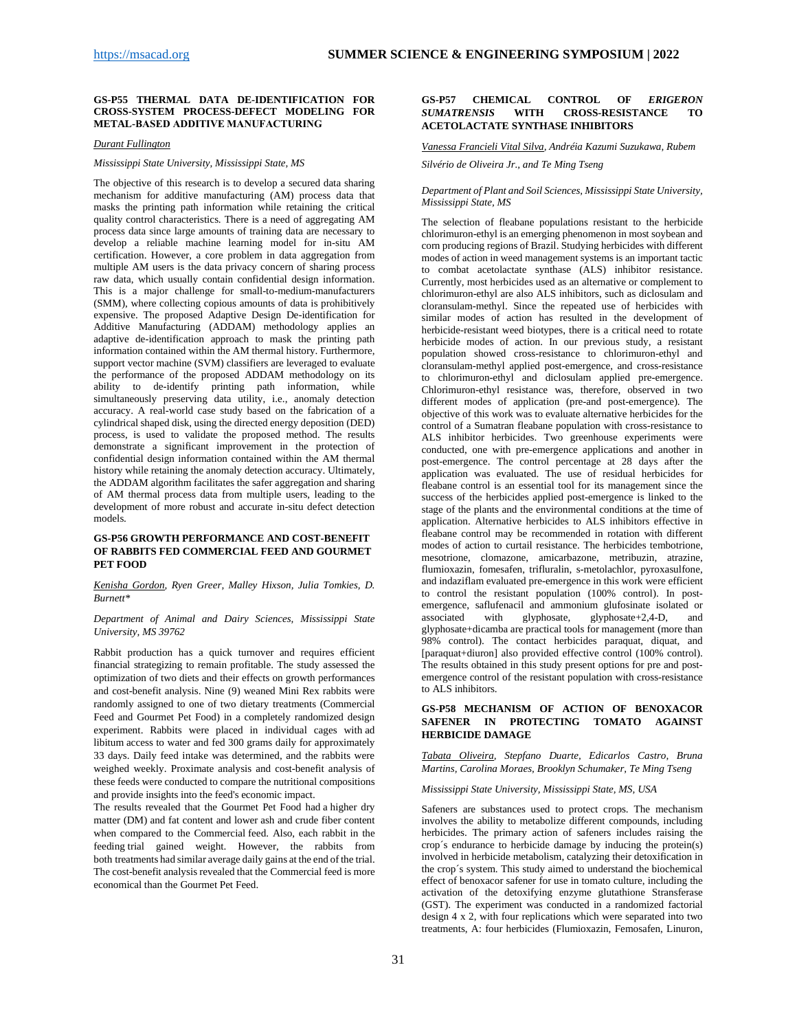### GS-P55 THERMAL DATA DE-IDENTIFICATION FOR CROSS-SYSTEM PROCESS-DEFECT MODELING FOR METAL-BASED ADDITIVE MANUFACTURING

*Durant Fullington*

*Mississippi State University, Mississippi State, MS*

The objective of this research is to develop a secured data sharing mechanism for additive manufacturing (AM) process data that masks the printing path information while retaining the critical quality control characteristics. There is a need of aggregating AM process data since large amounts of training data are necessary to develop a reliable machine learning model for in-situ AM certification. However, a core problem in data aggregation from multiple AM users is the data privacy concern of sharing process raw data, which usually contain confidential design information. This is a major challenge for small-to-medium-manufacturers (SMM), where collecting copious amounts of data is prohibitively expensive. The proposed Adaptive Design De-identification for Additive Manufacturing (ADDAM) methodology applies an adaptive de-identification approach to mask the printing path information contained within the AM thermal history. Furthermore, support vector machine (SVM) classifiers are leveraged to evaluate the performance of the proposed ADDAM methodology on its ability to de-identify printing path information, while simultaneously preserving data utility, i.e., anomaly detection accuracy. A real-world case study based on the fabrication of a cylindrical shaped disk, using the directed energy deposition (DED) process, is used to validate the proposed method. The results demonstrate a significant improvement in the protection of confidential design information contained within the AM thermal history while retaining the anomaly detection accuracy. Ultimately, the ADDAM algorithm facilitates the safer aggregation and sharing of AM thermal process data from multiple users, leading to the development of more robust and accurate in-situ defect detection models.

### GS-P56 GROWTH PERFORMANCE AND COST-BENEFIT OF RABBITS FED COMMERCIAL FEED AND GOURMET PET FOOD

*Kenisha Gordon, Ryen Greer, Malley Hixson, Julia Tomkies, D. Burnett\**

*Department of Animal and Dairy Sciences, Mississippi State University, MS 39762*

Rabbit production has a quick turnover and requires efficient financial strategizing to remain profitable. The study assessed the optimization of two diets and their effects on growth performances and cost-benefit analysis. Nine (9) weaned Mini Rex rabbits were randomly assigned to one of two dietary treatments (Commercial Feed and Gourmet Pet Food) in a completely randomized design experiment. Rabbits were placed in individual cages with ad libitum access to water and fed 300 grams daily for approximately 33 days. Daily feed intake was determined, and the rabbits were weighed weekly. Proximate analysis and cost-benefit analysis of these feeds were conducted to compare the nutritional compositions and provide insights into the feed's economic impact.

The results revealed that the Gourmet Pet Food had a higher dry matter (DM) and fat content and lower ash and crude fiber content when compared to the Commercial feed. Also, each rabbit in the feeding trial gained weight. However, the rabbits from both treatments had similar average daily gains at the end of the trial. The cost-benefit analysis revealed that the Commercial feed is more economical than the Gourmet Pet Feed.

### GS-P57 CHEMICAL CONTROL OF *ERIGERON SUMATRENSIS* WITH CROSS-RESISTANCE TO ACETOLACTATE SYNTHASE INHIBITORS

*Vanessa Francieli Vital Silva, Andréia Kazumi Suzukawa, Rubem Silvério de Oliveira Jr., and Te Ming Tseng*

*Department of Plant and Soil Sciences, Mississippi State University, Mississippi State, MS*

The selection of fleabane populations resistant to the herbicide chlorimuron-ethyl is an emerging phenomenon in most soybean and corn producing regions of Brazil. Studying herbicides with different modes of action in weed management systems is an important tactic to combat acetolactate synthase (ALS) inhibitor resistance. Currently, most herbicides used as an alternative or complement to chlorimuron-ethyl are also ALS inhibitors, such as diclosulam and cloransulam-methyl. Since the repeated use of herbicides with similar modes of action has resulted in the development of herbicide-resistant weed biotypes, there is a critical need to rotate herbicide modes of action. In our previous study, a resistant population showed cross-resistance to chlorimuron-ethyl and cloransulam-methyl applied post-emergence, and cross-resistance to chlorimuron-ethyl and diclosulam applied pre-emergence. Chlorimuron-ethyl resistance was, therefore, observed in two different modes of application (pre-and post-emergence). The objective of this work was to evaluate alternative herbicides for the control of a Sumatran fleabane population with cross-resistance to ALS inhibitor herbicides. Two greenhouse experiments were conducted, one with pre-emergence applications and another in post-emergence. The control percentage at 28 days after the application was evaluated. The use of residual herbicides for fleabane control is an essential tool for its management since the success of the herbicides applied post-emergence is linked to the stage of the plants and the environmental conditions at the time of application. Alternative herbicides to ALS inhibitors effective in fleabane control may be recommended in rotation with different modes of action to curtail resistance. The herbicides tembotrione, mesotrione, clomazone, amicarbazone, metribuzin, atrazine, flumioxazin, fomesafen, trifluralin, s-metolachlor, pyroxasulfone, and indaziflam evaluated pre-emergence in this work were efficient to control the resistant population (100% control). In post-emergence, saflufenacil and ammonium glufosinate isolated or associated with glyphosate, glyphosate+2,4-D, and glyphosate+dicamba are practical tools for management (more than 98% control). The contact herbicides paraquat, diquat, and [paraquat+diuron] also provided effective control (100% control). The results obtained in this study present options for pre and post-emergence control of the resistant population with cross-resistance to ALS inhibitors.

### GS-P58 MECHANISM OF ACTION OF BENOXACOR SAFENER IN PROTECTING TOMATO AGAINST HERBICIDE DAMAGE

*Tabata Oliveira, Stepfano Duarte, Edicarlos Castro, Bruna Martins, Carolina Moraes, Brooklyn Schumaker, Te Ming Tseng*

*Mississippi State University, Mississippi State, MS, USA*

Safeners are substances used to protect crops. The mechanism involves the ability to metabolize different compounds, including herbicides. The primary action of safeners includes raising the crop´s endurance to herbicide damage by inducing the protein(s) involved in herbicide metabolism, catalyzing their detoxification in the crop´s system. This study aimed to understand the biochemical effect of benoxacor safener for use in tomato culture, including the activation of the detoxifying enzyme glutathione Stransferase (GST). The experiment was conducted in a randomized factorial design 4 x 2, with four replications which were separated into two treatments, A: four herbicides (Flumioxazin, Femosafen, Linuron,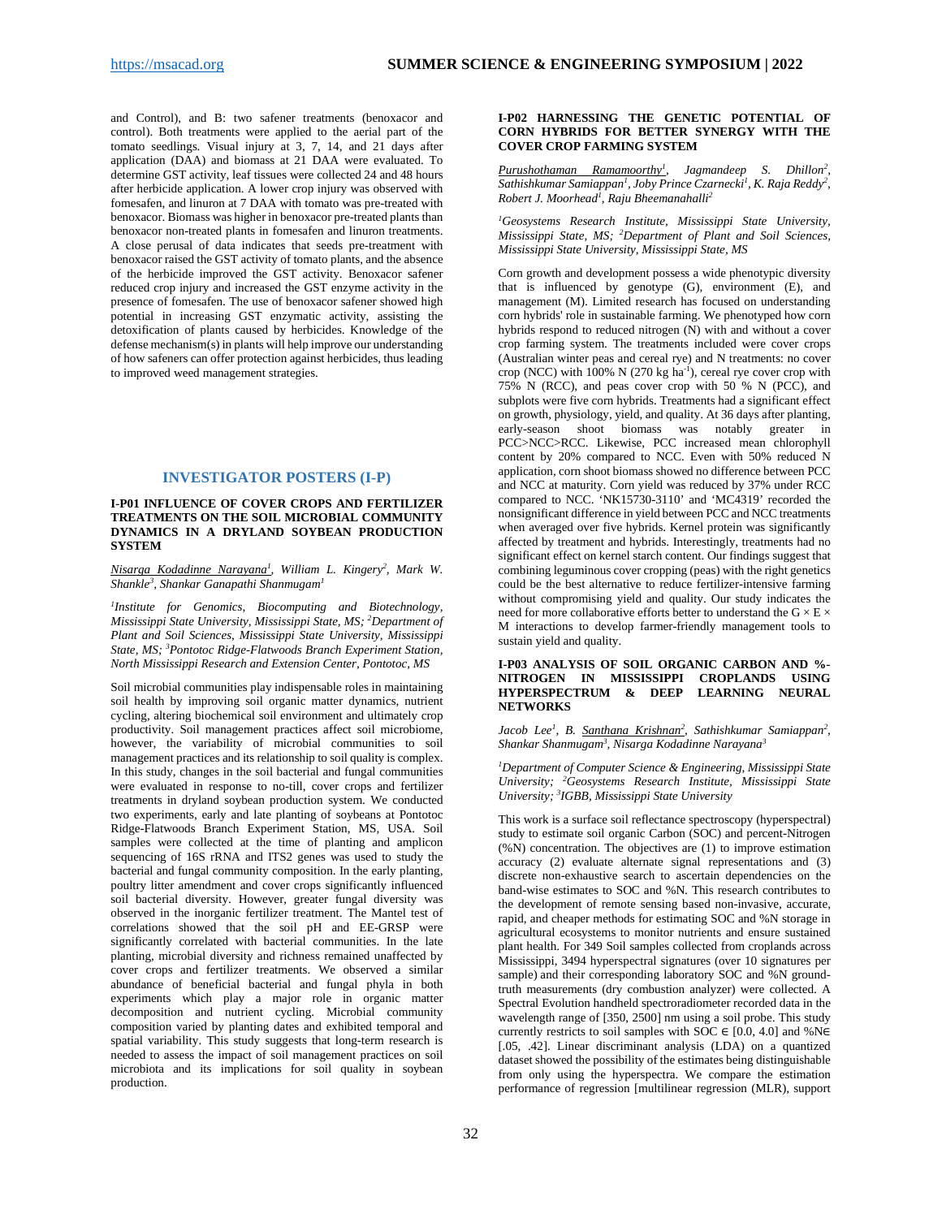and Control), and B: two safener treatments (benoxacor and control). Both treatments were applied to the aerial part of the tomato seedlings. Visual injury at 3, 7, 14, and 21 days after application (DAA) and biomass at 21 DAA were evaluated. To determine GST activity, leaf tissues were collected 24 and 48 hours after herbicide application. A lower crop injury was observed with fomesafen, and linuron at 7 DAA with tomato was pre-treated with benoxacor. Biomass was higher in benoxacor pre-treated plants than benoxacor non-treated plants in fomesafen and linuron treatments. A close perusal of data indicates that seeds pre-treatment with benoxacor raised the GST activity of tomato plants, and the absence of the herbicide improved the GST activity. Benoxacor safener reduced crop injury and increased the GST enzyme activity in the presence of fomesafen. The use of benoxacor safener showed high potential in increasing GST enzymatic activity, assisting the detoxification of plants caused by herbicides. Knowledge of the defense mechanism(s) in plants will help improve our understanding of how safeners can offer protection against herbicides, thus leading to improved weed management strategies.

## INVESTIGATOR POSTERS (I-P)

### I-P01 INFLUENCE OF COVER CROPS AND FERTILIZER TREATMENTS ON THE SOIL MICROBIAL COMMUNITY DYNAMICS IN A DRYLAND SOYBEAN PRODUCTION SYSTEM

*Nisarga Kodadinne Narayana[1], William L. Kingery[2], Mark W. Shankle[3], Shankar Ganapathi Shanmugam[1]*

*[1]Institute for Genomics, Biocomputing and Biotechnology, Mississippi State University, Mississippi State, MS; [2]Department of Plant and Soil Sciences, Mississippi State University, Mississippi State, MS; [3]Pontotoc Ridge-Flatwoods Branch Experiment Station, North Mississippi Research and Extension Center, Pontotoc, MS*

Soil microbial communities play indispensable roles in maintaining soil health by improving soil organic matter dynamics, nutrient cycling, altering biochemical soil environment and ultimately crop productivity. Soil management practices affect soil microbiome, however, the variability of microbial communities to soil management practices and its relationship to soil quality is complex. In this study, changes in the soil bacterial and fungal communities were evaluated in response to no-till, cover crops and fertilizer treatments in dryland soybean production system. We conducted two experiments, early and late planting of soybeans at Pontotoc Ridge-Flatwoods Branch Experiment Station, MS, USA. Soil samples were collected at the time of planting and amplicon sequencing of 16S rRNA and ITS2 genes was used to study the bacterial and fungal community composition. In the early planting, poultry litter amendment and cover crops significantly influenced soil bacterial diversity. However, greater fungal diversity was observed in the inorganic fertilizer treatment. The Mantel test of correlations showed that the soil pH and EE-GRSP were significantly correlated with bacterial communities. In the late planting, microbial diversity and richness remained unaffected by cover crops and fertilizer treatments. We observed a similar abundance of beneficial bacterial and fungal phyla in both experiments which play a major role in organic matter decomposition and nutrient cycling. Microbial community composition varied by planting dates and exhibited temporal and spatial variability. This study suggests that long-term research is needed to assess the impact of soil management practices on soil microbiota and its implications for soil quality in soybean production.

### I-P02 HARNESSING THE GENETIC POTENTIAL OF CORN HYBRIDS FOR BETTER SYNERGY WITH THE COVER CROP FARMING SYSTEM

*Purushothaman Ramamoorthy[1], Jagmandeep S. Dhillon[2], Sathishkumar Samiappan[1], Joby Prince Czarnecki[1], K. Raja Reddy[2], Robert J. Moorhead[1], Raju Bheemanahalli[2]*

*[1]Geosystems Research Institute, Mississippi State University, Mississippi State, MS; [2]Department of Plant and Soil Sciences, Mississippi State University, Mississippi State, MS*

Corn growth and development possess a wide phenotypic diversity that is influenced by genotype (G), environment (E), and management (M). Limited research has focused on understanding corn hybrids' role in sustainable farming. We phenotyped how corn hybrids respond to reduced nitrogen (N) with and without a cover crop farming system. The treatments included were cover crops (Australian winter peas and cereal rye) and N treatments: no cover crop (NCC) with 100% N (270 kg $ha^{-1}$), cereal rye cover crop with 75% N (RCC), and peas cover crop with 50 % N (PCC), and subplots were five corn hybrids. Treatments had a significant effect on growth, physiology, yield, and quality. At 36 days after planting, early-season shoot biomass was notably greater in PCC>NCC>RCC. Likewise, PCC increased mean chlorophyll content by 20% compared to NCC. Even with 50% reduced N application, corn shoot biomass showed no difference between PCC and NCC at maturity. Corn yield was reduced by 37% under RCC compared to NCC. 'NK15730-3110' and 'MC4319' recorded the nonsignificant difference in yield between PCC and NCC treatments when averaged over five hybrids. Kernel protein was significantly affected by treatment and hybrids. Interestingly, treatments had no significant effect on kernel starch content. Our findings suggest that combining leguminous cover cropping (peas) with the right genetics could be the best alternative to reduce fertilizer-intensive farming without compromising yield and quality. Our study indicates the need for more collaborative efforts better to understand the G × E × M interactions to develop farmer-friendly management tools to sustain yield and quality.

### I-P03 ANALYSIS OF SOIL ORGANIC CARBON AND %-NITROGEN IN MISSISSIPPI CROPLANDS USING HYPERSPECTRUM & DEEP LEARNING NEURAL NETWORKS

*Jacob Lee[1], B. Santhana Krishnan[2], Sathishkumar Samiappan[2], Shankar Shanmugam[3], Nisarga Kodadinne Narayana[3]*

*[1]Department of Computer Science & Engineering, Mississippi State University; [2]Geosystems Research Institute, Mississippi State University; [3]IGBB, Mississippi State University*

This work is a surface soil reflectance spectroscopy (hyperspectral) study to estimate soil organic Carbon (SOC) and percent-Nitrogen (%N) concentration. The objectives are (1) to improve estimation accuracy (2) evaluate alternate signal representations and (3) discrete non-exhaustive search to ascertain dependencies on the band-wise estimates to SOC and %N. This research contributes to the development of remote sensing based non-invasive, accurate, rapid, and cheaper methods for estimating SOC and %N storage in agricultural ecosystems to monitor nutrients and ensure sustained plant health. For 349 Soil samples collected from croplands across Mississippi, 3494 hyperspectral signatures (over 10 signatures per sample) and their corresponding laboratory SOC and %N ground-truth measurements (dry combustion analyzer) were collected. A Spectral Evolution handheld spectroradiometer recorded data in the wavelength range of [350, 2500] nm using a soil probe. This study currently restricts to soil samples with SOC $\in$ [0.0, 4.0] and %N$\in$ [.05, .42]. Linear discriminant analysis (LDA) on a quantized dataset showed the possibility of the estimates being distinguishable from only using the hyperspectra. We compare the estimation performance of regression [multilinear regression (MLR), support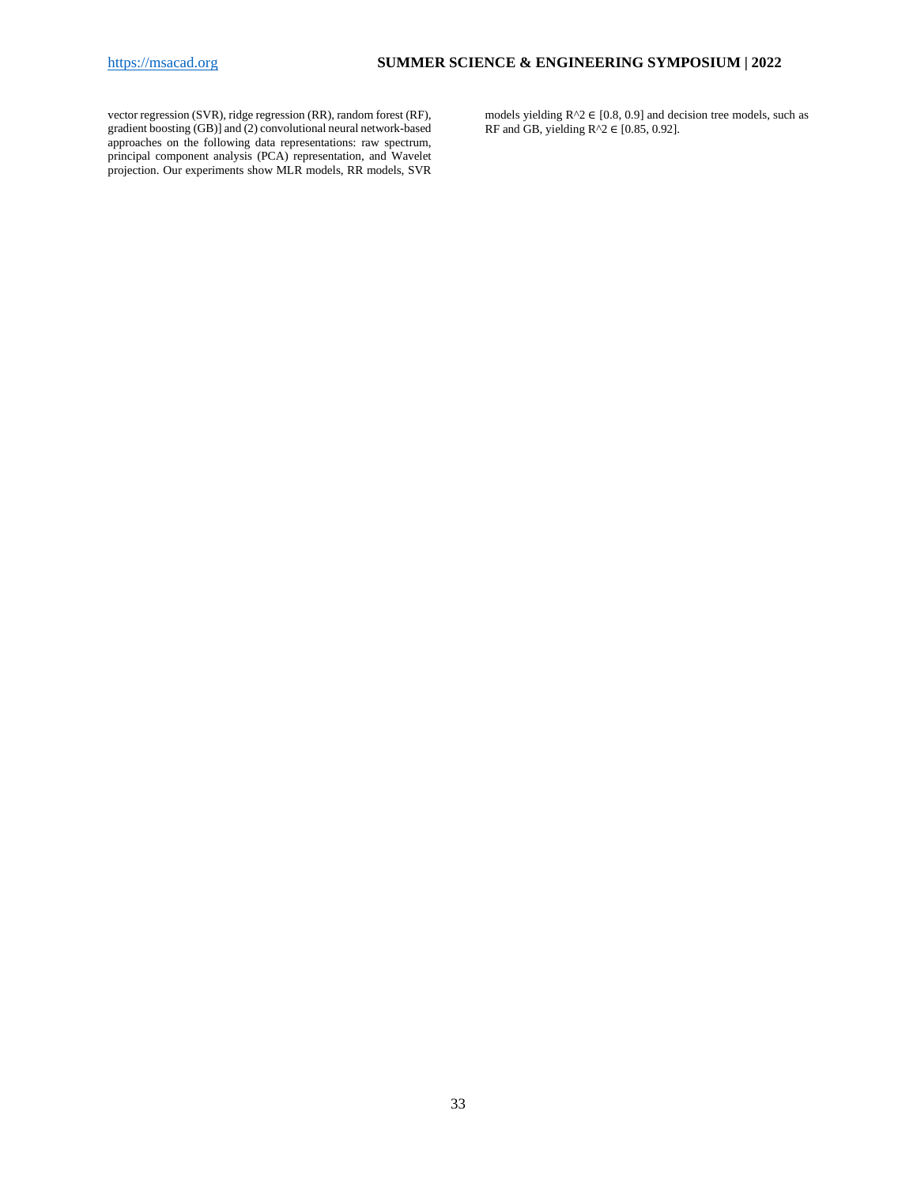vector regression (SVR), ridge regression (RR), random forest (RF), gradient boosting (GB)] and (2) convolutional neural network-based approaches on the following data representations: raw spectrum, principal component analysis (PCA) representation, and Wavelet projection. Our experiments show MLR models, RR models, SVR models yielding $R^2 \in [0.8, 0.9]$ and decision tree models, such as RF and GB, yielding $R^2 \in [0.85, 0.92]$.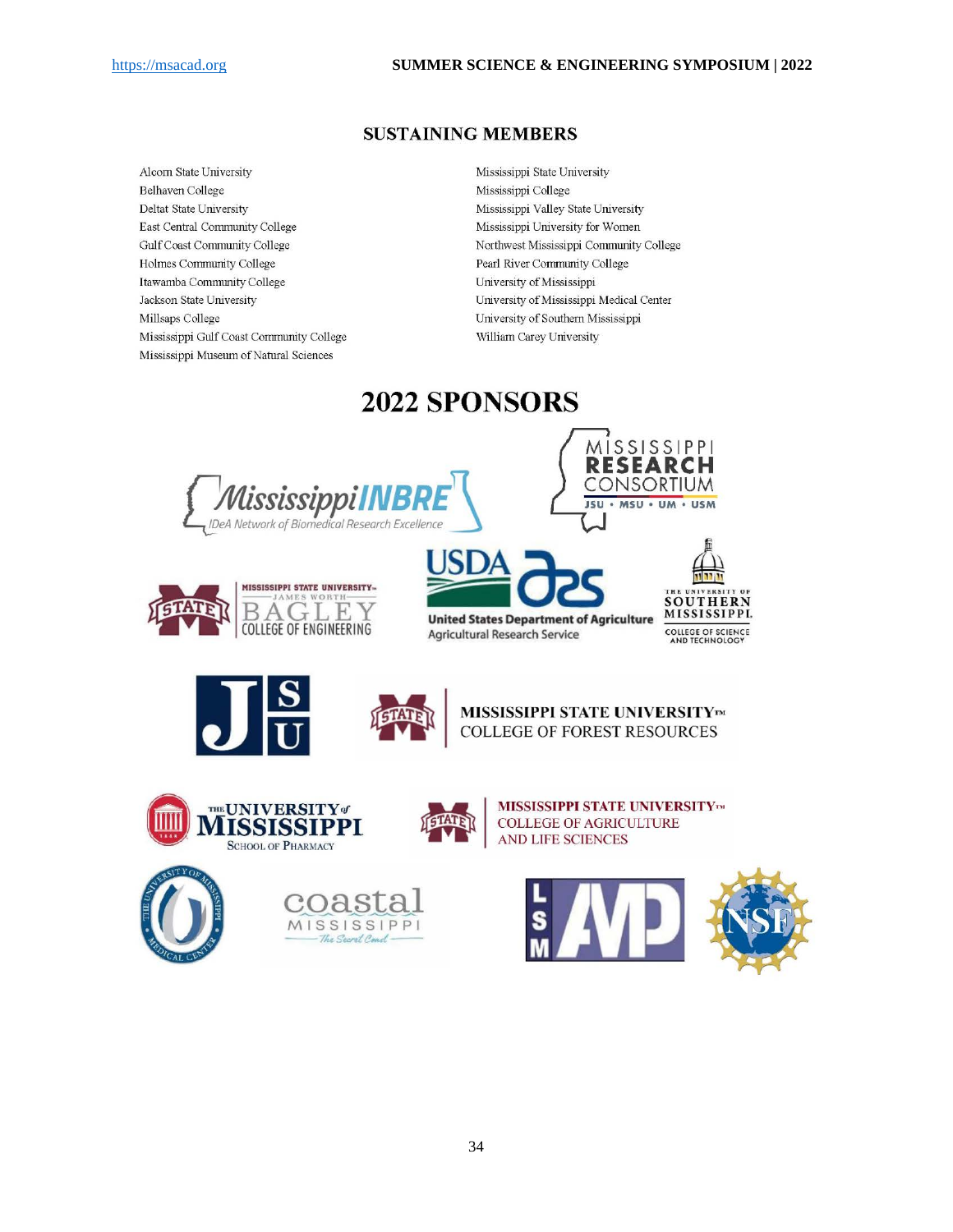## SUSTAINING MEMBERS

Alcorn State University
Belhaven College
Deltat State University
East Central Community College
Gulf Coast Community College
Holmes Community College
Itawamba Community College
Jackson State University
Millsaps College
Mississippi Gulf Coast Community College
Mississippi Museum of Natural Sciences
Mississippi State University
Mississippi College
Mississippi Valley State University
Mississippi University for Women
Northwest Mississippi Community College
Pearl River Community College
University of Mississippi
University of Mississippi Medical Center
University of Southern Mississippi
William Carey University

# 2022 SPONSORS